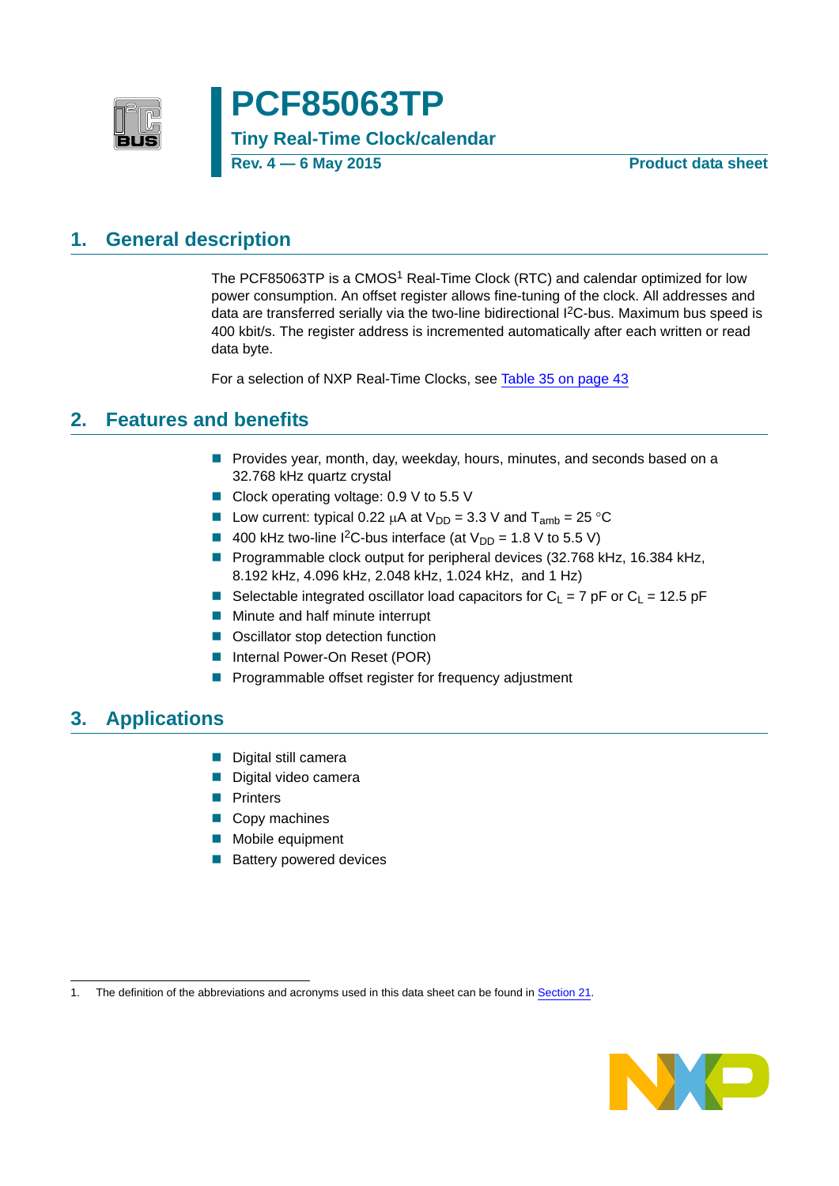# PCF85063TP

## Tiny Real-Time Clock/calendar

**Rev. 4 — 6 May 2015** **Product data sheet**

## 1. General description

The PCF85063TP is a CMOS[1] Real-Time Clock (RTC) and calendar optimized for low power consumption. An offset register allows fine-tuning of the clock. All addresses and data are transferred serially via the two-line bidirectional $I^2C$-bus. Maximum bus speed is 400 kbit/s. The register address is incremented automatically after each written or read data byte.

For a selection of NXP Real-Time Clocks, see Table 35 on page 43

## 2. Features and benefits

- Provides year, month, day, weekday, hours, minutes, and seconds based on a 32.768 kHz quartz crystal
- Clock operating voltage: 0.9 V to 5.5 V
- Low current: typical 0.22 μA at $V_{DD}$ = 3.3 V and $T_{amb}$ = 25 °C
- 400 kHz two-line $I^2C$-bus interface (at $V_{DD}$ = 1.8 V to 5.5 V)
- Programmable clock output for peripheral devices (32.768 kHz, 16.384 kHz, 8.192 kHz, 4.096 kHz, 2.048 kHz, 1.024 kHz, and 1 Hz)
- Selectable integrated oscillator load capacitors for $C_L$ = 7 pF or $C_L$ = 12.5 pF
- Minute and half minute interrupt
- Oscillator stop detection function
- Internal Power-On Reset (POR)
- Programmable offset register for frequency adjustment

## 3. Applications

- Digital still camera
- Digital video camera
- Printers
- Copy machines
- Mobile equipment
- Battery powered devices

1. The definition of the abbreviations and acronyms used in this data sheet can be found in Section 21.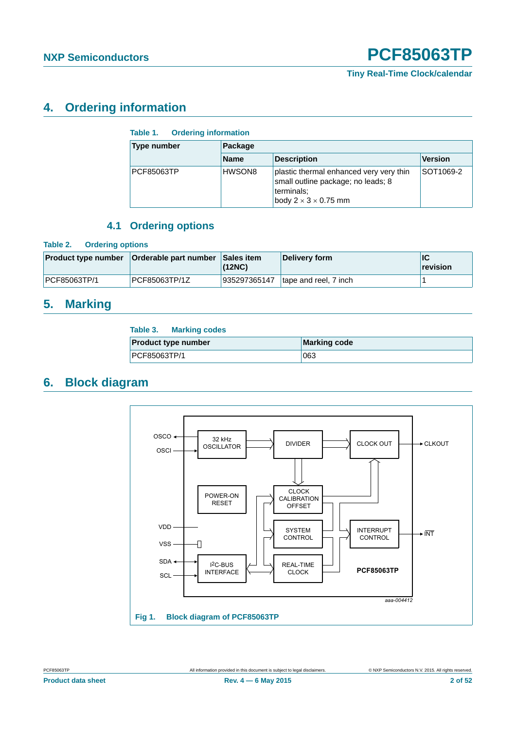## 4. Ordering information

**Table 1. Ordering information**

| Type number | Package | | |
|---|---|---|---|
| | Name | Description | Version |
| PCF85063TP | HWSON8 | plastic thermal enhanced very very thin small outline package; no leads; 8 terminals; body 2 × 3 × 0.75 mm | SOT1069-2 |

### 4.1 Ordering options

**Table 2. Ordering options**

| Product type number | Orderable part number | Sales item (12NC) | Delivery form | IC revision |
|---|---|---|---|---|
| PCF85063TP/1 | PCF85063TP/1Z | 935297365147 | tape and reel, 7 inch | 1 |

## 5. Marking

**Table 3. Marking codes**

| Product type number | Marking code |
|---|---|
| PCF85063TP/1 | 063 |

## 6. Block diagram

Fig 1. Block diagram of PCF85063TP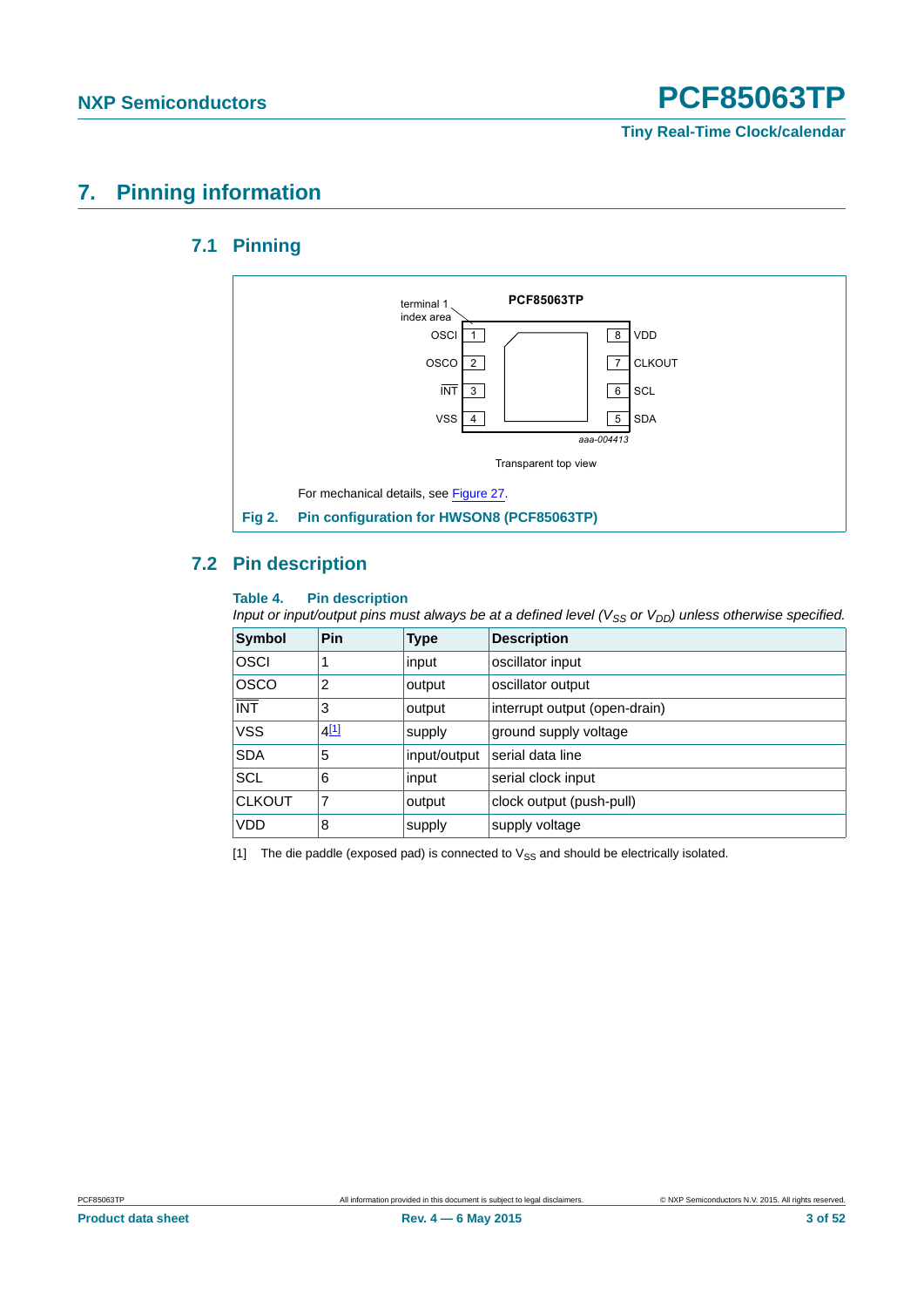# 7. Pinning information

## 7.1 Pinning

PCF85063TP

terminal 1 index area

| Pin | Symbol | | Pin | Symbol |
|---|---|---|---|---|
| 1 | OSCI | | 8 | VDD |
| 2 | OSCO | | 7 | CLKOUT |
| 3 | $\overline{INT}$ | | 6 | SCL |
| 4 | VSS | | 5 | SDA |

aaa-004413

Transparent top view

For mechanical details, see Figure 27.

**Fig 2. Pin configuration for HWSON8 (PCF85063TP)**

## 7.2 Pin description

**Table 4. Pin description**

*Input or input/output pins must always be at a defined level ($V_{SS}$ or $V_{DD}$) unless otherwise specified.*

| Symbol | Pin | Type | Description |
|---|---|---|---|
| OSCI | 1 | input | oscillator input |
| OSCO | 2 | output | oscillator output |
| $\overline{INT}$ | 3 | output | interrupt output (open-drain) |
| VSS | 4[1] | supply | ground supply voltage |
| SDA | 5 | input/output | serial data line |
| SCL | 6 | input | serial clock input |
| CLKOUT | 7 | output | clock output (push-pull) |
| VDD | 8 | supply | supply voltage |

[1] The die paddle (exposed pad) is connected to $V_{SS}$ and should be electrically isolated.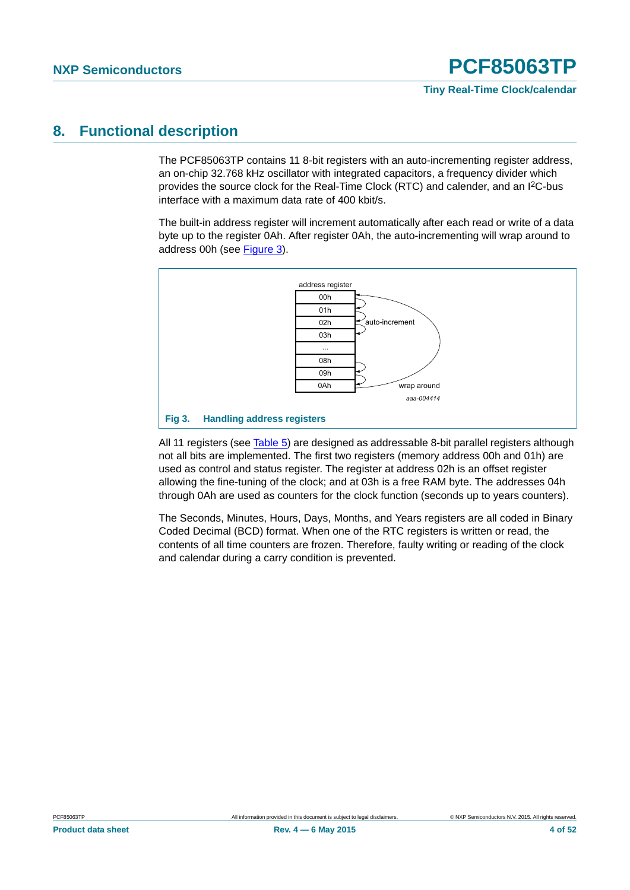## 8. Functional description

The PCF85063TP contains 11 8-bit registers with an auto-incrementing register address, an on-chip 32.768 kHz oscillator with integrated capacitors, a frequency divider which provides the source clock for the Real-Time Clock (RTC) and calender, and an I2C-bus interface with a maximum data rate of 400 kbit/s.

The built-in address register will increment automatically after each read or write of a data byte up to the register 0Ah. After register 0Ah, the auto-incrementing will wrap around to address 00h (see Figure 3).

| address register |
|---|
| 00h |
| 01h |
| 02h |
| 03h |
| ... |
| 08h |
| 09h |
| 0Ah |

auto-increment

wrap around

aaa-004414

**Fig 3. Handling address registers**

All 11 registers (see Table 5) are designed as addressable 8-bit parallel registers although not all bits are implemented. The first two registers (memory address 00h and 01h) are used as control and status register. The register at address 02h is an offset register allowing the fine-tuning of the clock; and at 03h is a free RAM byte. The addresses 04h through 0Ah are used as counters for the clock function (seconds up to years counters).

The Seconds, Minutes, Hours, Days, Months, and Years registers are all coded in Binary Coded Decimal (BCD) format. When one of the RTC registers is written or read, the contents of all time counters are frozen. Therefore, faulty writing or reading of the clock and calendar during a carry condition is prevented.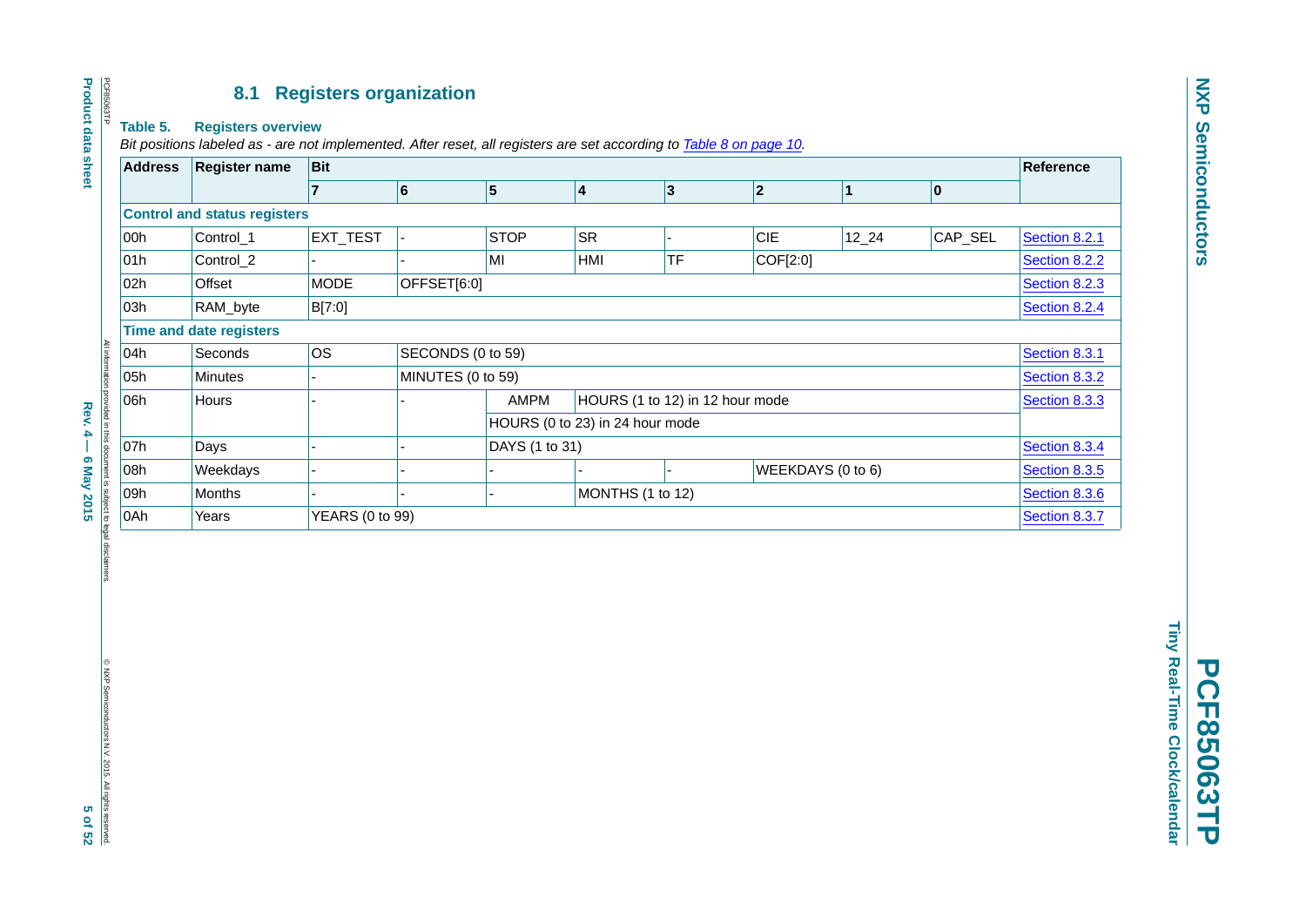## 8.1 Registers organization

**Table 5. Registers overview**

*Bit positions labeled as - are not implemented. After reset, all registers are set according to Table 8 on page 10.*

| Address | Register name | Bit | | | | | | | | Reference |
|---|---|---|---|---|---|---|---|---|---|---|
| | | 7 | 6 | 5 | 4 | 3 | 2 | 1 | 0 | |
| **Control and status registers** | | | | | | | | | | |
| 00h | Control_1 | EXT_TEST | - | STOP | SR | - | CIE | 12_24 | CAP_SEL | Section 8.2.1 |
| 01h | Control_2 | - | - | MI | HMI | TF | COF[2:0] | | | Section 8.2.2 |
| 02h | Offset | MODE | OFFSET[6:0] | | | | | | | Section 8.2.3 |
| 03h | RAM_byte | B[7:0] | | | | | | | | Section 8.2.4 |
| **Time and date registers** | | | | | | | | | | |
| 04h | Seconds | OS | SECONDS (0 to 59) | | | | | | | Section 8.3.1 |
| 05h | Minutes | - | MINUTES (0 to 59) | | | | | | | Section 8.3.2 |
| 06h | Hours | - | - | AMPM | HOURS (1 to 12) in 12 hour mode | | | | | Section 8.3.3 |
| | | | | HOURS (0 to 23) in 24 hour mode | | | | | | |
| 07h | Days | - | - | DAYS (1 to 31) | | | | | | Section 8.3.4 |
| 08h | Weekdays | - | - | - | - | - | WEEKDAYS (0 to 6) | | | Section 8.3.5 |
| 09h | Months | - | - | - | MONTHS (1 to 12) | | | | | Section 8.3.6 |
| 0Ah | Years | YEARS (0 to 99) | | | | | | | | Section 8.3.7 |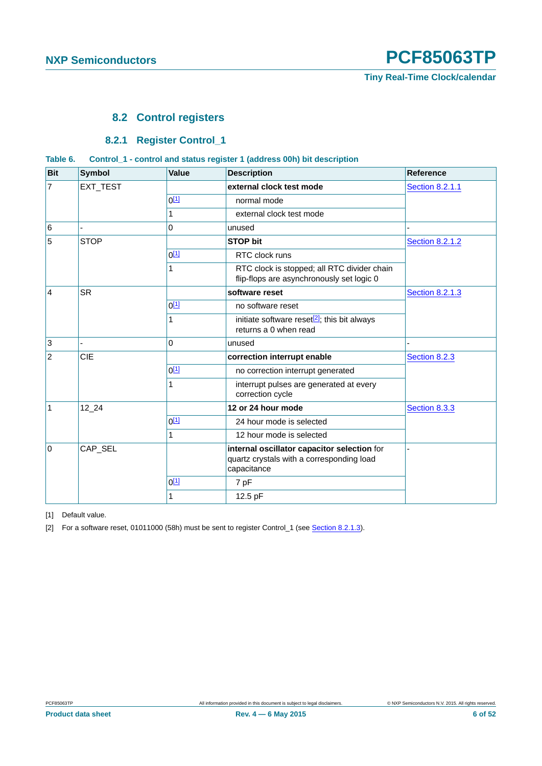## 8.2 Control registers

### 8.2.1 Register Control_1

Table 6. Control_1 - control and status register 1 (address 00h) bit description

| Bit | Symbol | Value | Description | Reference |
|---|---|---|---|---|
| 7 | EXT_TEST | | **external clock test mode** | Section 8.2.1.1 |
| | | 0[1] | normal mode | |
| | | 1 | external clock test mode | |
| 6 | - | 0 | unused | - |
| 5 | STOP | | **STOP bit** | Section 8.2.1.2 |
| | | 0[1] | RTC clock runs | |
| | | 1 | RTC clock is stopped; all RTC divider chain flip-flops are asynchronously set logic 0 | |
| 4 | SR | | **software reset** | Section 8.2.1.3 |
| | | 0[1] | no software reset | |
| | | 1 | initiate software reset[2]; this bit always returns a 0 when read | |
| 3 | - | 0 | unused | - |
| 2 | CIE | | **correction interrupt enable** | Section 8.2.3 |
| | | 0[1] | no correction interrupt generated | |
| | | 1 | interrupt pulses are generated at every correction cycle | |
| 1 | 12_24 | | **12 or 24 hour mode** | Section 8.3.3 |
| | | 0[1] | 24 hour mode is selected | |
| | | 1 | 12 hour mode is selected | |
| 0 | CAP_SEL | | **internal oscillator capacitor selection** for quartz crystals with a corresponding load capacitance | - |
| | | 0[1] | 7 pF | |
| | | 1 | 12.5 pF | |

[1] Default value.

[2] For a software reset, 01011000 (58h) must be sent to register Control_1 (see Section 8.2.1.3).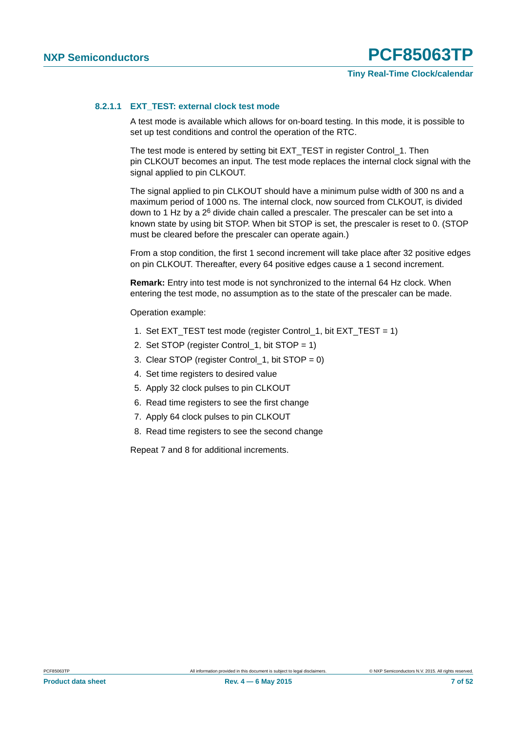#### 8.2.1.1 EXT_TEST: external clock test mode

A test mode is available which allows for on-board testing. In this mode, it is possible to set up test conditions and control the operation of the RTC.

The test mode is entered by setting bit EXT_TEST in register Control_1. Then pin CLKOUT becomes an input. The test mode replaces the internal clock signal with the signal applied to pin CLKOUT.

The signal applied to pin CLKOUT should have a minimum pulse width of 300 ns and a maximum period of 1000 ns. The internal clock, now sourced from CLKOUT, is divided down to 1 Hz by a $2^6$ divide chain called a prescaler. The prescaler can be set into a known state by using bit STOP. When bit STOP is set, the prescaler is reset to 0. (STOP must be cleared before the prescaler can operate again.)

From a stop condition, the first 1 second increment will take place after 32 positive edges on pin CLKOUT. Thereafter, every 64 positive edges cause a 1 second increment.

**Remark:** Entry into test mode is not synchronized to the internal 64 Hz clock. When entering the test mode, no assumption as to the state of the prescaler can be made.

Operation example:

1. Set EXT_TEST test mode (register Control_1, bit EXT_TEST = 1)
2. Set STOP (register Control_1, bit STOP = 1)
3. Clear STOP (register Control_1, bit STOP = 0)
4. Set time registers to desired value
5. Apply 32 clock pulses to pin CLKOUT
6. Read time registers to see the first change
7. Apply 64 clock pulses to pin CLKOUT
8. Read time registers to see the second change

Repeat 7 and 8 for additional increments.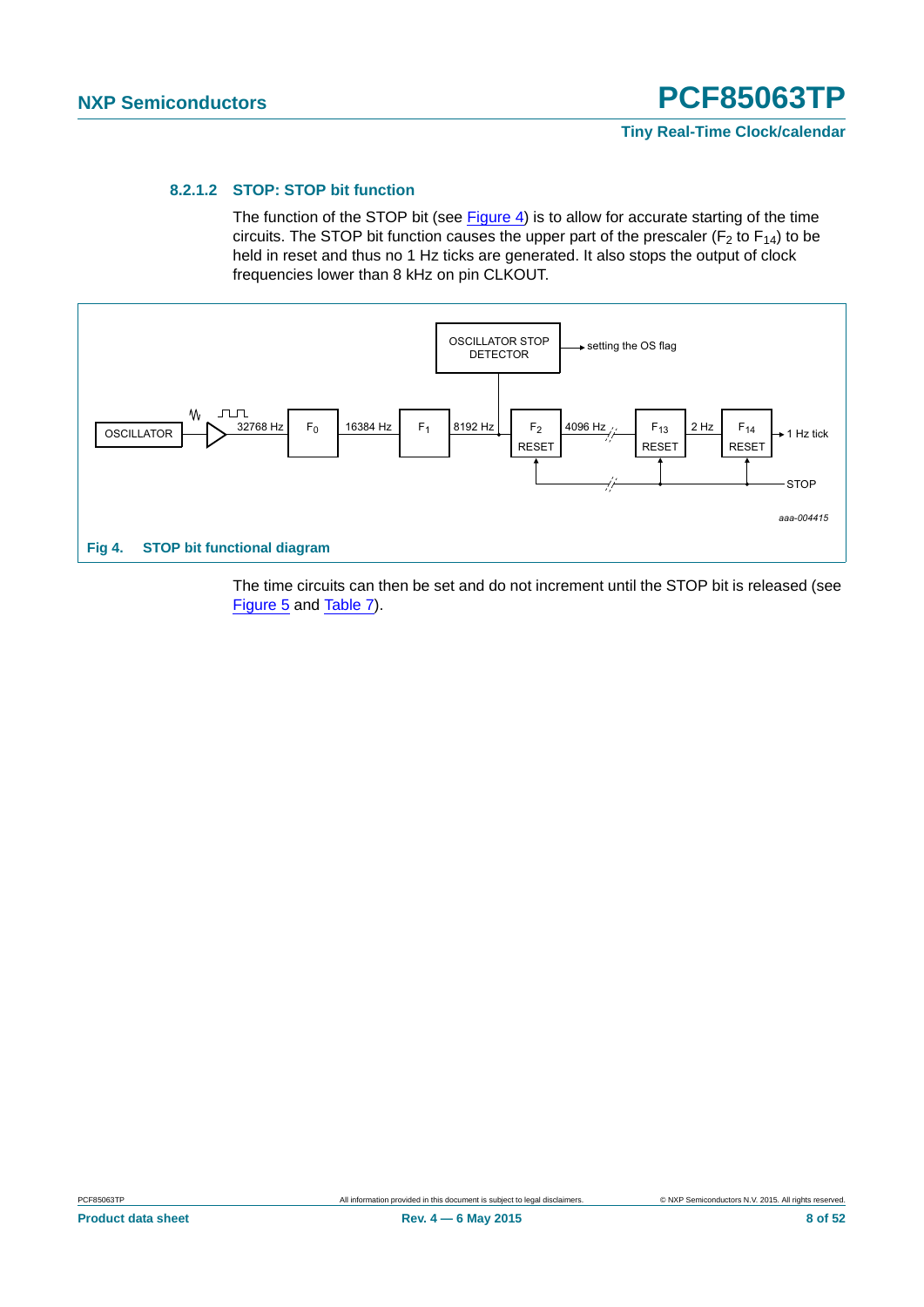#### 8.2.1.2 STOP: STOP bit function

The function of the STOP bit (see Figure 4) is to allow for accurate starting of the time circuits. The STOP bit function causes the upper part of the prescaler ($F_2$ to $F_{14}$) to be held in reset and thus no 1 Hz ticks are generated. It also stops the output of clock frequencies lower than 8 kHz on pin CLKOUT.

OSCILLATOR STOP DETECTOR

setting the OS flag

OSCILLATOR

32768 Hz

$F_0$

16384 Hz

$F_1$

8192 Hz

$F_2$ RESET

4096 Hz

$F_{13}$ RESET

2 Hz

$F_{14}$ RESET

1 Hz tick

STOP

aaa-004415

**Fig 4. STOP bit functional diagram**

The time circuits can then be set and do not increment until the STOP bit is released (see Figure 5 and Table 7).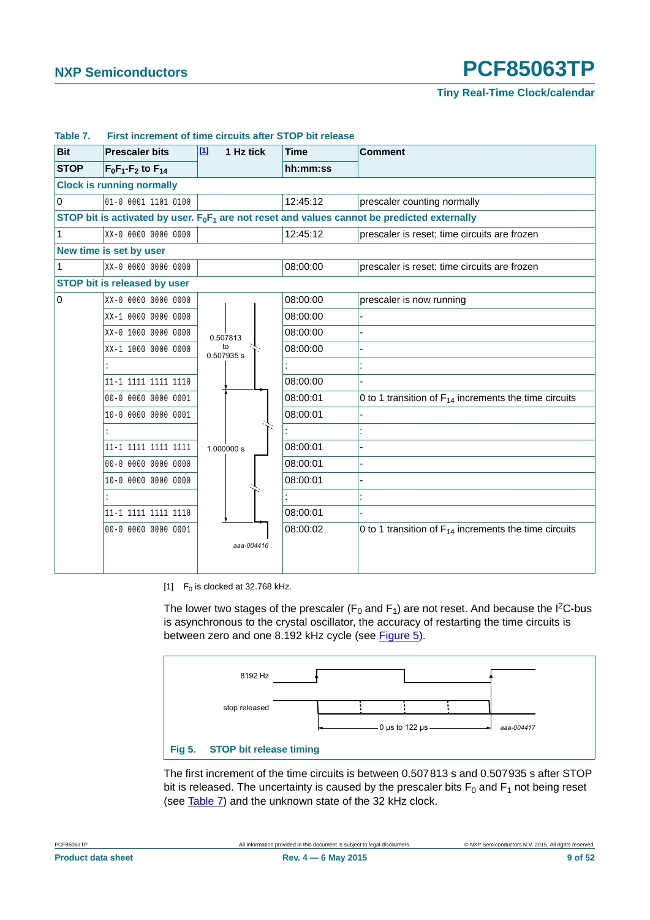**Table 7. First increment of time circuits after STOP bit release**

| Bit | Prescaler bits | [1] 1 Hz tick | Time | Comment |
|---|---|---|---|---|
| STOP | $F_0F_1$-$F_2$ to $F_{14}$ | | hh:mm:ss | |
| **Clock is running normally** | | | | |
| 0 | 01-0 0001 1101 0100 | | 12:45:12 | prescaler counting normally |
| **STOP bit is activated by user. $F_0F_1$ are not reset and values cannot be predicted externally** | | | | |
| 1 | XX-0 0000 0000 0000 | | 12:45:12 | prescaler is reset; time circuits are frozen |
| **New time is set by user** | | | | |
| 1 | XX-0 0000 0000 0000 | | 08:00:00 | prescaler is reset; time circuits are frozen |
| **STOP bit is released by user** | | | | |
| 0 | XX-0 0000 0000 0000 | | 08:00:00 | prescaler is now running |
| | XX-1 0000 0000 0000 | | 08:00:00 | - |
| | XX-0 1000 0000 0000 | 0.507813 to 0.507935 s | 08:00:00 | - |
| | XX-1 1000 0000 0000 | | 08:00:00 | - |
| | : | | : | : |
| | 11-1 1111 1111 1110 | | 08:00:00 | - |
| | 00-0 0000 0000 0001 | | 08:00:01 | 0 to 1 transition of $F_{14}$ increments the time circuits |
| | 10-0 0000 0000 0001 | | 08:00:01 | - |
| | : | | : | : |
| | 11-1 1111 1111 1111 | 1.000000 s | 08:00:01 | - |
| | 00-0 0000 0000 0000 | | 08:00:01 | - |
| | 10-0 0000 0000 0000 | | 08:00:01 | - |
| | : | | : | : |
| | 11-1 1111 1111 1110 | | 08:00:01 | - |
| | 00-0 0000 0000 0001 | | 08:00:02 | 0 to 1 transition of $F_{14}$ increments the time circuits |

[1] $F_0$ is clocked at 32.768 kHz.

The lower two stages of the prescaler ($F_0$ and $F_1$) are not reset. And because the $I^2C$-bus is asynchronous to the crystal oscillator, the accuracy of restarting the time circuits is between zero and one 8.192 kHz cycle (see Figure 5).

**Fig 5. STOP bit release timing**

The first increment of the time circuits is between 0.507813 s and 0.507935 s after STOP bit is released. The uncertainty is caused by the prescaler bits $F_0$ and $F_1$ not being reset (see Table 7) and the unknown state of the 32 kHz clock.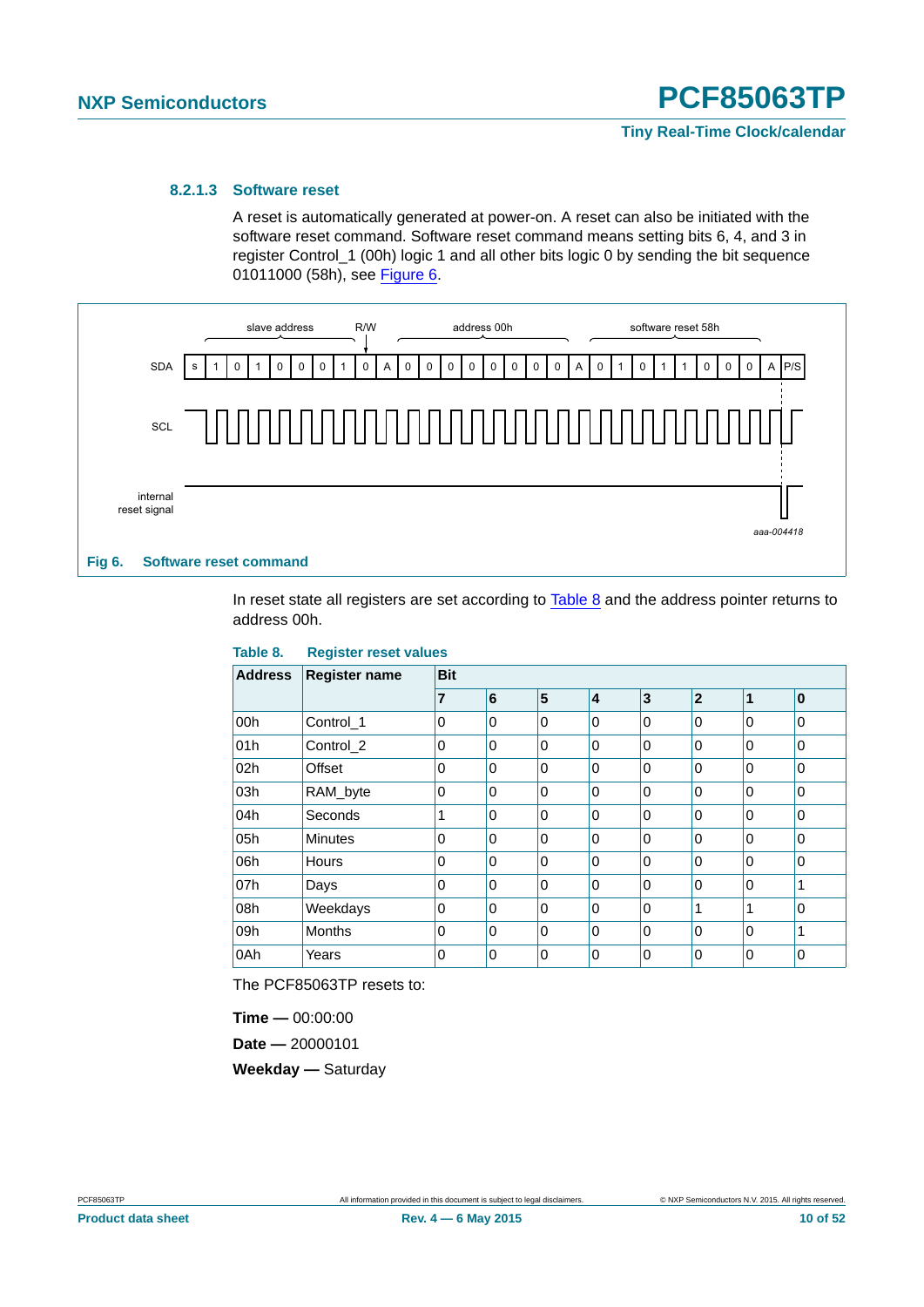#### 8.2.1.3 Software reset

A reset is automatically generated at power-on. A reset can also be initiated with the software reset command. Software reset command means setting bits 6, 4, and 3 in register Control_1 (00h) logic 1 and all other bits logic 0 by sending the bit sequence 01011000 (58h), see Figure 6.

**Fig 6. Software reset command**

In reset state all registers are set according to Table 8 and the address pointer returns to address 00h.

**Table 8. Register reset values**

| Address | Register name | Bit | | | | | | | |
|---|---|---|---|---|---|---|---|---|---|
| | | 7 | 6 | 5 | 4 | 3 | 2 | 1 | 0 |
| 00h | Control_1 | 0 | 0 | 0 | 0 | 0 | 0 | 0 | 0 |
| 01h | Control_2 | 0 | 0 | 0 | 0 | 0 | 0 | 0 | 0 |
| 02h | Offset | 0 | 0 | 0 | 0 | 0 | 0 | 0 | 0 |
| 03h | RAM_byte | 0 | 0 | 0 | 0 | 0 | 0 | 0 | 0 |
| 04h | Seconds | 1 | 0 | 0 | 0 | 0 | 0 | 0 | 0 |
| 05h | Minutes | 0 | 0 | 0 | 0 | 0 | 0 | 0 | 0 |
| 06h | Hours | 0 | 0 | 0 | 0 | 0 | 0 | 0 | 0 |
| 07h | Days | 0 | 0 | 0 | 0 | 0 | 0 | 0 | 1 |
| 08h | Weekdays | 0 | 0 | 0 | 0 | 0 | 1 | 1 | 0 |
| 09h | Months | 0 | 0 | 0 | 0 | 0 | 0 | 0 | 1 |
| 0Ah | Years | 0 | 0 | 0 | 0 | 0 | 0 | 0 | 0 |

The PCF85063TP resets to:

**Time —** 00:00:00

**Date —** 20000101

**Weekday —** Saturday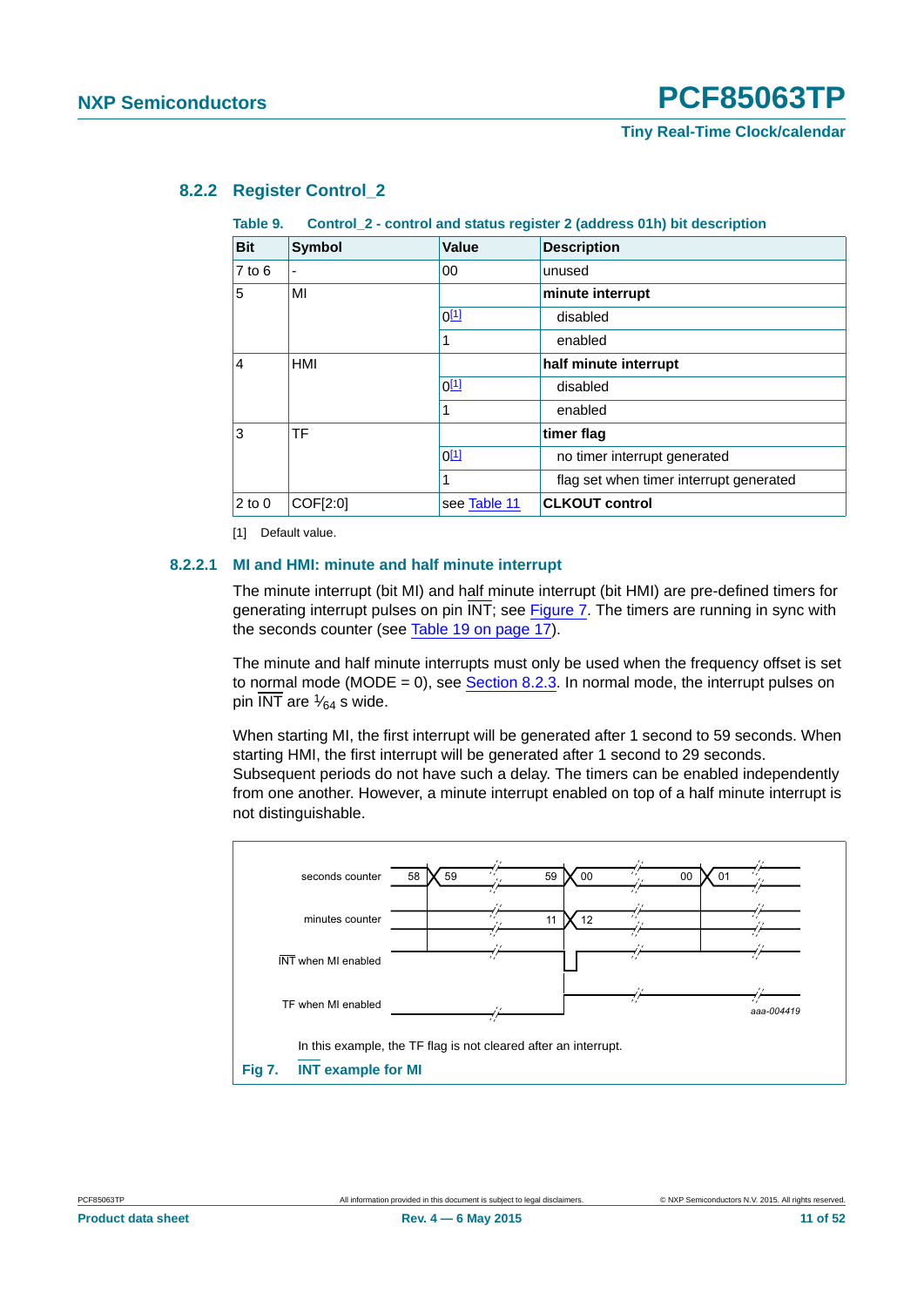### 8.2.2 Register Control_2

**Table 9. Control_2 - control and status register 2 (address 01h) bit description**

| Bit | Symbol | Value | Description |
|---|---|---|---|
| 7 to 6 | - | 00 | unused |
| 5 | MI | | **minute interrupt** |
| | | 0[1] | disabled |
| | | 1 | enabled |
| 4 | HMI | | **half minute interrupt** |
| | | 0[1] | disabled |
| | | 1 | enabled |
| 3 | TF | | **timer flag** |
| | | 0[1] | no timer interrupt generated |
| | | 1 | flag set when timer interrupt generated |
| 2 to 0 | COF[2:0] | see Table 11 | **CLKOUT control** |

[1] Default value.

#### 8.2.2.1 MI and HMI: minute and half minute interrupt

The minute interrupt (bit MI) and half minute interrupt (bit HMI) are pre-defined timers for generating interrupt pulses on pin $\overline{INT}$; see Figure 7. The timers are running in sync with the seconds counter (see Table 19 on page 17).

The minute and half minute interrupts must only be used when the frequency offset is set to normal mode (MODE = 0), see Section 8.2.3. In normal mode, the interrupt pulses on pin $\overline{INT}$ are $^1/_{64}$ s wide.

When starting MI, the first interrupt will be generated after 1 second to 59 seconds. When starting HMI, the first interrupt will be generated after 1 second to 29 seconds. Subsequent periods do not have such a delay. The timers can be enabled independently from one another. However, a minute interrupt enabled on top of a half minute interrupt is not distinguishable.

In this example, the TF flag is not cleared after an interrupt.

**Fig 7. $\overline{INT}$ example for MI**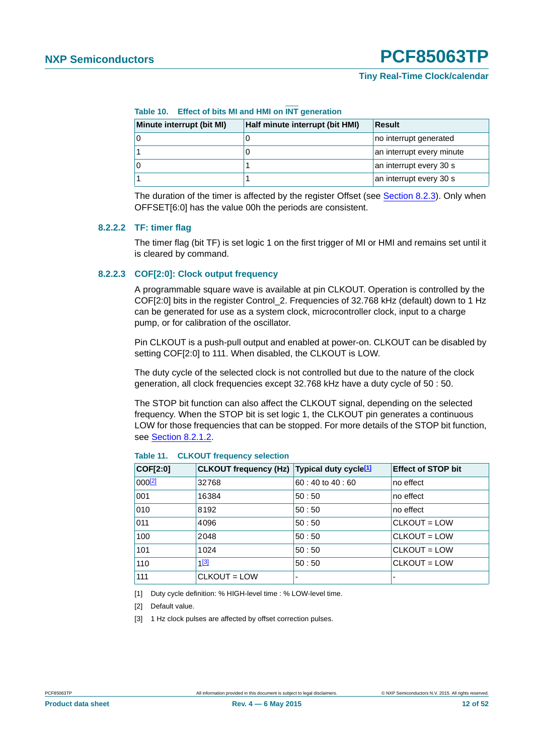**Table 10. Effect of bits MI and HMI on INT generation**

| Minute interrupt (bit MI) | Half minute interrupt (bit HMI) | Result |
|---|---|---|
| 0 | 0 | no interrupt generated |
| 1 | 0 | an interrupt every minute |
| 0 | 1 | an interrupt every 30 s |
| 1 | 1 | an interrupt every 30 s |

The duration of the timer is affected by the register Offset (see Section 8.2.3). Only when OFFSET[6:0] has the value 00h the periods are consistent.

#### 8.2.2.2 TF: timer flag

The timer flag (bit TF) is set logic 1 on the first trigger of MI or HMI and remains set until it is cleared by command.

#### 8.2.2.3 COF[2:0]: Clock output frequency

A programmable square wave is available at pin CLKOUT. Operation is controlled by the COF[2:0] bits in the register Control_2. Frequencies of 32.768 kHz (default) down to 1 Hz can be generated for use as a system clock, microcontroller clock, input to a charge pump, or for calibration of the oscillator.

Pin CLKOUT is a push-pull output and enabled at power-on. CLKOUT can be disabled by setting COF[2:0] to 111. When disabled, the CLKOUT is LOW.

The duty cycle of the selected clock is not controlled but due to the nature of the clock generation, all clock frequencies except 32.768 kHz have a duty cycle of 50 : 50.

The STOP bit function can also affect the CLKOUT signal, depending on the selected frequency. When the STOP bit is set logic 1, the CLKOUT pin generates a continuous LOW for those frequencies that can be stopped. For more details of the STOP bit function, see Section 8.2.1.2.

**Table 11. CLKOUT frequency selection**

| COF[2:0] | CLKOUT frequency (Hz) | Typical duty cycle[1] | Effect of STOP bit |
|---|---|---|---|
| 000[2] | 32768 | 60 : 40 to 40 : 60 | no effect |
| 001 | 16384 | 50 : 50 | no effect |
| 010 | 8192 | 50 : 50 | no effect |
| 011 | 4096 | 50 : 50 | CLKOUT = LOW |
| 100 | 2048 | 50 : 50 | CLKOUT = LOW |
| 101 | 1024 | 50 : 50 | CLKOUT = LOW |
| 110 | 1[3] | 50 : 50 | CLKOUT = LOW |
| 111 | CLKOUT = LOW | - | - |

[1] Duty cycle definition: % HIGH-level time : % LOW-level time.

[2] Default value.

[3] 1 Hz clock pulses are affected by offset correction pulses.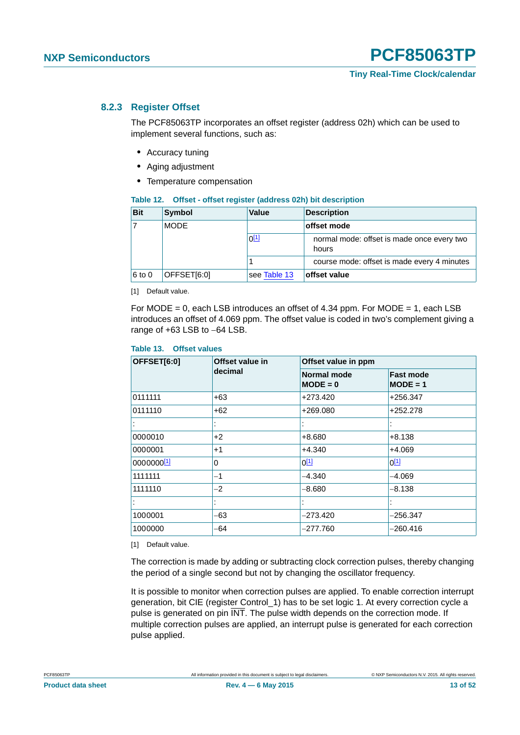### 8.2.3 Register Offset

The PCF85063TP incorporates an offset register (address 02h) which can be used to implement several functions, such as:

- Accuracy tuning
- Aging adjustment
- Temperature compensation

**Table 12. Offset - offset register (address 02h) bit description**

| Bit | Symbol | Value | Description |
|---|---|---|---|
| 7 | MODE | | **offset mode** |
| | | 0[1] | normal mode: offset is made once every two hours |
| | | 1 | course mode: offset is made every 4 minutes |
| 6 to 0 | OFFSET[6:0] | see Table 13 | **offset value** |

[1] Default value.

For MODE = 0, each LSB introduces an offset of 4.34 ppm. For MODE = 1, each LSB introduces an offset of 4.069 ppm. The offset value is coded in two's complement giving a range of +63 LSB to −64 LSB.

**Table 13. Offset values**

| OFFSET[6:0] | Offset value in decimal | Offset value in ppm | |
|---|---|---|---|
| | | Normal mode MODE = 0 | Fast mode MODE = 1 |
| 0111111 | +63 | +273.420 | +256.347 |
| 0111110 | +62 | +269.080 | +252.278 |
| : | : | : | : |
| 0000010 | +2 | +8.680 | +8.138 |
| 0000001 | +1 | +4.340 | +4.069 |
| 0000000[1] | 0 | 0[1] | 0[1] |
| 1111111 | −1 | −4.340 | −4.069 |
| 1111110 | −2 | −8.680 | −8.138 |
| : | : | : | : |
| 1000001 | −63 | −273.420 | −256.347 |
| 1000000 | −64 | −277.760 | −260.416 |

[1] Default value.

The correction is made by adding or subtracting clock correction pulses, thereby changing the period of a single second but not by changing the oscillator frequency.

It is possible to monitor when correction pulses are applied. To enable correction interrupt generation, bit CIE (register Control_1) has to be set logic 1. At every correction cycle a pulse is generated on pin $\overline{\text{INT}}$. The pulse width depends on the correction mode. If multiple correction pulses are applied, an interrupt pulse is generated for each correction pulse applied.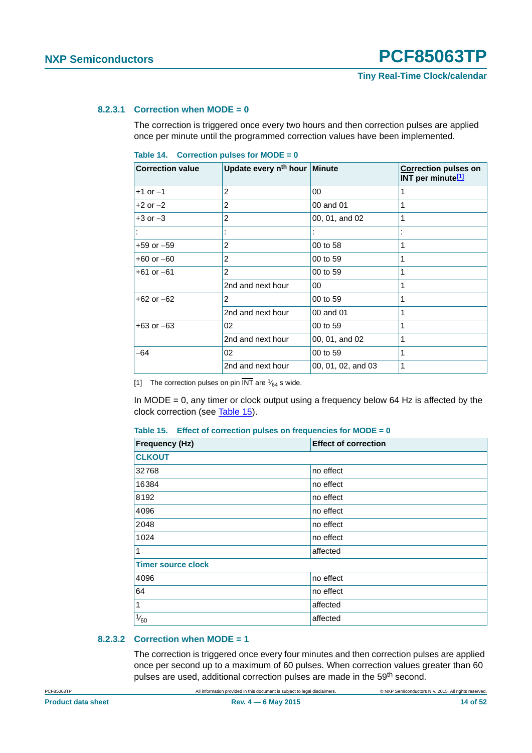#### 8.2.3.1 Correction when MODE = 0

The correction is triggered once every two hours and then correction pulses are applied once per minute until the programmed correction values have been implemented.

**Table 14. Correction pulses for MODE = 0**

| Correction value | Update every $n^{th}$ hour | Minute | Correction pulses on $\overline{INT}$ per minute[1] |
|---|---|---|---|
| +1 or −1 | 2 | 00 | 1 |
| +2 or −2 | 2 | 00 and 01 | 1 |
| +3 or −3 | 2 | 00, 01, and 02 | 1 |
| : | : | : | : |
| +59 or −59 | 2 | 00 to 58 | 1 |
| +60 or −60 | 2 | 00 to 59 | 1 |
| +61 or −61 | 2 | 00 to 59 | 1 |
| | 2nd and next hour | 00 | 1 |
| +62 or −62 | 2 | 00 to 59 | 1 |
| | 2nd and next hour | 00 and 01 | 1 |
| +63 or −63 | 02 | 00 to 59 | 1 |
| | 2nd and next hour | 00, 01, and 02 | 1 |
| −64 | 02 | 00 to 59 | 1 |
| | 2nd and next hour | 00, 01, 02, and 03 | 1 |

[1] The correction pulses on pin $\overline{INT}$ are $\frac{1}{64}$ s wide.

In MODE = 0, any timer or clock output using a frequency below 64 Hz is affected by the clock correction (see Table 15).

**Table 15. Effect of correction pulses on frequencies for MODE = 0**

| Frequency (Hz) | Effect of correction |
|---|---|
| **CLKOUT** | |
| 32768 | no effect |
| 16384 | no effect |
| 8192 | no effect |
| 4096 | no effect |
| 2048 | no effect |
| 1024 | no effect |
| 1 | affected |
| **Timer source clock** | |
| 4096 | no effect |
| 64 | no effect |
| 1 | affected |
| $\frac{1}{60}$ | affected |

#### 8.2.3.2 Correction when MODE = 1

The correction is triggered once every four minutes and then correction pulses are applied once per second up to a maximum of 60 pulses. When correction values greater than 60 pulses are used, additional correction pulses are made in the $59^{th}$ second.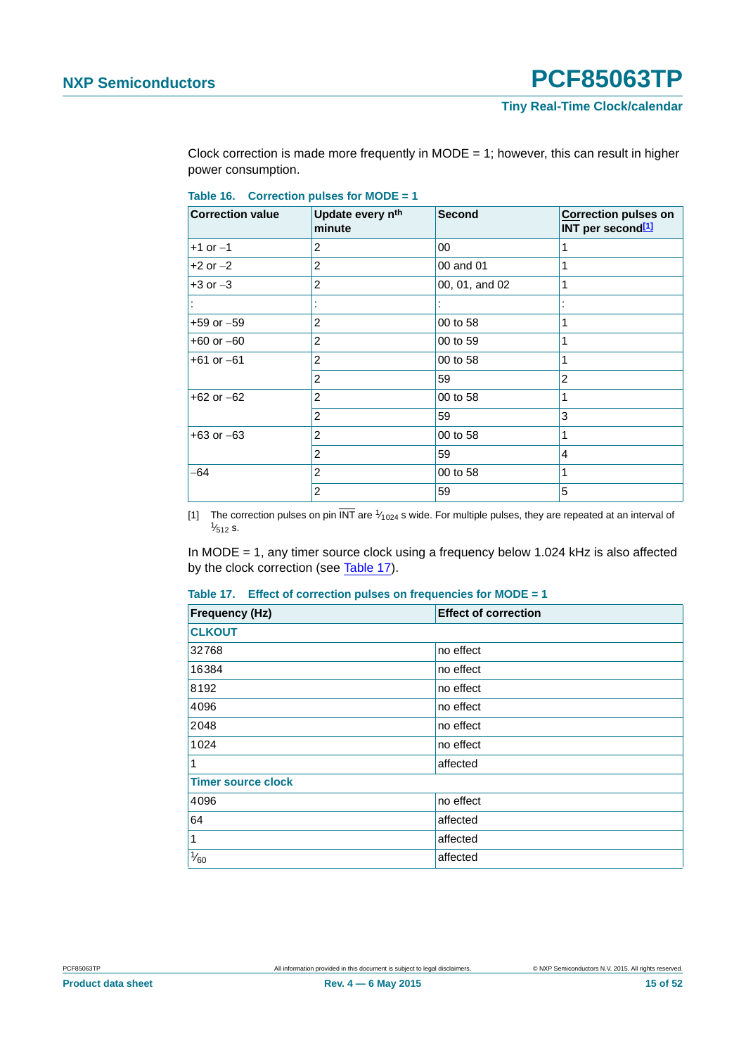Clock correction is made more frequently in MODE = 1; however, this can result in higher power consumption.

**Table 16. Correction pulses for MODE = 1**

| Correction value | Update every $n^{th}$ minute | Second | Correction pulses on $\overline{INT}$ per second[1] |
|---|---|---|---|
| +1 or −1 | 2 | 00 | 1 |
| +2 or −2 | 2 | 00 and 01 | 1 |
| +3 or −3 | 2 | 00, 01, and 02 | 1 |
| : | : | : | : |
| +59 or −59 | 2 | 00 to 58 | 1 |
| +60 or −60 | 2 | 00 to 59 | 1 |
| +61 or −61 | 2 | 00 to 58 | 1 |
| | 2 | 59 | 2 |
| +62 or −62 | 2 | 00 to 58 | 1 |
| | 2 | 59 | 3 |
| +63 or −63 | 2 | 00 to 58 | 1 |
| | 2 | 59 | 4 |
| −64 | 2 | 00 to 58 | 1 |
| | 2 | 59 | 5 |

[1] The correction pulses on pin $\overline{INT}$ are $\frac{1}{1024}$ s wide. For multiple pulses, they are repeated at an interval of $\frac{1}{512}$ s.

In MODE = 1, any timer source clock using a frequency below 1.024 kHz is also affected by the clock correction (see Table 17).

**Table 17. Effect of correction pulses on frequencies for MODE = 1**

| Frequency (Hz) | Effect of correction |
|---|---|
| **CLKOUT** | |
| 32768 | no effect |
| 16384 | no effect |
| 8192 | no effect |
| 4096 | no effect |
| 2048 | no effect |
| 1024 | no effect |
| 1 | affected |
| **Timer source clock** | |
| 4096 | no effect |
| 64 | affected |
| 1 | affected |
| $\frac{1}{60}$ | affected |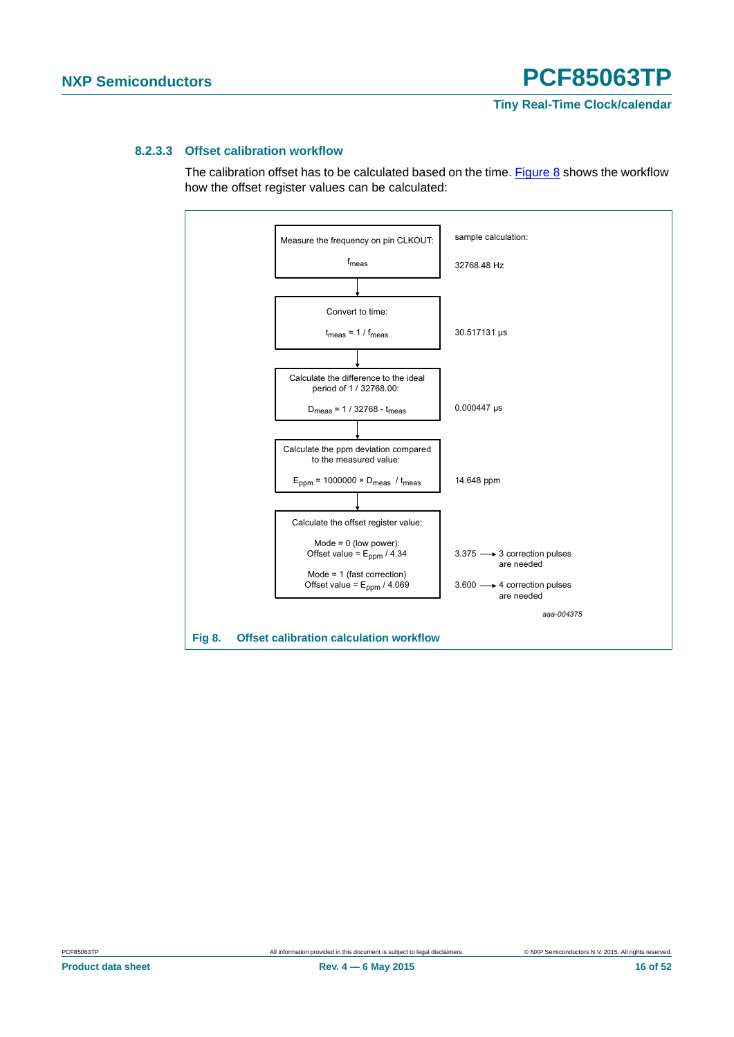#### 8.2.3.3 Offset calibration workflow

The calibration offset has to be calculated based on the time. Figure 8 shows the workflow how the offset register values can be calculated:

| Workflow step | sample calculation: |
|---|---|
| Measure the frequency on pin CLKOUT: $f_{meas}$ | 32768.48 Hz |
| Convert to time: $t_{meas} = 1 / f_{meas}$ | 30.517131 μs |
| Calculate the difference to the ideal period of 1 / 32768.00: $D_{meas} = 1 / 32768 - t_{meas}$ | 0.000447 μs |
| Calculate the ppm deviation compared to the measured value: $E_{ppm} = 1000000 \times D_{meas} / t_{meas}$ | 14.648 ppm |
| Calculate the offset register value: Mode = 0 (low power): Offset value = $E_{ppm}$ / 4.34 | 3.375 → 3 correction pulses are needed |
| Mode = 1 (fast correction): Offset value = $E_{ppm}$ / 4.069 | 3.600 → 4 correction pulses are needed |

aaa-004375

**Fig 8. Offset calibration calculation workflow**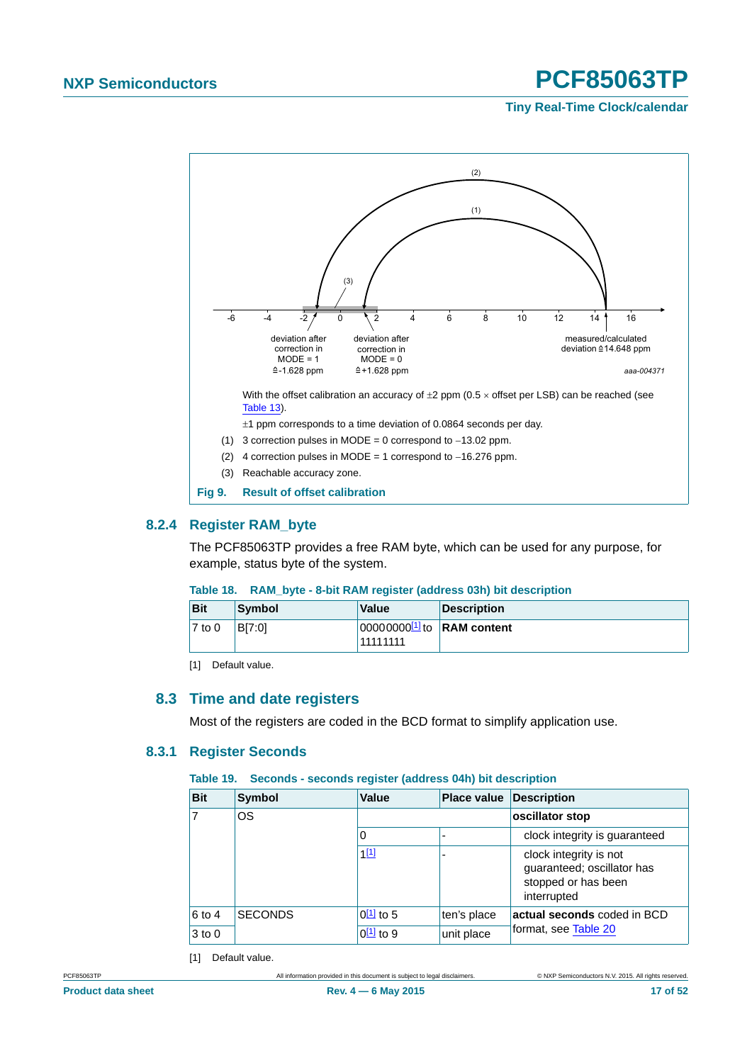(2)

(1)

(3)

-6 -4 -2 0 2 4 6 8 10 12 14 16

deviation after correction in MODE = 1 ≙-1.628 ppm

deviation after correction in MODE = 0 ≙+1.628 ppm

measured/calculated deviation ≙14.648 ppm

aaa-004371

With the offset calibration an accuracy of ±2 ppm (0.5 × offset per LSB) can be reached (see Table 13).

±1 ppm corresponds to a time deviation of 0.0864 seconds per day.

(1) 3 correction pulses in MODE = 0 correspond to −13.02 ppm.

(2) 4 correction pulses in MODE = 1 correspond to −16.276 ppm.

(3) Reachable accuracy zone.

**Fig 9. Result of offset calibration**

### 8.2.4 Register RAM_byte

The PCF85063TP provides a free RAM byte, which can be used for any purpose, for example, status byte of the system.

**Table 18. RAM_byte - 8-bit RAM register (address 03h) bit description**

| Bit | Symbol | Value | Description |
|---|---|---|---|
| 7 to 0 | B[7:0] | 00000000[1] to 11111111 | **RAM content** |

[1] Default value.

## 8.3 Time and date registers

Most of the registers are coded in the BCD format to simplify application use.

### 8.3.1 Register Seconds

**Table 19. Seconds - seconds register (address 04h) bit description**

| Bit | Symbol | Value | Place value | Description |
|---|---|---|---|---|
| 7 | OS | | | **oscillator stop** |
| | | 0 | - | clock integrity is guaranteed |
| | | 1[1] | - | clock integrity is not guaranteed; oscillator has stopped or has been interrupted |
| 6 to 4 | SECONDS | 0[1] to 5 | ten's place | **actual seconds** coded in BCD format, see Table 20 |
| 3 to 0 | | 0[1] to 9 | unit place | |

[1] Default value.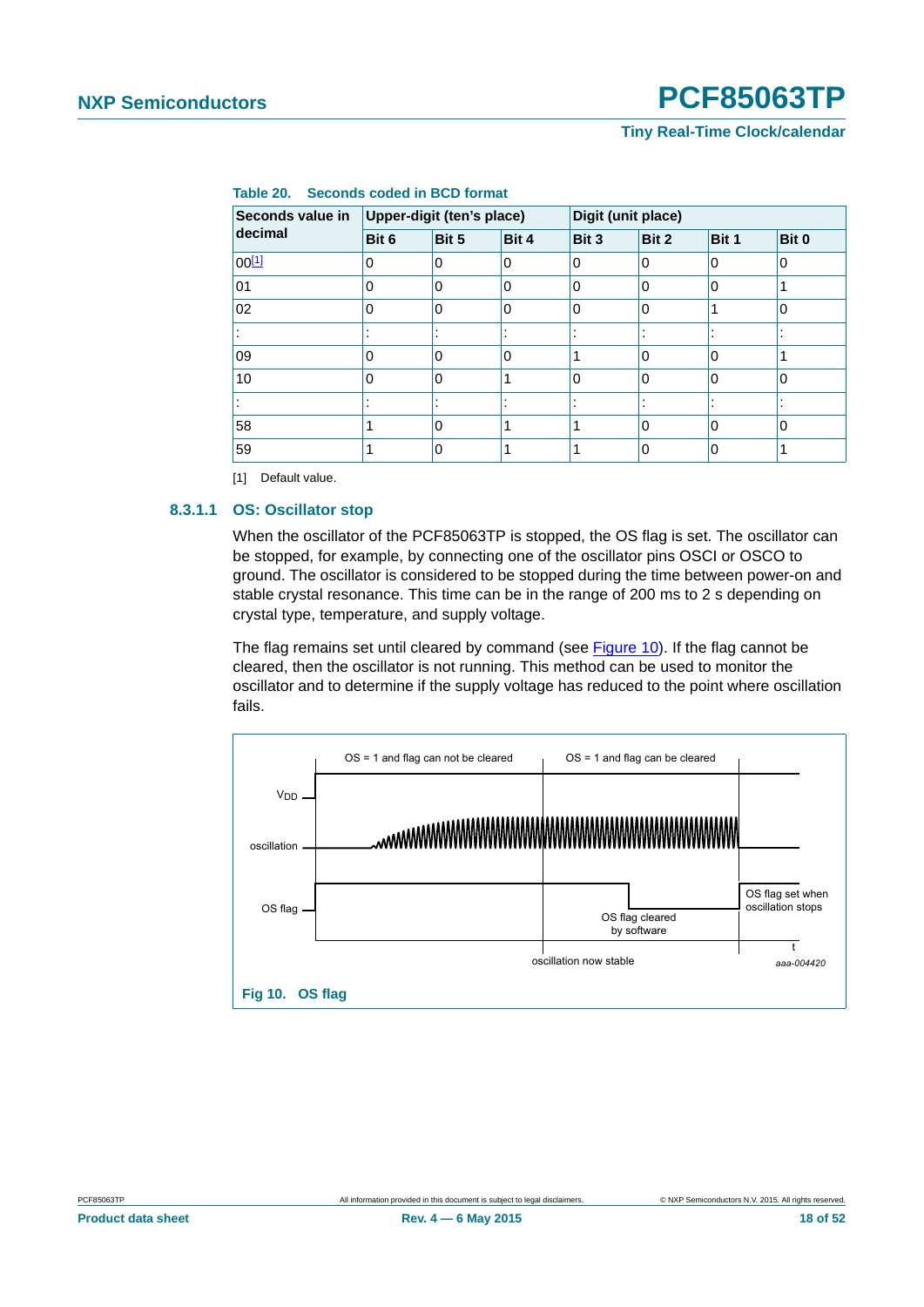**Table 20. Seconds coded in BCD format**

| Seconds value in decimal | Upper-digit (ten's place) | | | Digit (unit place) | | | |
|---|---|---|---|---|---|---|---|
| | Bit 6 | Bit 5 | Bit 4 | Bit 3 | Bit 2 | Bit 1 | Bit 0 |
| 00[1] | 0 | 0 | 0 | 0 | 0 | 0 | 0 |
| 01 | 0 | 0 | 0 | 0 | 0 | 0 | 1 |
| 02 | 0 | 0 | 0 | 0 | 0 | 1 | 0 |
| : | : | : | : | : | : | : | : |
| 09 | 0 | 0 | 0 | 1 | 0 | 0 | 1 |
| 10 | 0 | 0 | 1 | 0 | 0 | 0 | 0 |
| : | : | : | : | : | : | : | : |
| 58 | 1 | 0 | 1 | 1 | 0 | 0 | 0 |
| 59 | 1 | 0 | 1 | 1 | 0 | 0 | 1 |

[1] Default value.

#### 8.3.1.1 OS: Oscillator stop

When the oscillator of the PCF85063TP is stopped, the OS flag is set. The oscillator can be stopped, for example, by connecting one of the oscillator pins OSCI or OSCO to ground. The oscillator is considered to be stopped during the time between power-on and stable crystal resonance. This time can be in the range of 200 ms to 2 s depending on crystal type, temperature, and supply voltage.

The flag remains set until cleared by command (see Figure 10). If the flag cannot be cleared, then the oscillator is not running. This method can be used to monitor the oscillator and to determine if the supply voltage has reduced to the point where oscillation fails.

OS = 1 and flag can not be cleared | OS = 1 and flag can be cleared

$V_{DD}$ | oscillation | OS flag | OS flag cleared by software | OS flag set when oscillation stops | oscillation now stable | t

aaa-004420

**Fig 10. OS flag**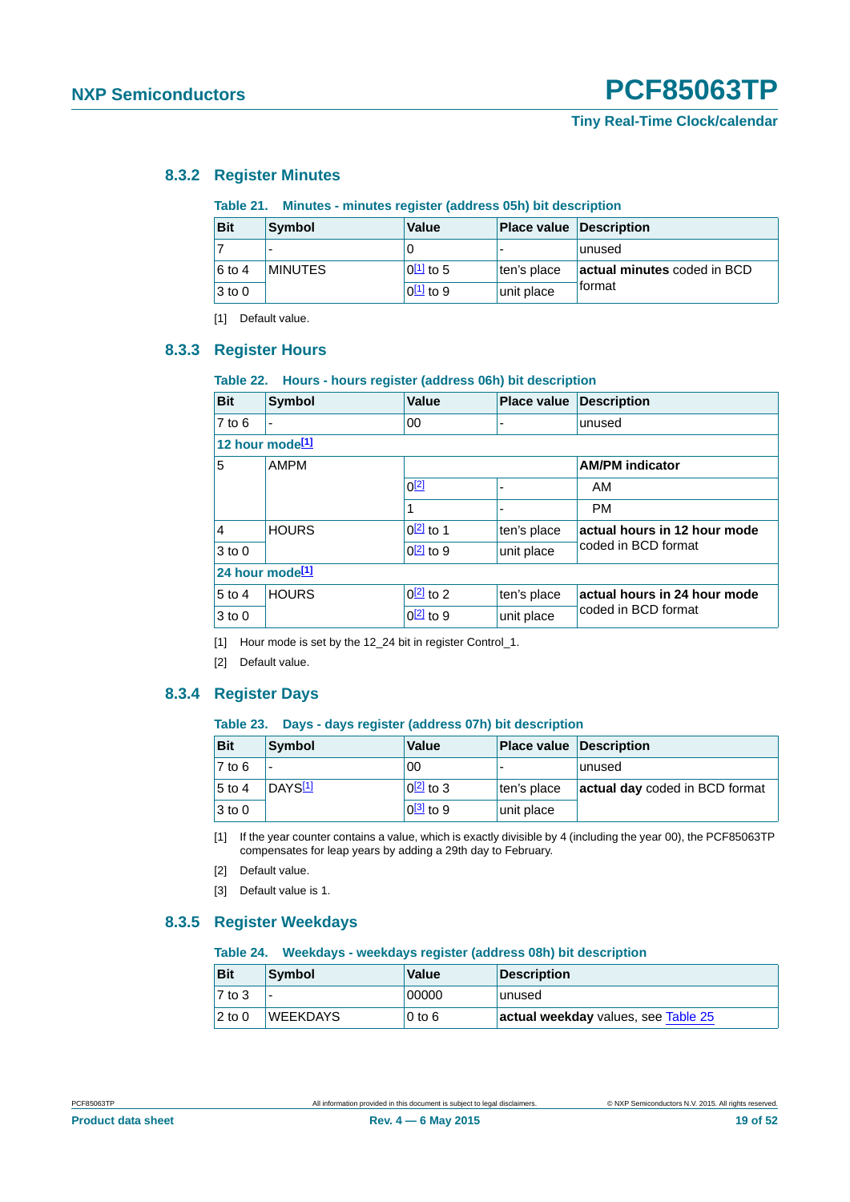### 8.3.2 Register Minutes

**Table 21. Minutes - minutes register (address 05h) bit description**

| Bit | Symbol | Value | Place value | Description |
|---|---|---|---|---|
| 7 | - | 0 | - | unused |
| 6 to 4 | MINUTES | 0[1] to 5 | ten's place | **actual minutes** coded in BCD format |
| 3 to 0 | | 0[1] to 9 | unit place | |

[1] Default value.

### 8.3.3 Register Hours

**Table 22. Hours - hours register (address 06h) bit description**

| Bit | Symbol | Value | Place value | Description |
|---|---|---|---|---|
| 7 to 6 | - | 00 | - | unused |
| **12 hour mode[1]** | | | | |
| 5 | AMPM | | | **AM/PM indicator** |
| | | 0[2] | - | AM |
| | | 1 | - | PM |
| 4 | HOURS | 0[2] to 1 | ten's place | **actual hours in 12 hour mode** coded in BCD format |
| 3 to 0 | | 0[2] to 9 | unit place | |
| **24 hour mode[1]** | | | | |
| 5 to 4 | HOURS | 0[2] to 2 | ten's place | **actual hours in 24 hour mode** coded in BCD format |
| 3 to 0 | | 0[2] to 9 | unit place | |

[1] Hour mode is set by the 12_24 bit in register Control_1.

[2] Default value.

### 8.3.4 Register Days

**Table 23. Days - days register (address 07h) bit description**

| Bit | Symbol | Value | Place value | Description |
|---|---|---|---|---|
| 7 to 6 | - | 00 | - | unused |
| 5 to 4 | DAYS[1] | 0[2] to 3 | ten's place | **actual day** coded in BCD format |
| 3 to 0 | | 0[3] to 9 | unit place | |

[1] If the year counter contains a value, which is exactly divisible by 4 (including the year 00), the PCF85063TP compensates for leap years by adding a 29th day to February.

[2] Default value.

[3] Default value is 1.

### 8.3.5 Register Weekdays

**Table 24. Weekdays - weekdays register (address 08h) bit description**

| Bit | Symbol | Value | Description |
|---|---|---|---|
| 7 to 3 | - | 00000 | unused |
| 2 to 0 | WEEKDAYS | 0 to 6 | **actual weekday** values, see Table 25 |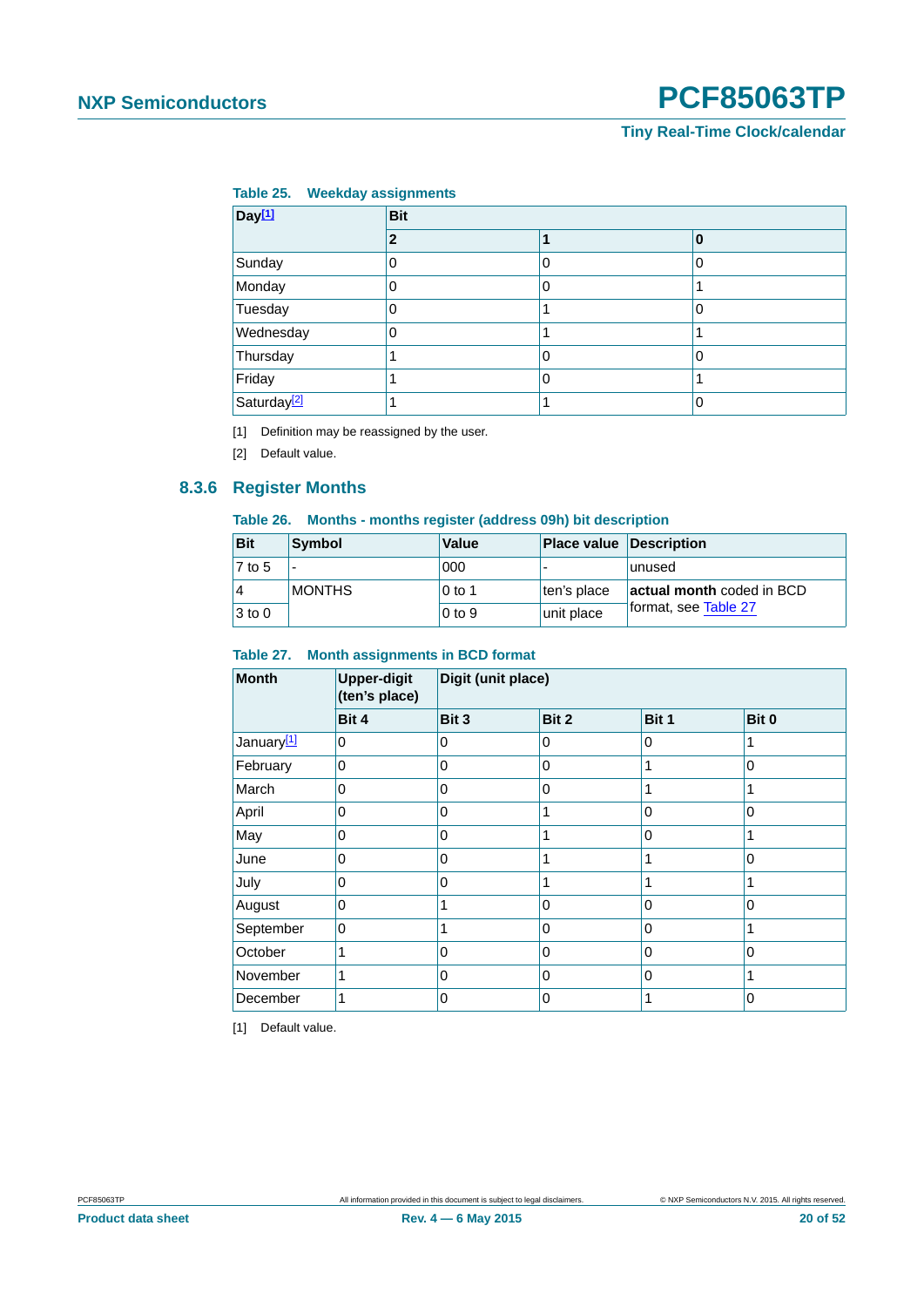**Table 25. Weekday assignments**

| Day[1] | Bit | | |
|---|---|---|---|
| | **2** | **1** | **0** |
| Sunday | 0 | 0 | 0 |
| Monday | 0 | 0 | 1 |
| Tuesday | 0 | 1 | 0 |
| Wednesday | 0 | 1 | 1 |
| Thursday | 1 | 0 | 0 |
| Friday | 1 | 0 | 1 |
| Saturday[2] | 1 | 1 | 0 |

[1] Definition may be reassigned by the user.

[2] Default value.

### 8.3.6 Register Months

**Table 26. Months - months register (address 09h) bit description**

| Bit | Symbol | Value | Place value | Description |
|---|---|---|---|---|
| 7 to 5 | - | 000 | - | unused |
| 4 | MONTHS | 0 to 1 | ten's place | **actual month** coded in BCD format, see Table 27 |
| 3 to 0 | | 0 to 9 | unit place | |

**Table 27. Month assignments in BCD format**

| Month | Upper-digit (ten's place) | Digit (unit place) | | | |
|---|---|---|---|---|---|
| | **Bit 4** | **Bit 3** | **Bit 2** | **Bit 1** | **Bit 0** |
| January[1] | 0 | 0 | 0 | 0 | 1 |
| February | 0 | 0 | 0 | 1 | 0 |
| March | 0 | 0 | 0 | 1 | 1 |
| April | 0 | 0 | 1 | 0 | 0 |
| May | 0 | 0 | 1 | 0 | 1 |
| June | 0 | 0 | 1 | 1 | 0 |
| July | 0 | 0 | 1 | 1 | 1 |
| August | 0 | 1 | 0 | 0 | 0 |
| September | 0 | 1 | 0 | 0 | 1 |
| October | 1 | 0 | 0 | 0 | 0 |
| November | 1 | 0 | 0 | 0 | 1 |
| December | 1 | 0 | 0 | 1 | 0 |

[1] Default value.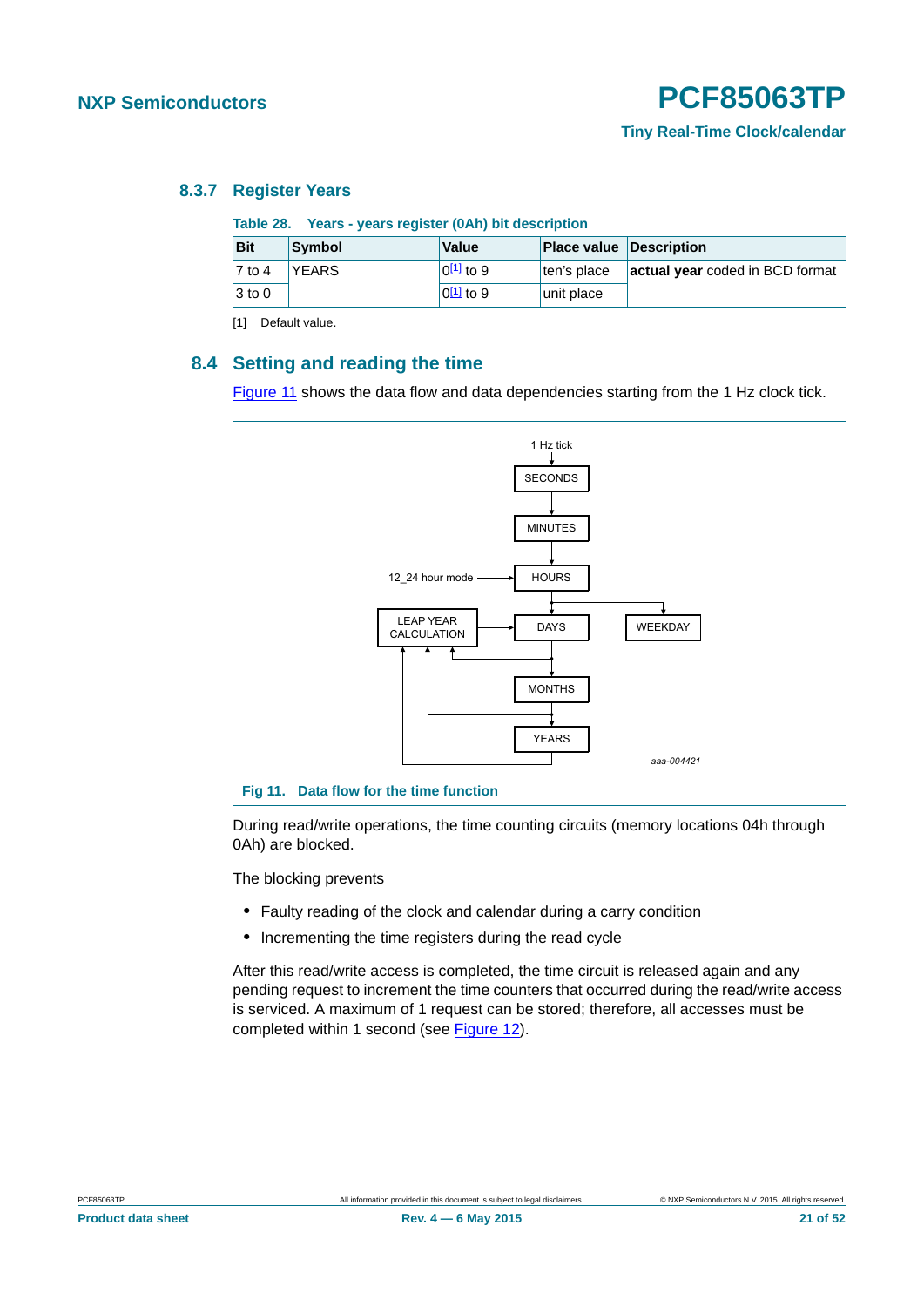### 8.3.7 Register Years

Table 28. Years - years register (0Ah) bit description

| Bit | Symbol | Value | Place value | Description |
|---|---|---|---|---|
| 7 to 4 | YEARS | 0[1] to 9 | ten's place | **actual year** coded in BCD format |
| 3 to 0 | | 0[1] to 9 | unit place | |

[1] Default value.

## 8.4 Setting and reading the time

Figure 11 shows the data flow and data dependencies starting from the 1 Hz clock tick.

Fig 11. Data flow for the time function

During read/write operations, the time counting circuits (memory locations 04h through 0Ah) are blocked.

The blocking prevents

- Faulty reading of the clock and calendar during a carry condition
- Incrementing the time registers during the read cycle

After this read/write access is completed, the time circuit is released again and any pending request to increment the time counters that occurred during the read/write access is serviced. A maximum of 1 request can be stored; therefore, all accesses must be completed within 1 second (see Figure 12).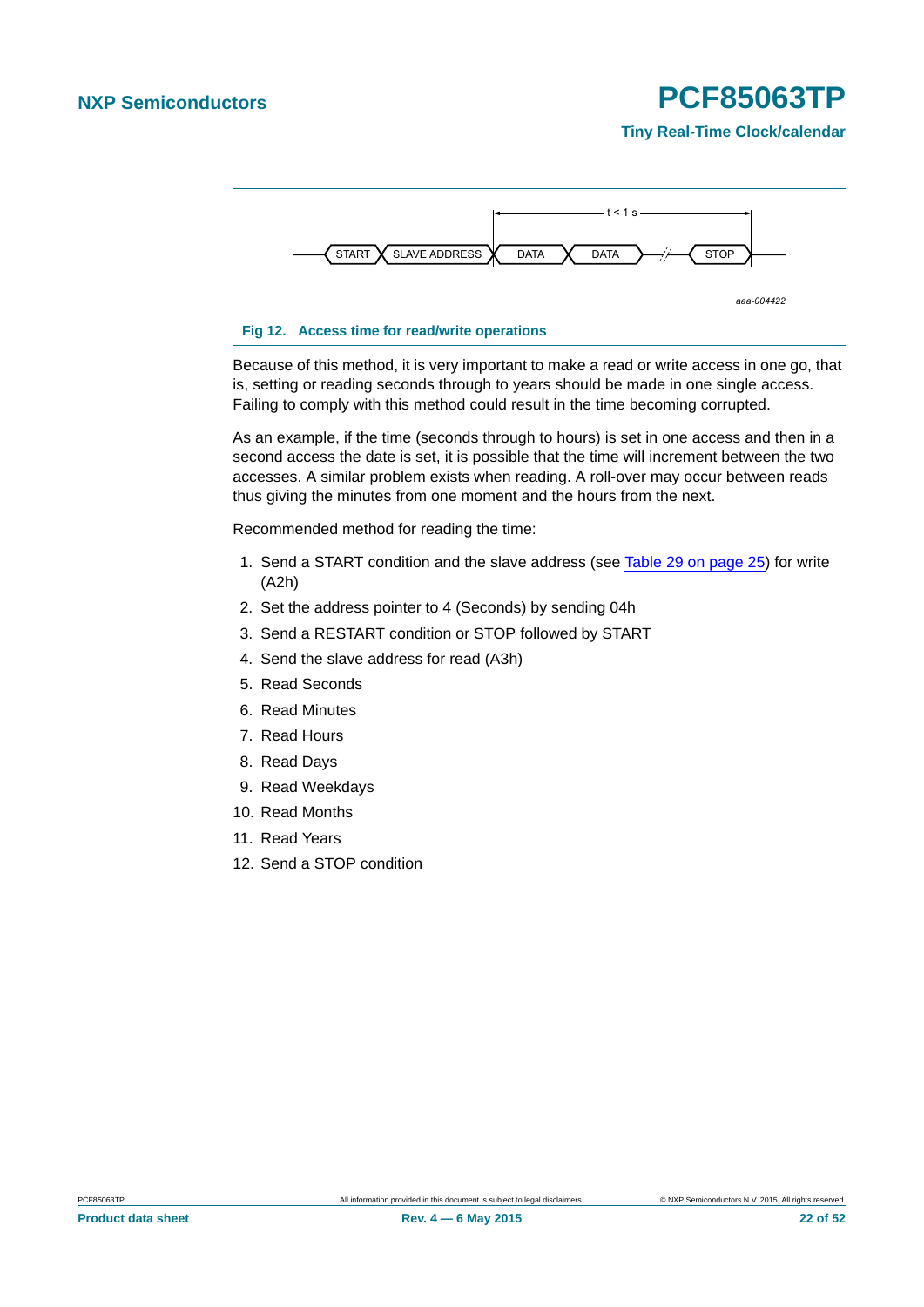Fig 12. Access time for read/write operations

Because of this method, it is very important to make a read or write access in one go, that is, setting or reading seconds through to years should be made in one single access. Failing to comply with this method could result in the time becoming corrupted.

As an example, if the time (seconds through to hours) is set in one access and then in a second access the date is set, it is possible that the time will increment between the two accesses. A similar problem exists when reading. A roll-over may occur between reads thus giving the minutes from one moment and the hours from the next.

Recommended method for reading the time:

1. Send a START condition and the slave address (see Table 29 on page 25) for write (A2h)
2. Set the address pointer to 4 (Seconds) by sending 04h
3. Send a RESTART condition or STOP followed by START
4. Send the slave address for read (A3h)
5. Read Seconds
6. Read Minutes
7. Read Hours
8. Read Days
9. Read Weekdays
10. Read Months
11. Read Years
12. Send a STOP condition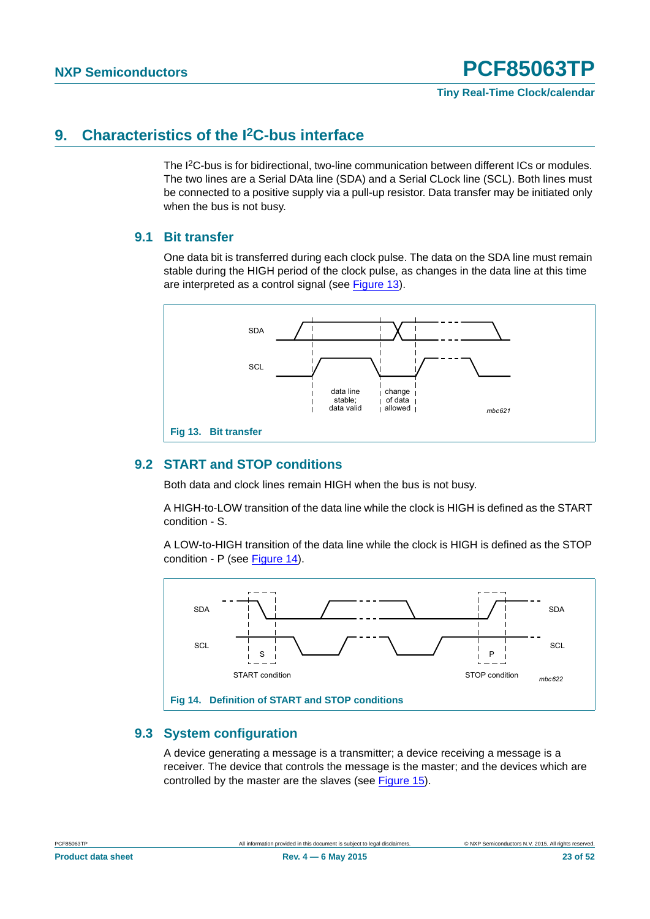## 9. Characteristics of the I²C-bus interface

The I²C-bus is for bidirectional, two-line communication between different ICs or modules. The two lines are a Serial DAta line (SDA) and a Serial CLock line (SCL). Both lines must be connected to a positive supply via a pull-up resistor. Data transfer may be initiated only when the bus is not busy.

### 9.1 Bit transfer

One data bit is transferred during each clock pulse. The data on the SDA line must remain stable during the HIGH period of the clock pulse, as changes in the data line at this time are interpreted as a control signal (see Figure 13).

**Fig 13. Bit transfer**

### 9.2 START and STOP conditions

Both data and clock lines remain HIGH when the bus is not busy.

A HIGH-to-LOW transition of the data line while the clock is HIGH is defined as the START condition - S.

A LOW-to-HIGH transition of the data line while the clock is HIGH is defined as the STOP condition - P (see Figure 14).

**Fig 14. Definition of START and STOP conditions**

### 9.3 System configuration

A device generating a message is a transmitter; a device receiving a message is a receiver. The device that controls the message is the master; and the devices which are controlled by the master are the slaves (see Figure 15).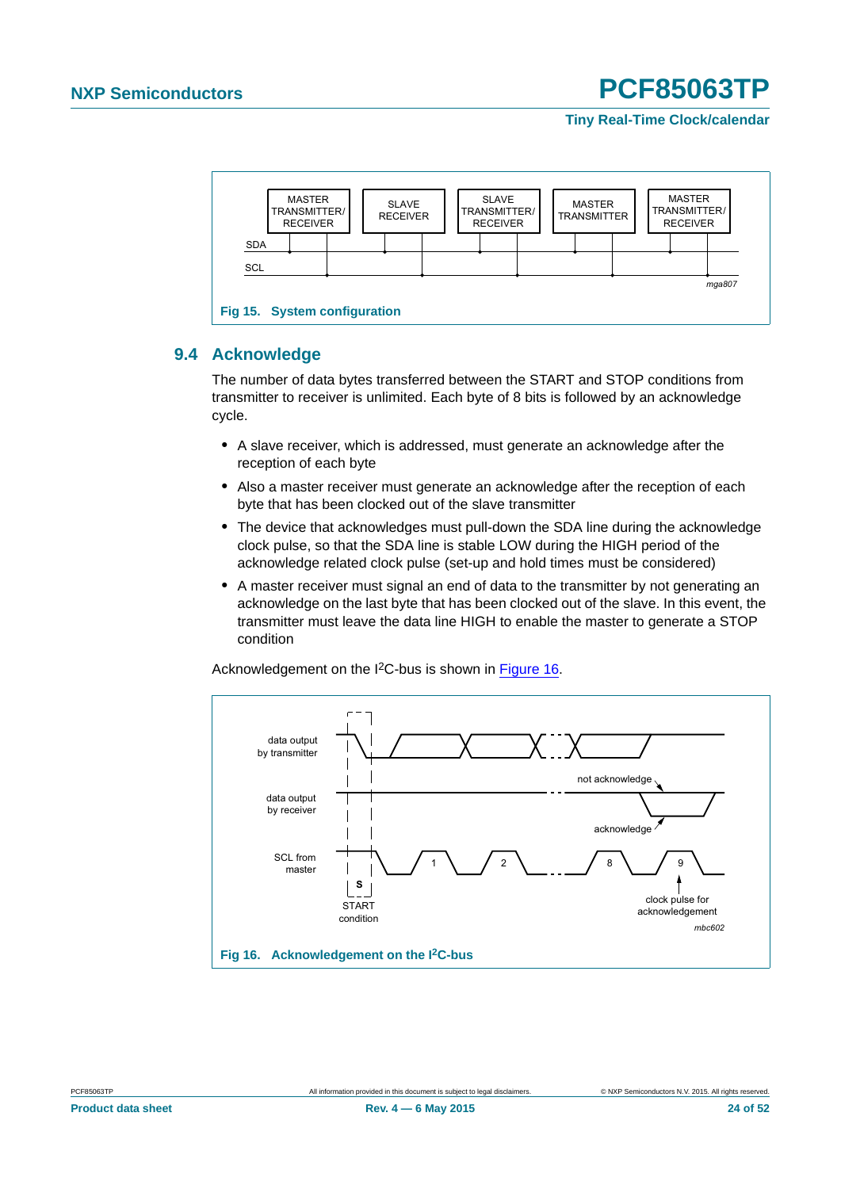Fig 15. System configuration

## 9.4 Acknowledge

The number of data bytes transferred between the START and STOP conditions from transmitter to receiver is unlimited. Each byte of 8 bits is followed by an acknowledge cycle.

- A slave receiver, which is addressed, must generate an acknowledge after the reception of each byte
- Also a master receiver must generate an acknowledge after the reception of each byte that has been clocked out of the slave transmitter
- The device that acknowledges must pull-down the SDA line during the acknowledge clock pulse, so that the SDA line is stable LOW during the HIGH period of the acknowledge related clock pulse (set-up and hold times must be considered)
- A master receiver must signal an end of data to the transmitter by not generating an acknowledge on the last byte that has been clocked out of the slave. In this event, the transmitter must leave the data line HIGH to enable the master to generate a STOP condition

Acknowledgement on the I2C-bus is shown in Figure 16.

Fig 16. Acknowledgement on the I2C-bus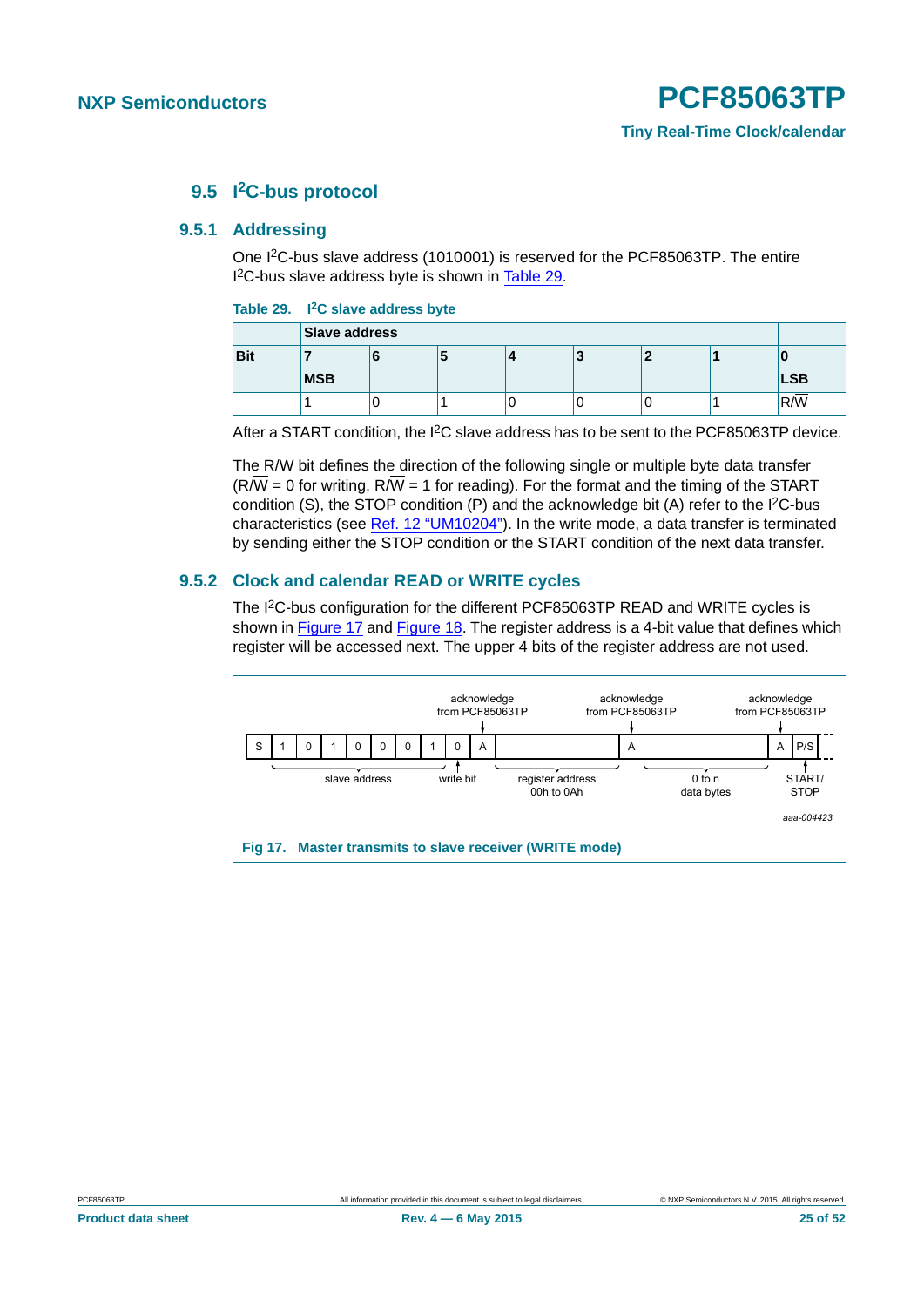## 9.5 I²C-bus protocol

### 9.5.1 Addressing

One I²C-bus slave address (1010001) is reserved for the PCF85063TP. The entire I²C-bus slave address byte is shown in Table 29.

**Table 29. I²C slave address byte**

| | Slave address | | | | | | | |
|---|---|---|---|---|---|---|---|---|
| Bit | 7 | 6 | 5 | 4 | 3 | 2 | 1 | 0 |
| | MSB | | | | | | | LSB |
| | 1 | 0 | 1 | 0 | 0 | 0 | 1 | R/$\overline{W}$ |

After a START condition, the I²C slave address has to be sent to the PCF85063TP device.

The R/$\overline{W}$ bit defines the direction of the following single or multiple byte data transfer (R/$\overline{W}$ = 0 for writing, R/$\overline{W}$ = 1 for reading). For the format and the timing of the START condition (S), the STOP condition (P) and the acknowledge bit (A) refer to the I²C-bus characteristics (see Ref. 12 "UM10204"). In the write mode, a data transfer is terminated by sending either the STOP condition or the START condition of the next data transfer.

### 9.5.2 Clock and calendar READ or WRITE cycles

The I²C-bus configuration for the different PCF85063TP READ and WRITE cycles is shown in Figure 17 and Figure 18. The register address is a 4-bit value that defines which register will be accessed next. The upper 4 bits of the register address are not used.

| S | 1 | 0 | 1 | 0 | 0 | 0 | 1 | 0 | A | register address (00h to 0Ah) | A | 0 to n data bytes | A | P/S |
|---|---|---|---|---|---|---|---|---|---|---|---|---|---|---|

- slave address: 1010001
- write bit: 0
- A: acknowledge from PCF85063TP
- P/S: START/STOP

aaa-004423

**Fig 17. Master transmits to slave receiver (WRITE mode)**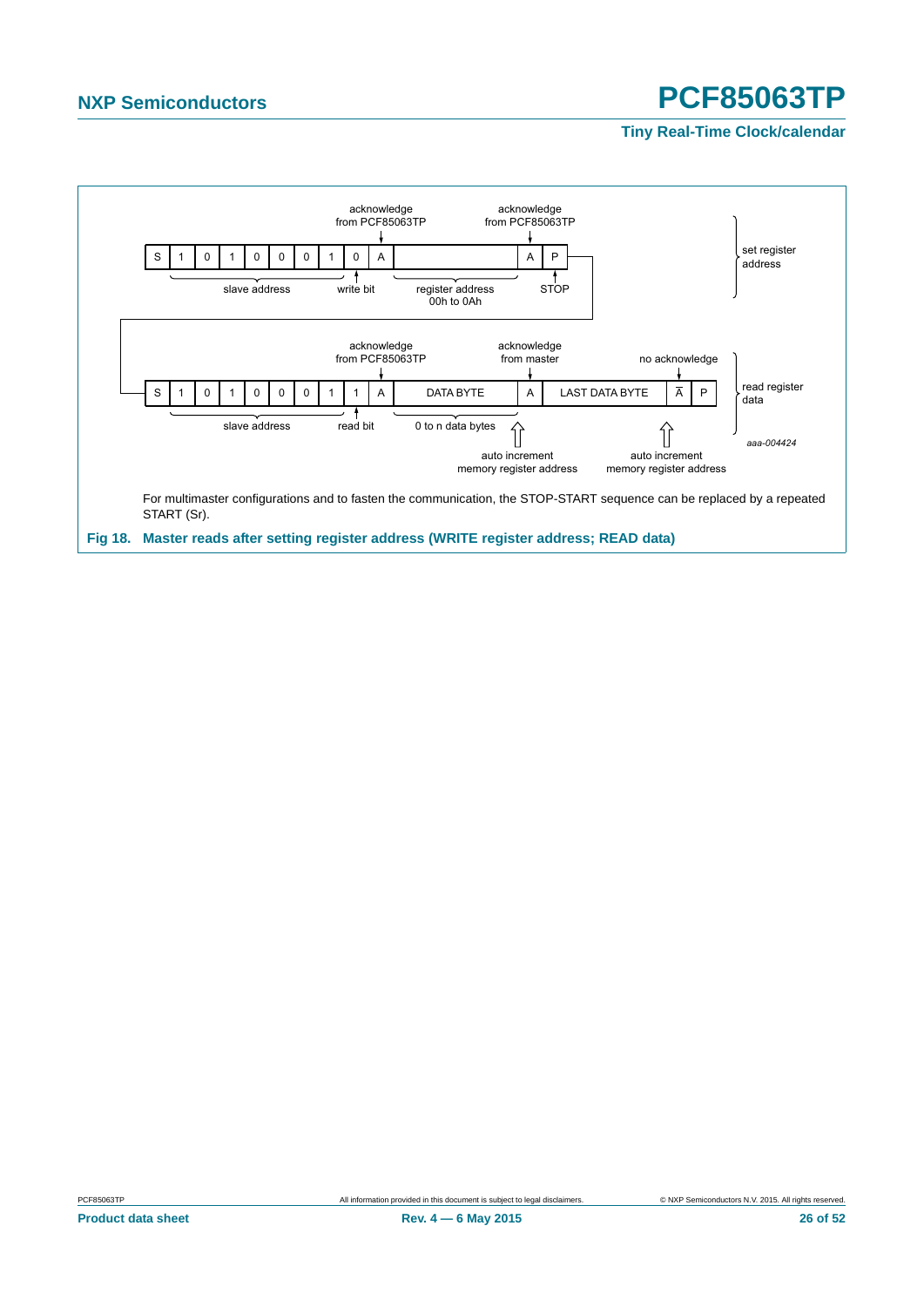acknowledge from PCF85063TP

acknowledge from PCF85063TP

| S | 1 | 0 | 1 | 0 | 0 | 0 | 1 | 0 | A | | A | P |
|---|---|---|---|---|---|---|---|---|---|---|---|---|

slave address — write bit — register address 00h to 0Ah — STOP

set register address

acknowledge from PCF85063TP

acknowledge from master

no acknowledge

| S | 1 | 0 | 1 | 0 | 0 | 0 | 1 | 1 | A | DATA BYTE | A | LAST DATA BYTE | $\overline{A}$ | P |
|---|---|---|---|---|---|---|---|---|---|---|---|---|---|---|

slave address — read bit — 0 to n data bytes

auto increment memory register address

auto increment memory register address

read register data

aaa-004424

For multimaster configurations and to fasten the communication, the STOP-START sequence can be replaced by a repeated START (Sr).

**Fig 18. Master reads after setting register address (WRITE register address; READ data)**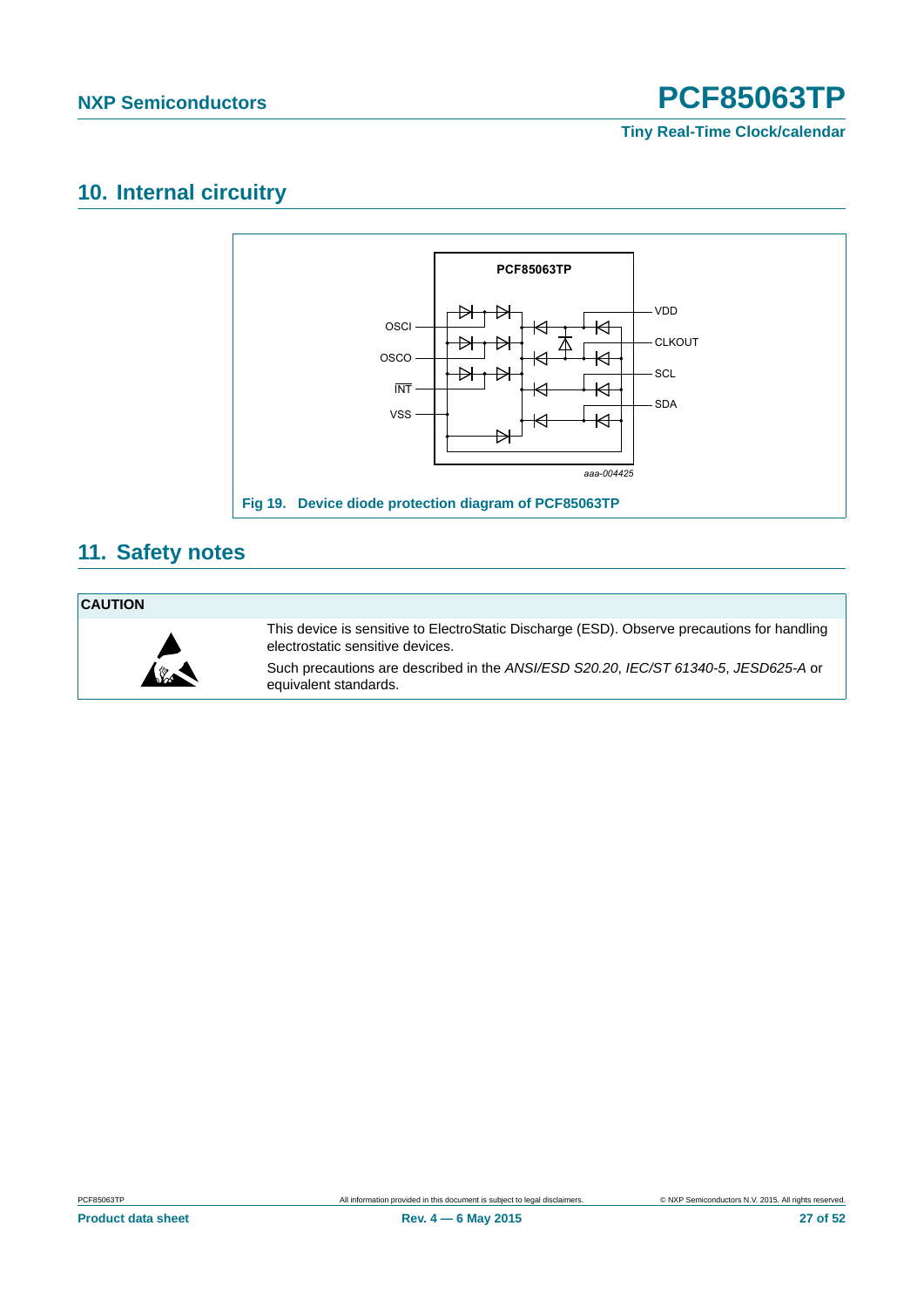## 10. Internal circuitry

Fig 19. Device diode protection diagram of PCF85063TP

## 11. Safety notes

| CAUTION |
|---|
| This device is sensitive to ElectroStatic Discharge (ESD). Observe precautions for handling electrostatic sensitive devices.<br><br>Such precautions are described in the *ANSI/ESD S20.20*, *IEC/ST 61340-5*, *JESD625-A* or equivalent standards. |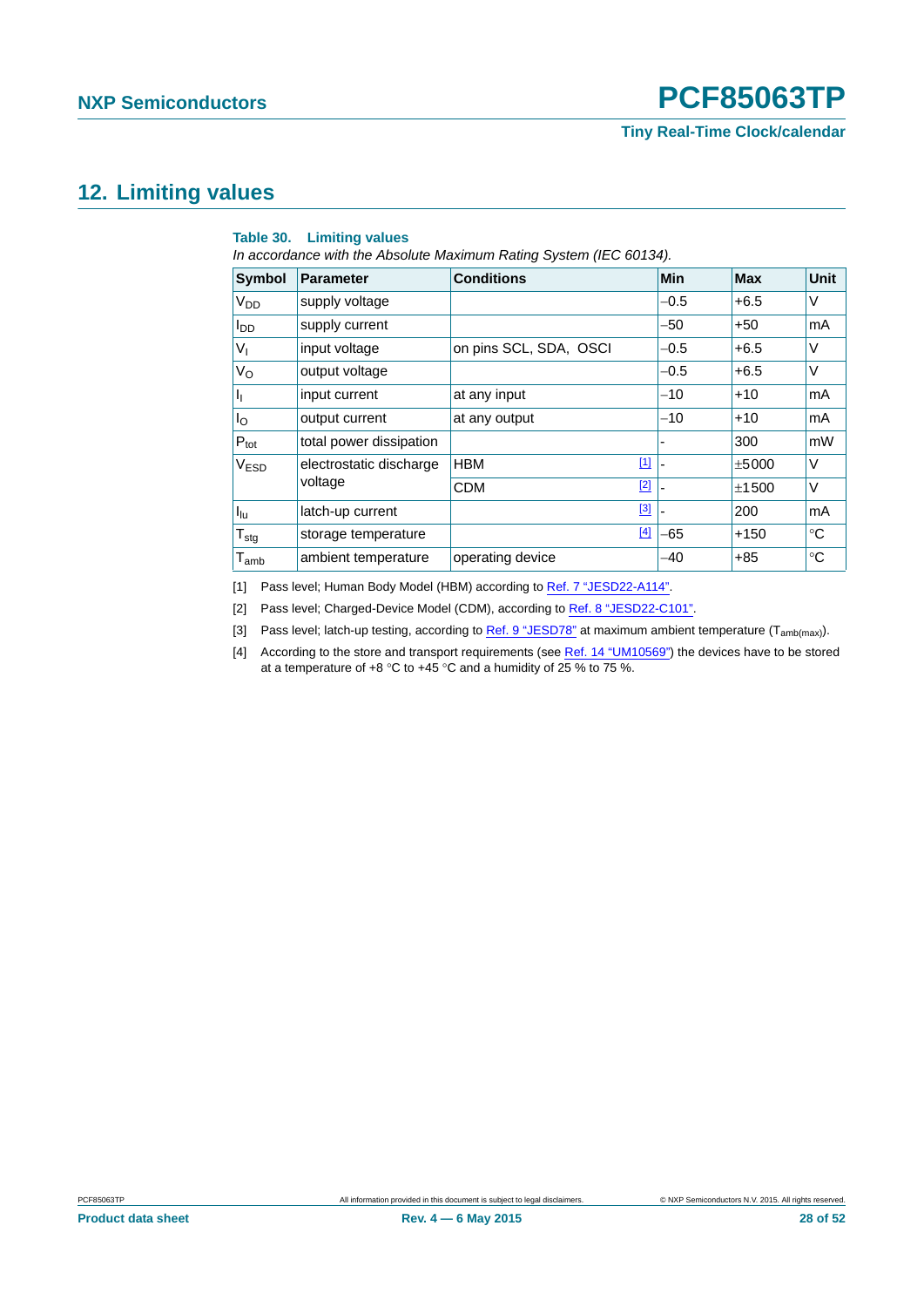## 12. Limiting values

**Table 30. Limiting values**

*In accordance with the Absolute Maximum Rating System (IEC 60134).*

| Symbol | Parameter | Conditions | Min | Max | Unit |
|---|---|---|---|---|---|
| $V_{DD}$ | supply voltage | | −0.5 | +6.5 | V |
| $I_{DD}$ | supply current | | −50 | +50 | mA |
| $V_I$ | input voltage | on pins SCL, SDA, OSCI | −0.5 | +6.5 | V |
| $V_O$ | output voltage | | −0.5 | +6.5 | V |
| $I_I$ | input current | at any input | −10 | +10 | mA |
| $I_O$ | output current | at any output | −10 | +10 | mA |
| $P_{tot}$ | total power dissipation | | - | 300 | mW |
| $V_{ESD}$ | electrostatic discharge voltage | HBM [1] | - | ±5000 | V |
| | | CDM [2] | - | ±1500 | V |
| $I_{lu}$ | latch-up current | [3] | - | 200 | mA |
| $T_{stg}$ | storage temperature | [4] | −65 | +150 | °C |
| $T_{amb}$ | ambient temperature | operating device | −40 | +85 | °C |

[1] Pass level; Human Body Model (HBM) according to Ref. 7 "JESD22-A114".

[2] Pass level; Charged-Device Model (CDM), according to Ref. 8 "JESD22-C101".

[3] Pass level; latch-up testing, according to Ref. 9 "JESD78" at maximum ambient temperature ($T_{amb(max)}$).

[4] According to the store and transport requirements (see Ref. 14 "UM10569") the devices have to be stored at a temperature of +8 °C to +45 °C and a humidity of 25 % to 75 %.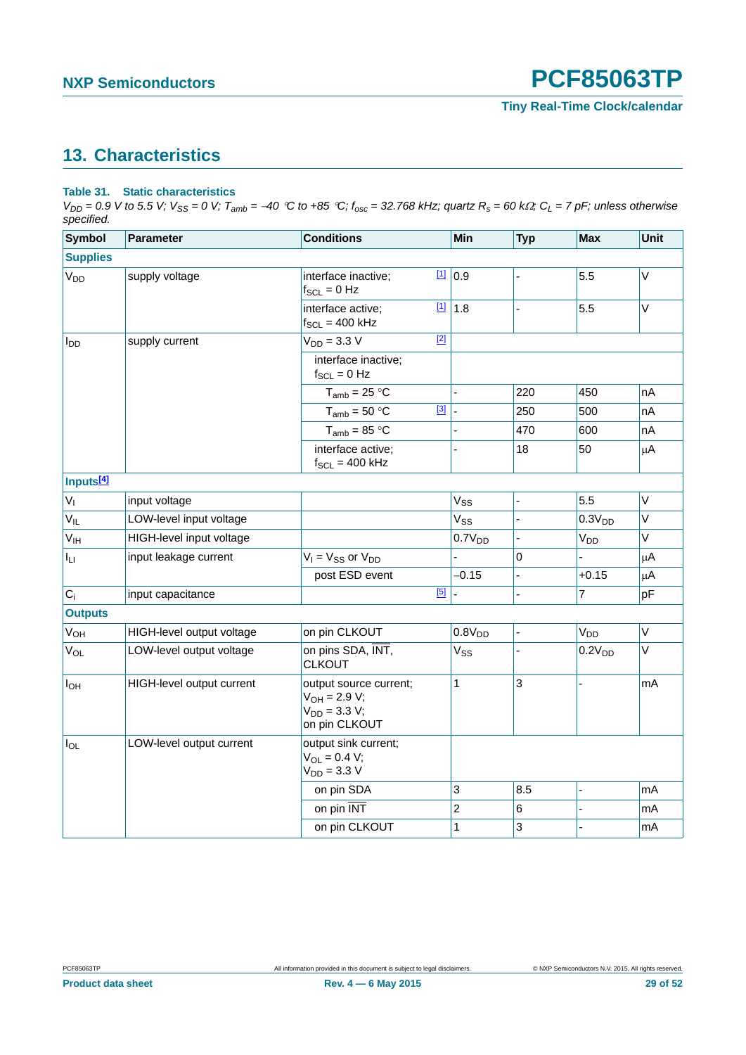## 13. Characteristics

**Table 31. Static characteristics**

*$V_{DD}$ = 0.9 V to 5.5 V; $V_{SS}$ = 0 V; $T_{amb}$ = −40 °C to +85 °C; $f_{osc}$ = 32.768 kHz; quartz $R_s$ = 60 kΩ; $C_L$ = 7 pF; unless otherwise specified.*

| Symbol | Parameter | Conditions | Min | Typ | Max | Unit |
|---|---|---|---|---|---|---|
| **Supplies** | | | | | | |
| $V_{DD}$ | supply voltage | interface inactive; $f_{SCL}$ = 0 Hz [1] | 0.9 | - | 5.5 | V |
| | | interface active; $f_{SCL}$ = 400 kHz [1] | 1.8 | - | 5.5 | V |
| $I_{DD}$ | supply current | $V_{DD}$ = 3.3 V [2] | | | | |
| | | interface inactive; $f_{SCL}$ = 0 Hz | | | | |
| | | $T_{amb}$ = 25 °C | - | 220 | 450 | nA |
| | | $T_{amb}$ = 50 °C [3] | - | 250 | 500 | nA |
| | | $T_{amb}$ = 85 °C | - | 470 | 600 | nA |
| | | interface active; $f_{SCL}$ = 400 kHz | - | 18 | 50 | μA |
| **Inputs[4]** | | | | | | |
| $V_I$ | input voltage | | $V_{SS}$ | - | 5.5 | V |
| $V_{IL}$ | LOW-level input voltage | | $V_{SS}$ | - | $0.3V_{DD}$ | V |
| $V_{IH}$ | HIGH-level input voltage | | $0.7V_{DD}$ | - | $V_{DD}$ | V |
| $I_{LI}$ | input leakage current | $V_I$ = $V_{SS}$ or $V_{DD}$ | - | 0 | - | μA |
| | | post ESD event | −0.15 | - | +0.15 | μA |
| $C_i$ | input capacitance | [5] | - | - | 7 | pF |
| **Outputs** | | | | | | |
| $V_{OH}$ | HIGH-level output voltage | on pin CLKOUT | $0.8V_{DD}$ | - | $V_{DD}$ | V |
| $V_{OL}$ | LOW-level output voltage | on pins SDA, $\overline{INT}$, CLKOUT | $V_{SS}$ | - | $0.2V_{DD}$ | V |
| $I_{OH}$ | HIGH-level output current | output source current; $V_{OH}$ = 2.9 V; $V_{DD}$ = 3.3 V; on pin CLKOUT | 1 | 3 | - | mA |
| $I_{OL}$ | LOW-level output current | output sink current; $V_{OL}$ = 0.4 V; $V_{DD}$ = 3.3 V | | | | |
| | | on pin SDA | 3 | 8.5 | - | mA |
| | | on pin $\overline{INT}$ | 2 | 6 | - | mA |
| | | on pin CLKOUT | 1 | 3 | - | mA |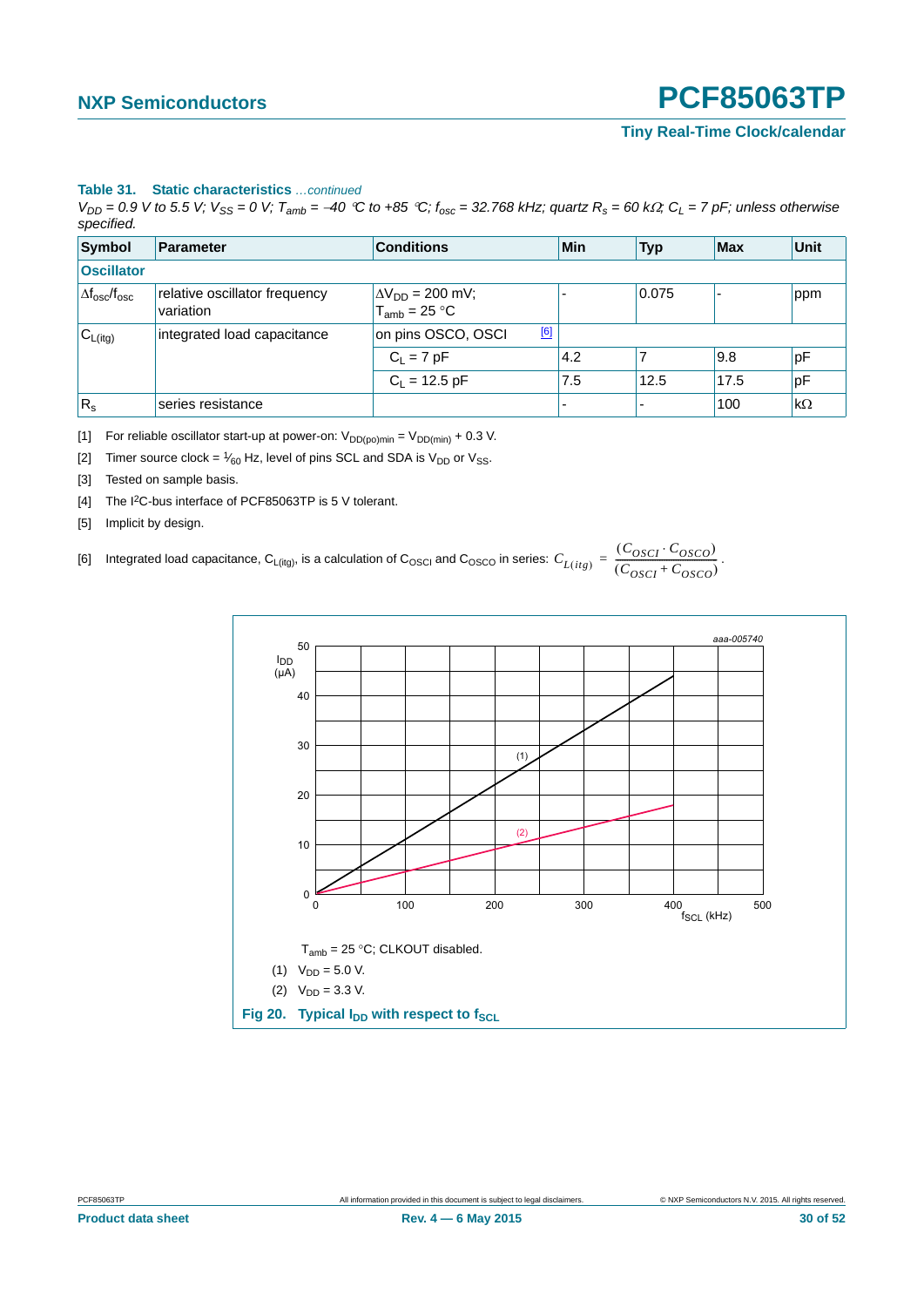**Table 31. Static characteristics** *…continued*

*$V_{DD}$ = 0.9 V to 5.5 V; $V_{SS}$ = 0 V; $T_{amb}$ = −40 °C to +85 °C; $f_{osc}$ = 32.768 kHz; quartz $R_s$ = 60 kΩ; $C_L$ = 7 pF; unless otherwise specified.*

| Symbol | Parameter | Conditions | Min | Typ | Max | Unit |
|---|---|---|---|---|---|---|
| **Oscillator** | | | | | | |
| $\Delta f_{osc}/f_{osc}$ | relative oscillator frequency variation | $\Delta V_{DD}$ = 200 mV; $T_{amb}$ = 25 °C | - | 0.075 | - | ppm |
| $C_{L(itg)}$ | integrated load capacitance | on pins OSCO, OSCI [6] | | | | |
| | | $C_L$ = 7 pF | 4.2 | 7 | 9.8 | pF |
| | | $C_L$ = 12.5 pF | 7.5 | 12.5 | 17.5 | pF |
| $R_s$ | series resistance | | - | - | 100 | kΩ |

[1] For reliable oscillator start-up at power-on: $V_{DD(po)min} = V_{DD(min)} + 0.3$ V.

[2] Timer source clock = $\frac{1}{60}$ Hz, level of pins SCL and SDA is $V_{DD}$ or $V_{SS}$.

[3] Tested on sample basis.

[4] The I²C-bus interface of PCF85063TP is 5 V tolerant.

[5] Implicit by design.

[6] Integrated load capacitance, $C_{L(itg)}$, is a calculation of $C_{OSCI}$ and $C_{OSCO}$ in series: $C_{L(itg)} = \frac{(C_{OSCI} \cdot C_{OSCO})}{(C_{OSCI} + C_{OSCO})}$.

$T_{amb}$ = 25 °C; CLKOUT disabled.

(1) $V_{DD}$ = 5.0 V.

(2) $V_{DD}$ = 3.3 V.

**Fig 20. Typical $I_{DD}$ with respect to $f_{SCL}$**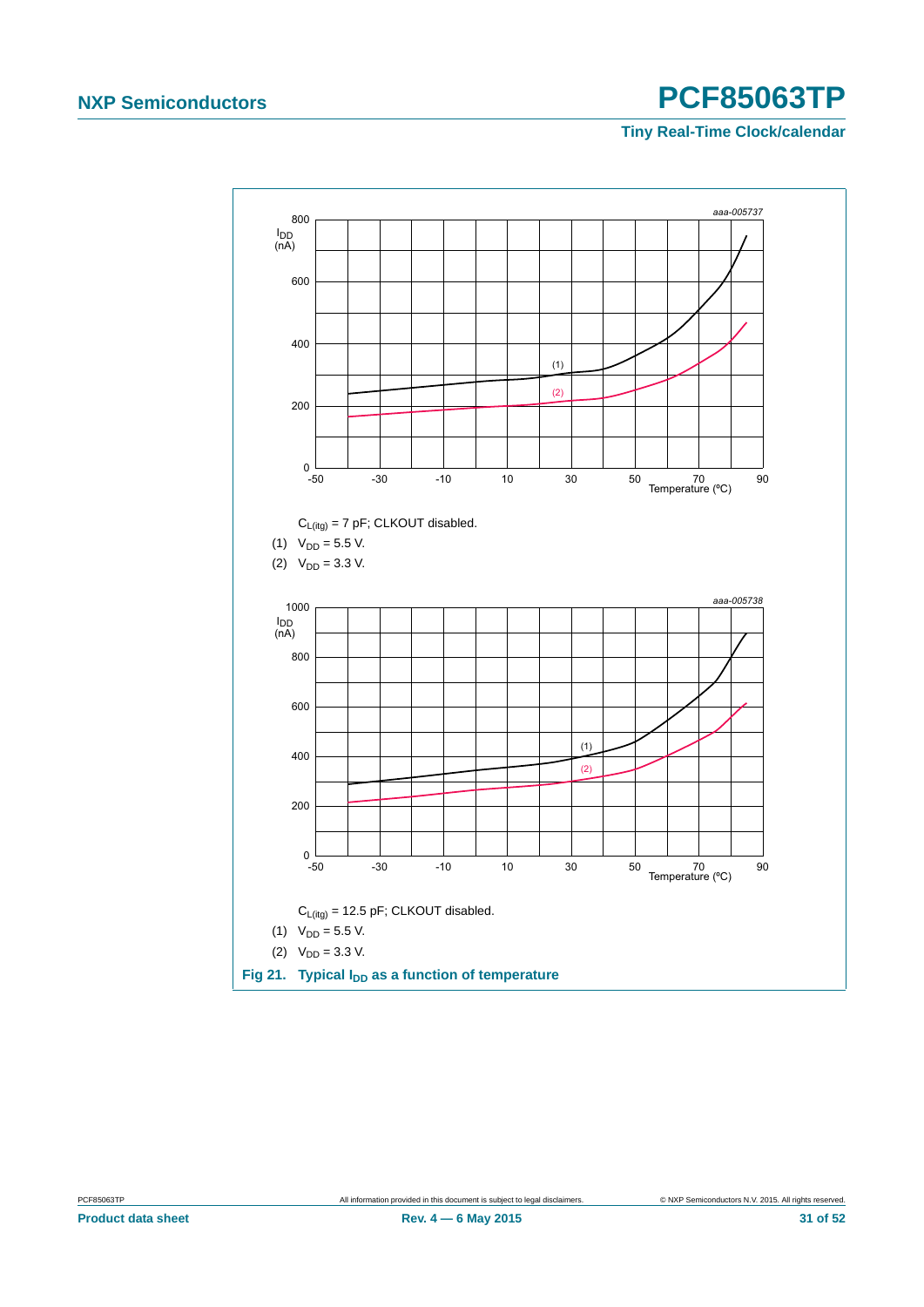aaa-005737

$I_{DD}$ (nA)

Temperature (°C)

$C_{L(itg)}$ = 7 pF; CLKOUT disabled.

(1) $V_{DD}$ = 5.5 V.

(2) $V_{DD}$ = 3.3 V.

aaa-005738

$I_{DD}$ (nA)

Temperature (°C)

$C_{L(itg)}$ = 12.5 pF; CLKOUT disabled.

(1) $V_{DD}$ = 5.5 V.

(2) $V_{DD}$ = 3.3 V.

**Fig 21. Typical $I_{DD}$ as a function of temperature**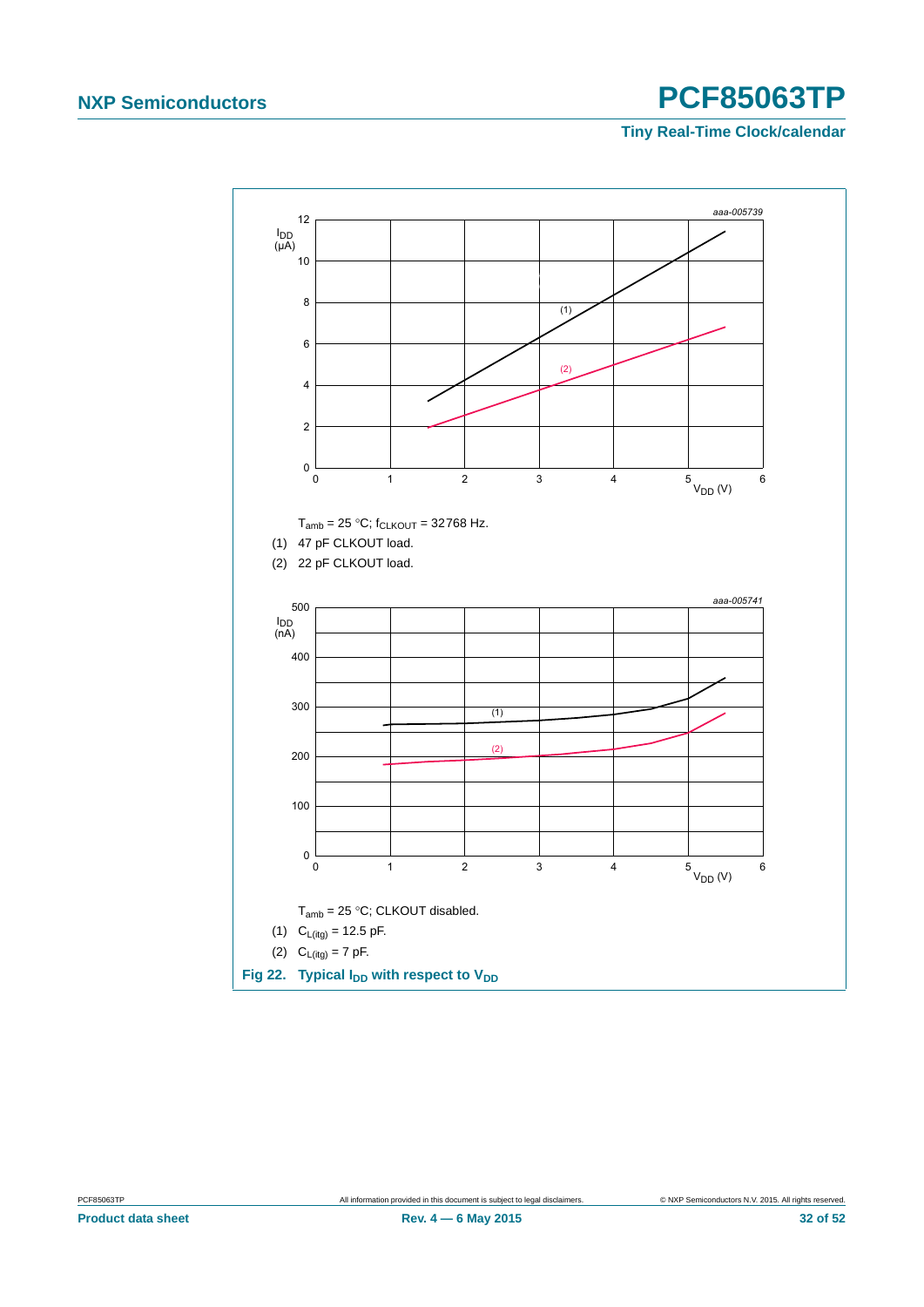aaa-005739

$T_{amb}$ = 25 °C; $f_{CLKOUT}$ = 32768 Hz.

(1) 47 pF CLKOUT load.

(2) 22 pF CLKOUT load.

aaa-005741

$T_{amb}$ = 25 °C; CLKOUT disabled.

(1) $C_{L(itg)}$ = 12.5 pF.

(2) $C_{L(itg)}$ = 7 pF.

**Fig 22. Typical $I_{DD}$ with respect to $V_{DD}$**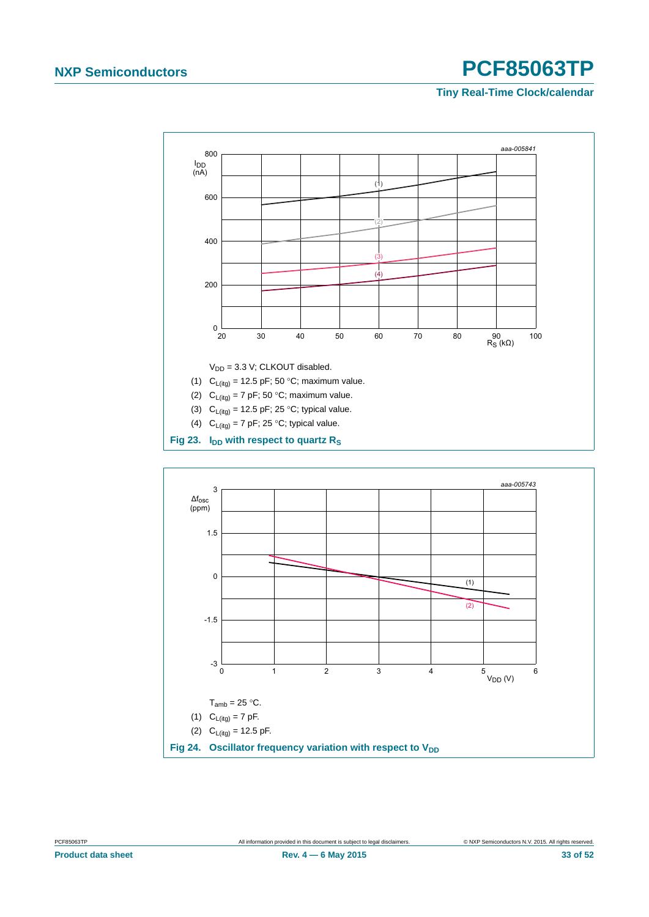$V_{DD}$ = 3.3 V; CLKOUT disabled.

(1) $C_{L(itg)}$ = 12.5 pF; 50 °C; maximum value.

(2) $C_{L(itg)}$ = 7 pF; 50 °C; maximum value.

(3) $C_{L(itg)}$ = 12.5 pF; 25 °C; typical value.

(4) $C_{L(itg)}$ = 7 pF; 25 °C; typical value.

**Fig 23. $I_{DD}$ with respect to quartz $R_S$**

$T_{amb}$ = 25 °C.

(1) $C_{L(itg)}$ = 7 pF.

(2) $C_{L(itg)}$ = 12.5 pF.

**Fig 24. Oscillator frequency variation with respect to $V_{DD}$**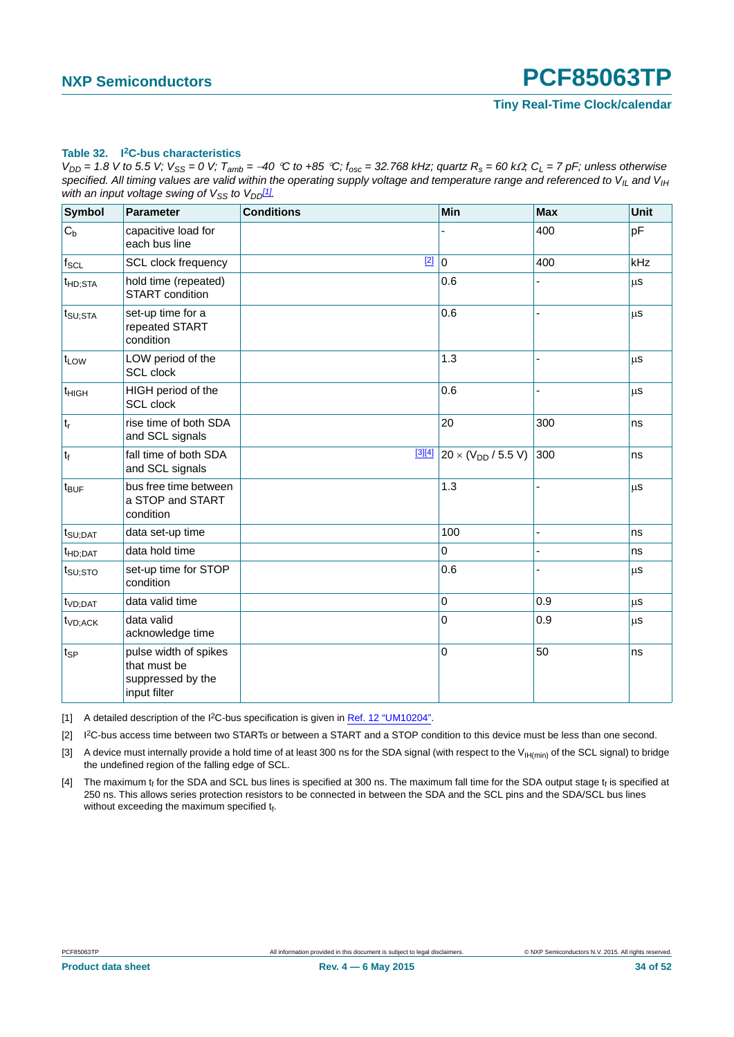**Table 32. I²C-bus characteristics**

*$V_{DD}$ = 1.8 V to 5.5 V; $V_{SS}$ = 0 V; $T_{amb}$ = −40 °C to +85 °C; $f_{osc}$ = 32.768 kHz; quartz $R_s$ = 60 kΩ; $C_L$ = 7 pF; unless otherwise specified. All timing values are valid within the operating supply voltage and temperature range and referenced to $V_{IL}$ and $V_{IH}$ with an input voltage swing of $V_{SS}$ to $V_{DD}$[1].*

| Symbol | Parameter | Conditions | Min | Max | Unit |
|---|---|---|---|---|---|
| $C_b$ | capacitive load for each bus line | | - | 400 | pF |
| $f_{SCL}$ | SCL clock frequency | [2] | 0 | 400 | kHz |
| $t_{HD;STA}$ | hold time (repeated) START condition | | 0.6 | - | µs |
| $t_{SU;STA}$ | set-up time for a repeated START condition | | 0.6 | - | µs |
| $t_{LOW}$ | LOW period of the SCL clock | | 1.3 | - | µs |
| $t_{HIGH}$ | HIGH period of the SCL clock | | 0.6 | - | µs |
| $t_r$ | rise time of both SDA and SCL signals | | 20 | 300 | ns |
| $t_f$ | fall time of both SDA and SCL signals | [3][4] | $20 \times (V_{DD} / 5.5\ V)$ | 300 | ns |
| $t_{BUF}$ | bus free time between a STOP and START condition | | 1.3 | - | µs |
| $t_{SU;DAT}$ | data set-up time | | 100 | - | ns |
| $t_{HD;DAT}$ | data hold time | | 0 | - | ns |
| $t_{SU;STO}$ | set-up time for STOP condition | | 0.6 | - | µs |
| $t_{VD;DAT}$ | data valid time | | 0 | 0.9 | µs |
| $t_{VD;ACK}$ | data valid acknowledge time | | 0 | 0.9 | µs |
| $t_{SP}$ | pulse width of spikes that must be suppressed by the input filter | | 0 | 50 | ns |

[1] A detailed description of the I²C-bus specification is given in Ref. 12 "UM10204".

[2] I²C-bus access time between two STARTs or between a START and a STOP condition to this device must be less than one second.

[3] A device must internally provide a hold time of at least 300 ns for the SDA signal (with respect to the $V_{IH(min)}$ of the SCL signal) to bridge the undefined region of the falling edge of SCL.

[4] The maximum $t_f$ for the SDA and SCL bus lines is specified at 300 ns. The maximum fall time for the SDA output stage $t_f$ is specified at 250 ns. This allows series protection resistors to be connected in between the SDA and the SCL pins and the SDA/SCL bus lines without exceeding the maximum specified $t_f$.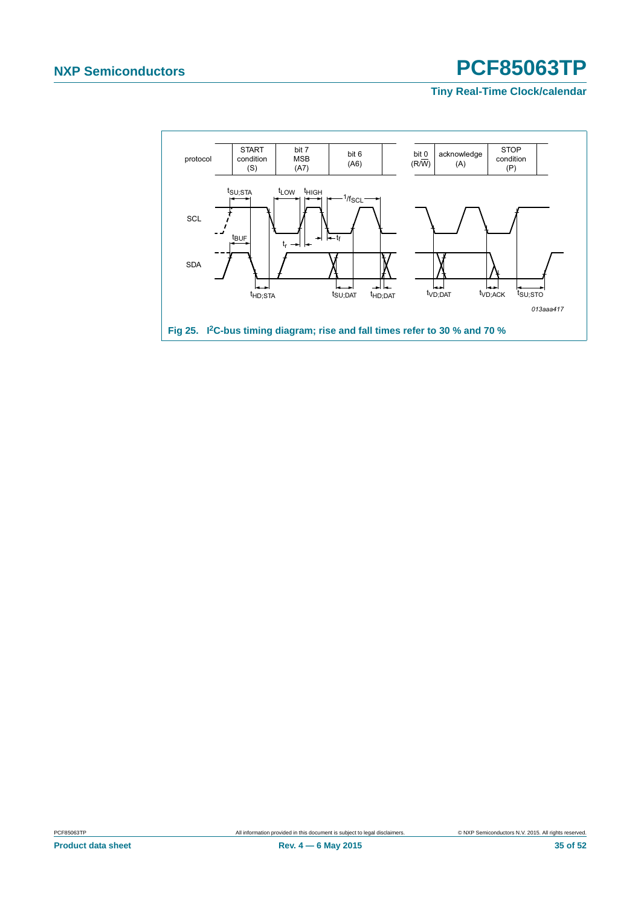Fig 25. I²C-bus timing diagram; rise and fall times refer to 30 % and 70 %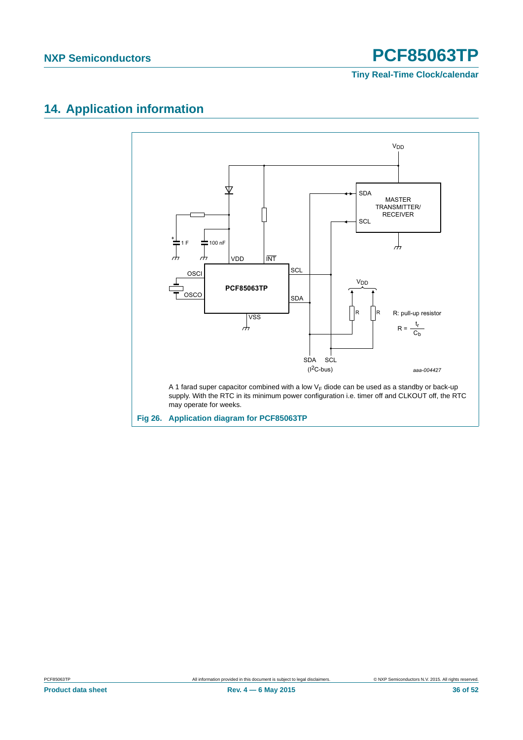## 14. Application information

A 1 farad super capacitor combined with a low $V_F$ diode can be used as a standby or back-up supply. With the RTC in its minimum power configuration i.e. timer off and CLKOUT off, the RTC may operate for weeks.

**Fig 26. Application diagram for PCF85063TP**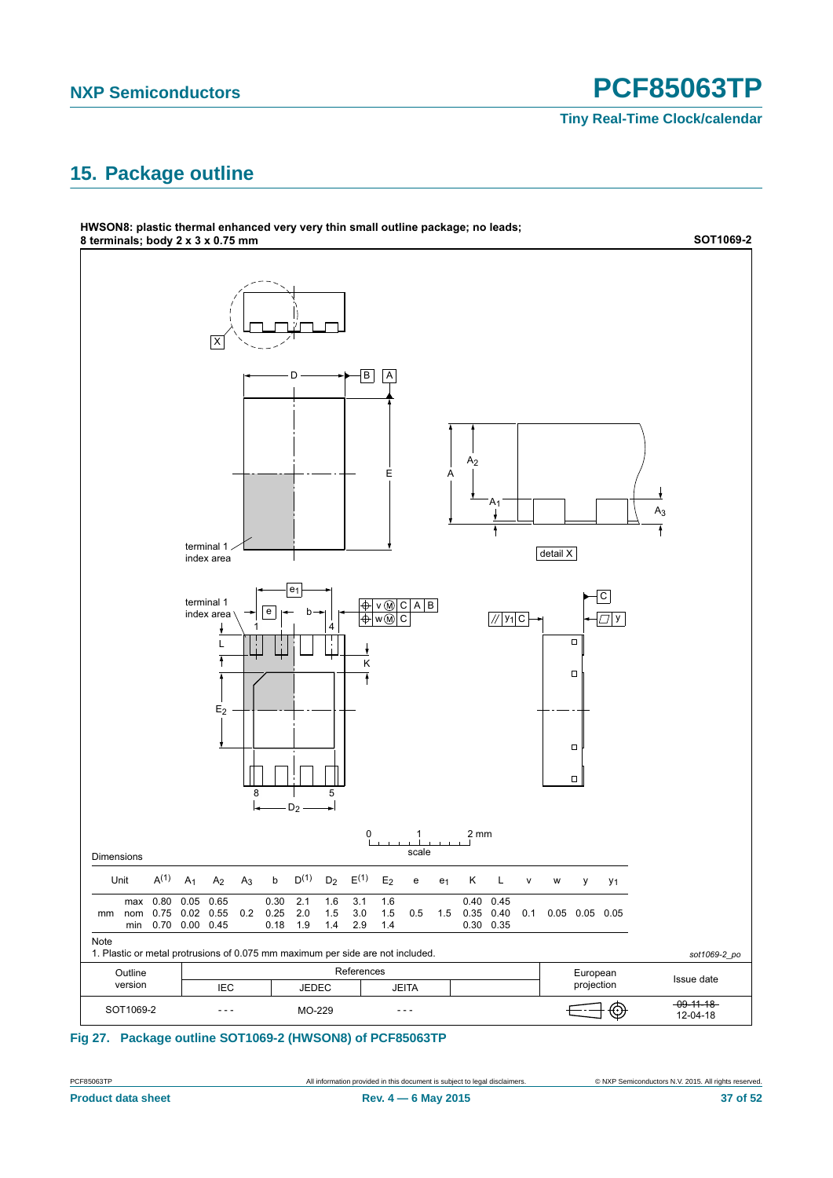## 15. Package outline

**HWSON8: plastic thermal enhanced very very thin small outline package; no leads; 8 terminals; body 2 x 3 x 0.75 mm**

**SOT1069-2**

Dimensions

| Unit | | $A^{(1)}$ | $A_1$ | $A_2$ | $A_3$ | b | $D^{(1)}$ | $D_2$ | $E^{(1)}$ | $E_2$ | e | $e_1$ | K | L | v | w | y | $y_1$ |
|---|---|---|---|---|---|---|---|---|---|---|---|---|---|---|---|---|---|---|
| mm | max | 0.80 | 0.05 | 0.65 | | 0.30 | 2.1 | 1.6 | 3.1 | 1.6 | | | 0.40 | 0.45 | | | | |
| | nom | 0.75 | 0.02 | 0.55 | 0.2 | 0.25 | 2.0 | 1.5 | 3.0 | 1.5 | 0.5 | 1.5 | 0.35 | 0.40 | 0.1 | 0.05 | 0.05 | 0.05 |
| | min | 0.70 | 0.00 | 0.45 | | 0.18 | 1.9 | 1.4 | 2.9 | 1.4 | | | 0.30 | 0.35 | | | | |

Note

1. Plastic or metal protrusions of 0.075 mm maximum per side are not included.

sot1069-2_po

| Outline version | References | | | | European projection | Issue date |
|---|---|---|---|---|---|---|
| | IEC | JEDEC | JEITA | | | |
| SOT1069-2 | - - - | MO-229 | - - - | | | ~~09-11-18~~ 12-04-18 |

**Fig 27. Package outline SOT1069-2 (HWSON8) of PCF85063TP**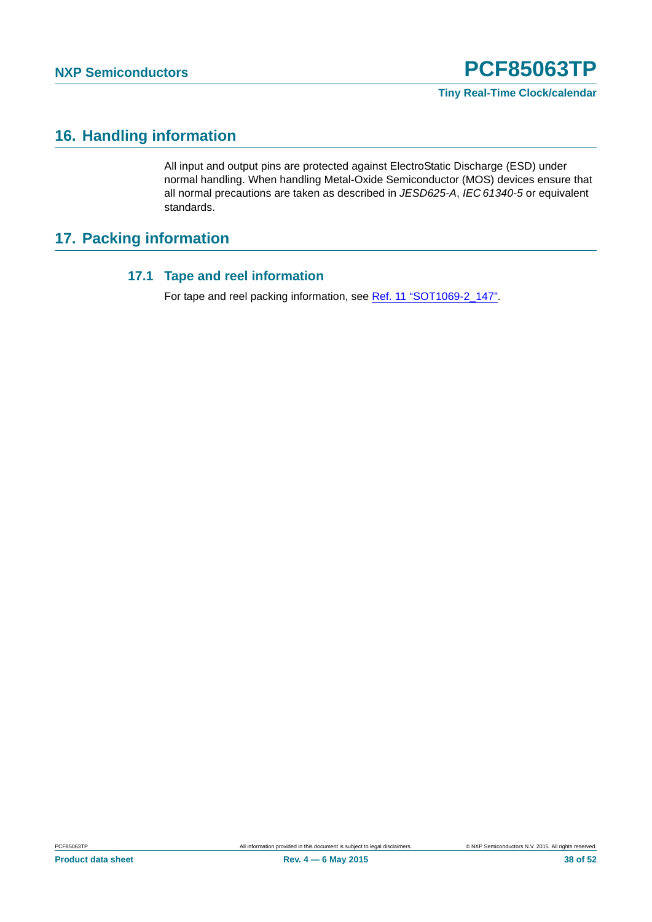## 16. Handling information

All input and output pins are protected against ElectroStatic Discharge (ESD) under normal handling. When handling Metal-Oxide Semiconductor (MOS) devices ensure that all normal precautions are taken as described in *JESD625-A*, *IEC 61340-5* or equivalent standards.

## 17. Packing information

### 17.1 Tape and reel information

For tape and reel packing information, see Ref. 11 "SOT1069-2_147".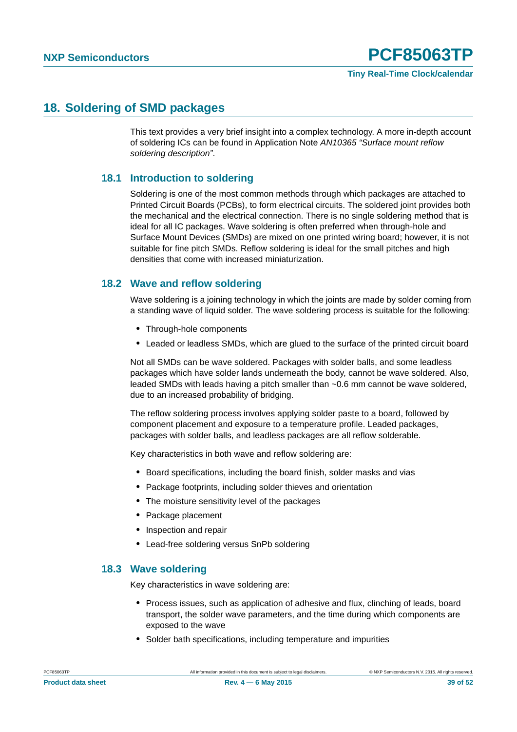## 18. Soldering of SMD packages

This text provides a very brief insight into a complex technology. A more in-depth account of soldering ICs can be found in Application Note *AN10365 "Surface mount reflow soldering description"*.

### 18.1 Introduction to soldering

Soldering is one of the most common methods through which packages are attached to Printed Circuit Boards (PCBs), to form electrical circuits. The soldered joint provides both the mechanical and the electrical connection. There is no single soldering method that is ideal for all IC packages. Wave soldering is often preferred when through-hole and Surface Mount Devices (SMDs) are mixed on one printed wiring board; however, it is not suitable for fine pitch SMDs. Reflow soldering is ideal for the small pitches and high densities that come with increased miniaturization.

### 18.2 Wave and reflow soldering

Wave soldering is a joining technology in which the joints are made by solder coming from a standing wave of liquid solder. The wave soldering process is suitable for the following:

- Through-hole components
- Leaded or leadless SMDs, which are glued to the surface of the printed circuit board

Not all SMDs can be wave soldered. Packages with solder balls, and some leadless packages which have solder lands underneath the body, cannot be wave soldered. Also, leaded SMDs with leads having a pitch smaller than ~0.6 mm cannot be wave soldered, due to an increased probability of bridging.

The reflow soldering process involves applying solder paste to a board, followed by component placement and exposure to a temperature profile. Leaded packages, packages with solder balls, and leadless packages are all reflow solderable.

Key characteristics in both wave and reflow soldering are:

- Board specifications, including the board finish, solder masks and vias
- Package footprints, including solder thieves and orientation
- The moisture sensitivity level of the packages
- Package placement
- Inspection and repair
- Lead-free soldering versus SnPb soldering

### 18.3 Wave soldering

Key characteristics in wave soldering are:

- Process issues, such as application of adhesive and flux, clinching of leads, board transport, the solder wave parameters, and the time during which components are exposed to the wave
- Solder bath specifications, including temperature and impurities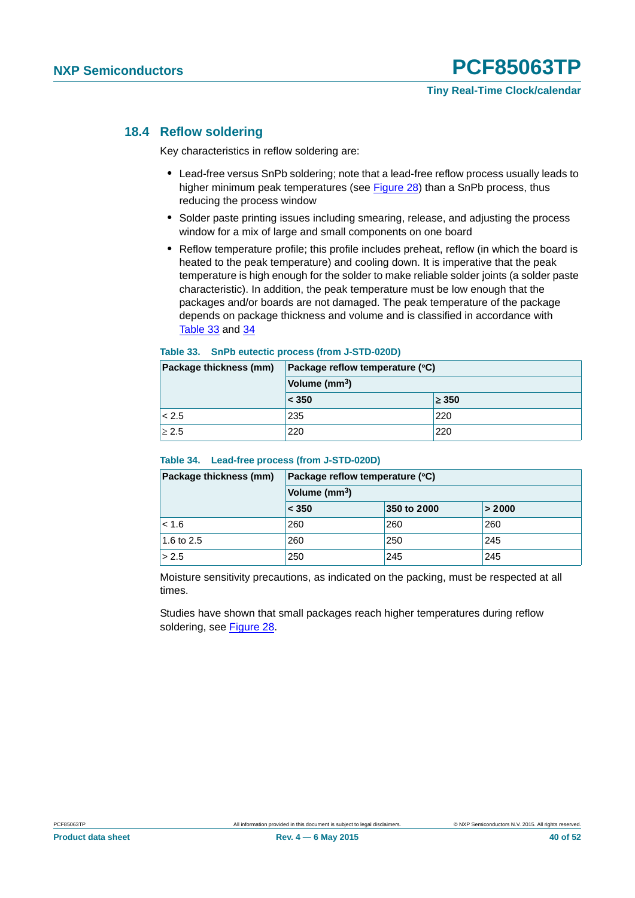## 18.4 Reflow soldering

Key characteristics in reflow soldering are:

- Lead-free versus SnPb soldering; note that a lead-free reflow process usually leads to higher minimum peak temperatures (see Figure 28) than a SnPb process, thus reducing the process window
- Solder paste printing issues including smearing, release, and adjusting the process window for a mix of large and small components on one board
- Reflow temperature profile; this profile includes preheat, reflow (in which the board is heated to the peak temperature) and cooling down. It is imperative that the peak temperature is high enough for the solder to make reliable solder joints (a solder paste characteristic). In addition, the peak temperature must be low enough that the packages and/or boards are not damaged. The peak temperature of the package depends on package thickness and volume and is classified in accordance with Table 33 and 34

**Table 33. SnPb eutectic process (from J-STD-020D)**

| Package thickness (mm) | Package reflow temperature (°C) | |
|---|---|---|
| | Volume ($mm^3$) | |
| | < 350 | ≥ 350 |
| < 2.5 | 235 | 220 |
| ≥ 2.5 | 220 | 220 |

**Table 34. Lead-free process (from J-STD-020D)**

| Package thickness (mm) | Package reflow temperature (°C) | | |
|---|---|---|---|
| | Volume ($mm^3$) | | |
| | < 350 | 350 to 2000 | > 2000 |
| < 1.6 | 260 | 260 | 260 |
| 1.6 to 2.5 | 260 | 250 | 245 |
| > 2.5 | 250 | 245 | 245 |

Moisture sensitivity precautions, as indicated on the packing, must be respected at all times.

Studies have shown that small packages reach higher temperatures during reflow soldering, see Figure 28.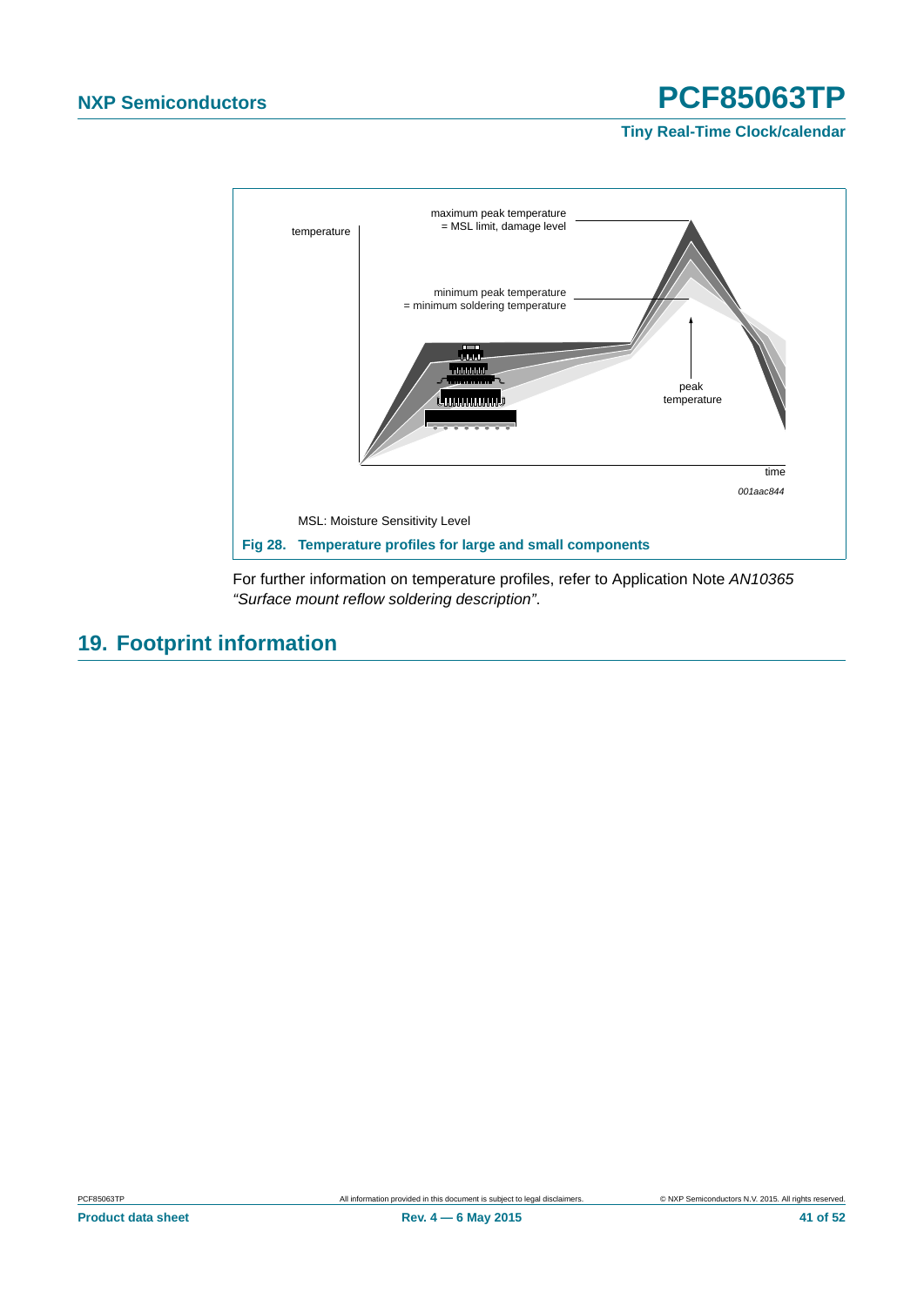MSL: Moisture Sensitivity Level

**Fig 28. Temperature profiles for large and small components**

For further information on temperature profiles, refer to Application Note *AN10365 “Surface mount reflow soldering description”*.

## 19. Footprint information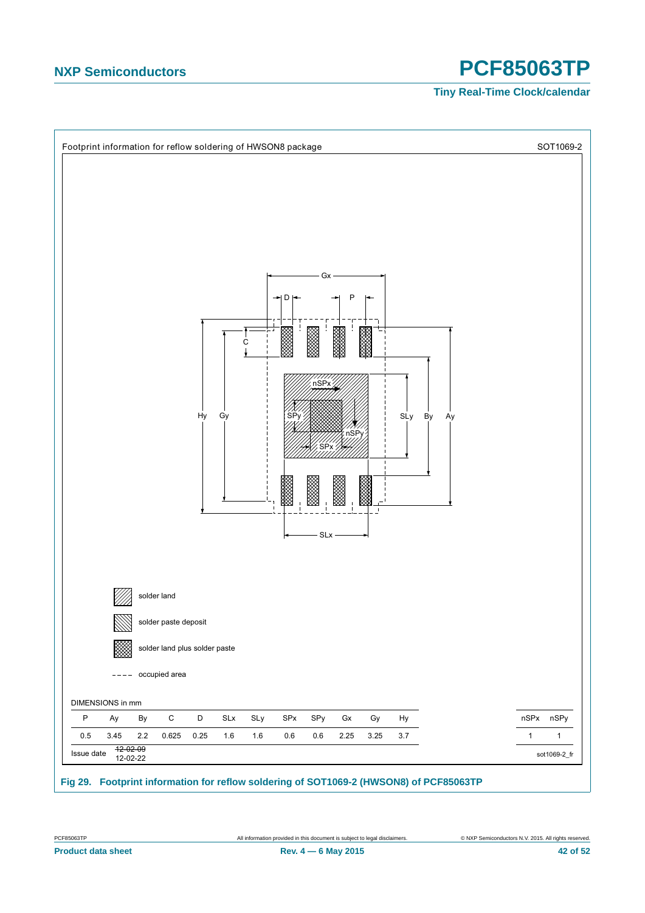Footprint information for reflow soldering of HWSON8 package

SOT1069-2

solder land

solder paste deposit

solder land plus solder paste

occupied area

DIMENSIONS in mm

| P | Ay | By | C | D | SLx | SLy | SPx | SPy | Gx | Gy | Hy | nSPx | nSPy |
|---|---|---|---|---|---|---|---|---|---|---|---|---|---|
| 0.5 | 3.45 | 2.2 | 0.625 | 0.25 | 1.6 | 1.6 | 0.6 | 0.6 | 2.25 | 3.25 | 3.7 | 1 | 1 |

Issue date ~~12-02-09~~ 12-02-22

sot1069-2_fr

**Fig 29. Footprint information for reflow soldering of SOT1069-2 (HWSON8) of PCF85063TP**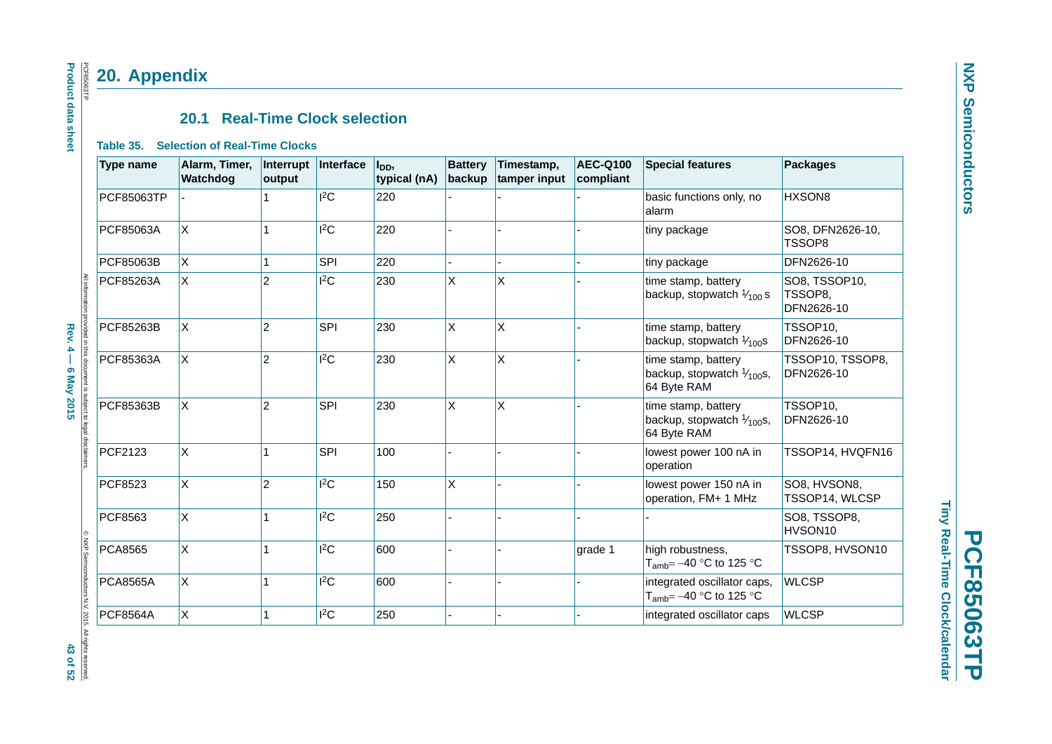# 20. Appendix

## 20.1 Real-Time Clock selection

**Table 35. Selection of Real-Time Clocks**

| Type name | Alarm, Timer, Watchdog | Interrupt output | Interface | $I_{DD}$, typical (nA) | Battery backup | Timestamp, tamper input | AEC-Q100 compliant | Special features | Packages |
|---|---|---|---|---|---|---|---|---|---|
| PCF85063TP | - | 1 | $I^2C$ | 220 | - | - | - | basic functions only, no alarm | HXSON8 |
| PCF85063A | X | 1 | $I^2C$ | 220 | - | - | - | tiny package | SO8, DFN2626-10, TSSOP8 |
| PCF85063B | X | 1 | SPI | 220 | - | - | - | tiny package | DFN2626-10 |
| PCF85263A | X | 2 | $I^2C$ | 230 | X | X | - | time stamp, battery backup, stopwatch $1/_{100}$ s | SO8, TSSOP10, TSSOP8, DFN2626-10 |
| PCF85263B | X | 2 | SPI | 230 | X | X | - | time stamp, battery backup, stopwatch $1/_{100}$s | TSSOP10, DFN2626-10 |
| PCF85363A | X | 2 | $I^2C$ | 230 | X | X | - | time stamp, battery backup, stopwatch $1/_{100}$s, 64 Byte RAM | TSSOP10, TSSOP8, DFN2626-10 |
| PCF85363B | X | 2 | SPI | 230 | X | X | - | time stamp, battery backup, stopwatch $1/_{100}$s, 64 Byte RAM | TSSOP10, DFN2626-10 |
| PCF2123 | X | 1 | SPI | 100 | - | - | - | lowest power 100 nA in operation | TSSOP14, HVQFN16 |
| PCF8523 | X | 2 | $I^2C$ | 150 | X | - | - | lowest power 150 nA in operation, FM+ 1 MHz | SO8, HVSON8, TSSOP14, WLCSP |
| PCF8563 | X | 1 | $I^2C$ | 250 | - | - | - | - | SO8, TSSOP8, HVSON10 |
| PCA8565 | X | 1 | $I^2C$ | 600 | - | - | grade 1 | high robustness, $T_{amb}$= −40 °C to 125 °C | TSSOP8, HVSON10 |
| PCA8565A | X | 1 | $I^2C$ | 600 | - | - | - | integrated oscillator caps, $T_{amb}$= −40 °C to 125 °C | WLCSP |
| PCF8564A | X | 1 | $I^2C$ | 250 | - | - | - | integrated oscillator caps | WLCSP |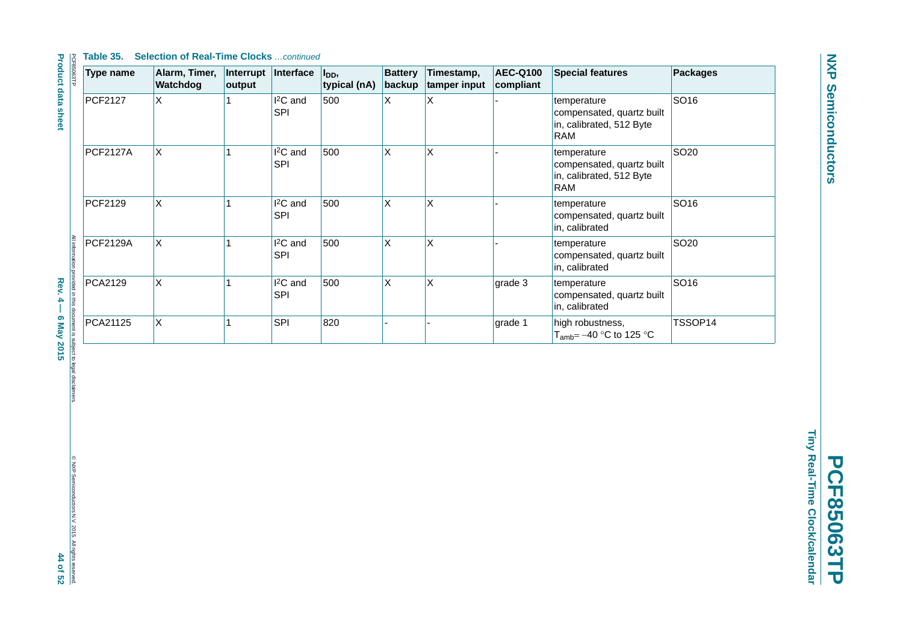**Table 35. Selection of Real-Time Clocks** *...continued*

| Type name | Alarm, Timer, Watchdog | Interrupt output | Interface | $I_{DD}$, typical (nA) | Battery backup | Timestamp, tamper input | AEC-Q100 compliant | Special features | Packages |
|---|---|---|---|---|---|---|---|---|---|
| PCF2127 | X | 1 | $I^2C$ and SPI | 500 | X | X | - | temperature compensated, quartz built in, calibrated, 512 Byte RAM | SO16 |
| PCF2127A | X | 1 | $I^2C$ and SPI | 500 | X | X | - | temperature compensated, quartz built in, calibrated, 512 Byte RAM | SO20 |
| PCF2129 | X | 1 | $I^2C$ and SPI | 500 | X | X | - | temperature compensated, quartz built in, calibrated | SO16 |
| PCF2129A | X | 1 | $I^2C$ and SPI | 500 | X | X | - | temperature compensated, quartz built in, calibrated | SO20 |
| PCA2129 | X | 1 | $I^2C$ and SPI | 500 | X | X | grade 3 | temperature compensated, quartz built in, calibrated | SO16 |
| PCA21125 | X | 1 | SPI | 820 | - | - | grade 1 | high robustness, $T_{amb}$= −40 °C to 125 °C | TSSOP14 |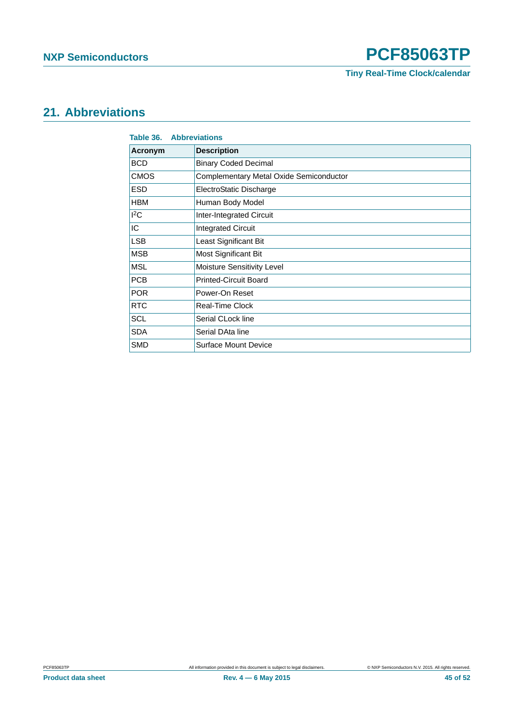## 21. Abbreviations

**Table 36. Abbreviations**

| Acronym | Description |
|---|---|
| BCD | Binary Coded Decimal |
| CMOS | Complementary Metal Oxide Semiconductor |
| ESD | ElectroStatic Discharge |
| HBM | Human Body Model |
| $I^2C$ | Inter-Integrated Circuit |
| IC | Integrated Circuit |
| LSB | Least Significant Bit |
| MSB | Most Significant Bit |
| MSL | Moisture Sensitivity Level |
| PCB | Printed-Circuit Board |
| POR | Power-On Reset |
| RTC | Real-Time Clock |
| SCL | Serial CLock line |
| SDA | Serial DAta line |
| SMD | Surface Mount Device |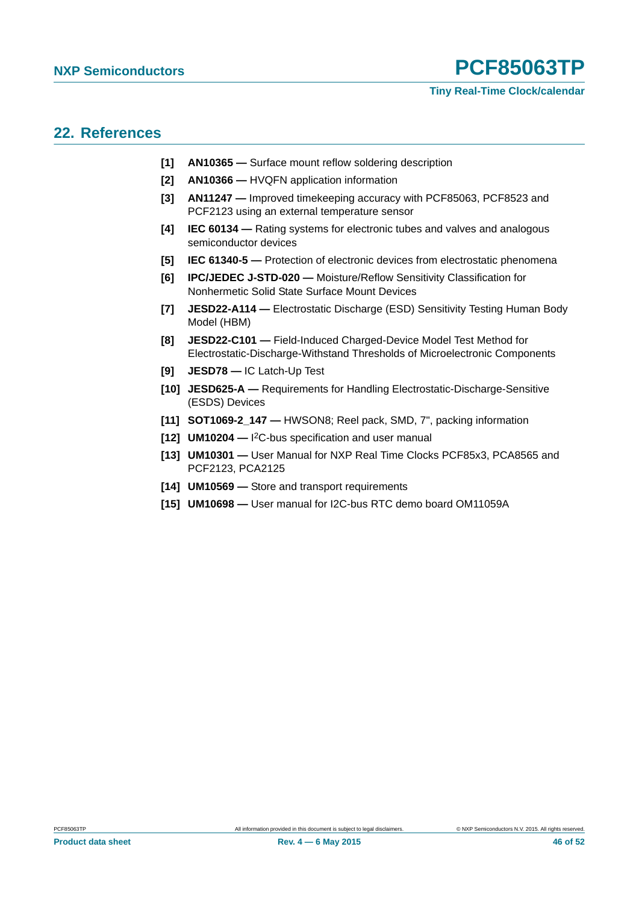## 22. References

[1] **AN10365 —** Surface mount reflow soldering description

[2] **AN10366 —** HVQFN application information

[3] **AN11247 —** Improved timekeeping accuracy with PCF85063, PCF8523 and PCF2123 using an external temperature sensor

[4] **IEC 60134 —** Rating systems for electronic tubes and valves and analogous semiconductor devices

[5] **IEC 61340-5 —** Protection of electronic devices from electrostatic phenomena

[6] **IPC/JEDEC J-STD-020 —** Moisture/Reflow Sensitivity Classification for Nonhermetic Solid State Surface Mount Devices

[7] **JESD22-A114 —** Electrostatic Discharge (ESD) Sensitivity Testing Human Body Model (HBM)

[8] **JESD22-C101 —** Field-Induced Charged-Device Model Test Method for Electrostatic-Discharge-Withstand Thresholds of Microelectronic Components

[9] **JESD78 —** IC Latch-Up Test

[10] **JESD625-A —** Requirements for Handling Electrostatic-Discharge-Sensitive (ESDS) Devices

[11] **SOT1069-2_147 —** HWSON8; Reel pack, SMD, 7", packing information

[12] **UM10204 —** $I^2C$-bus specification and user manual

[13] **UM10301 —** User Manual for NXP Real Time Clocks PCF85x3, PCA8565 and PCF2123, PCA2125

[14] **UM10569 —** Store and transport requirements

[15] **UM10698 —** User manual for I2C-bus RTC demo board OM11059A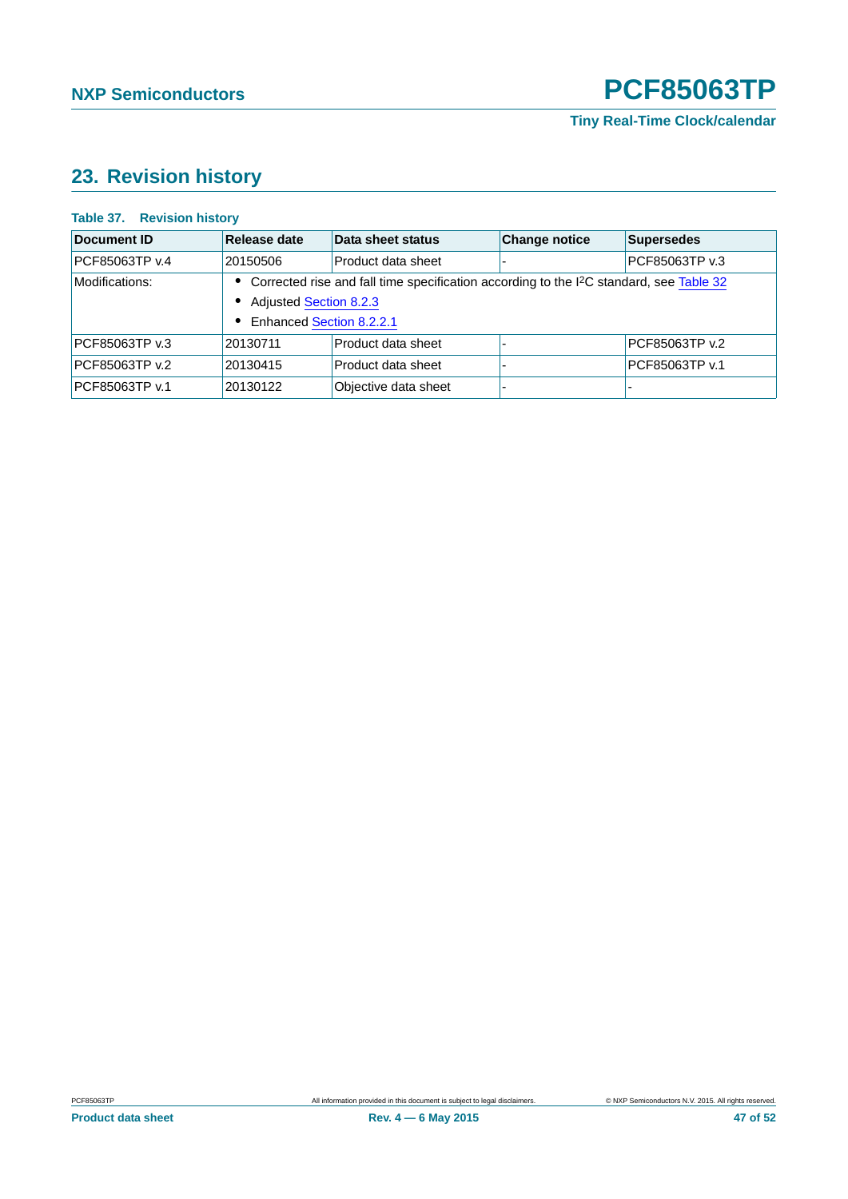## 23. Revision history

**Table 37. Revision history**

| Document ID | Release date | Data sheet status | Change notice | Supersedes |
|---|---|---|---|---|
| PCF85063TP v.4 | 20150506 | Product data sheet | - | PCF85063TP v.3 |
| Modifications: | • Corrected rise and fall time specification according to the I2C standard, see Table 32<br>• Adjusted Section 8.2.3<br>• Enhanced Section 8.2.2.1 | | | |
| PCF85063TP v.3 | 20130711 | Product data sheet | - | PCF85063TP v.2 |
| PCF85063TP v.2 | 20130415 | Product data sheet | - | PCF85063TP v.1 |
| PCF85063TP v.1 | 20130122 | Objective data sheet | - | - |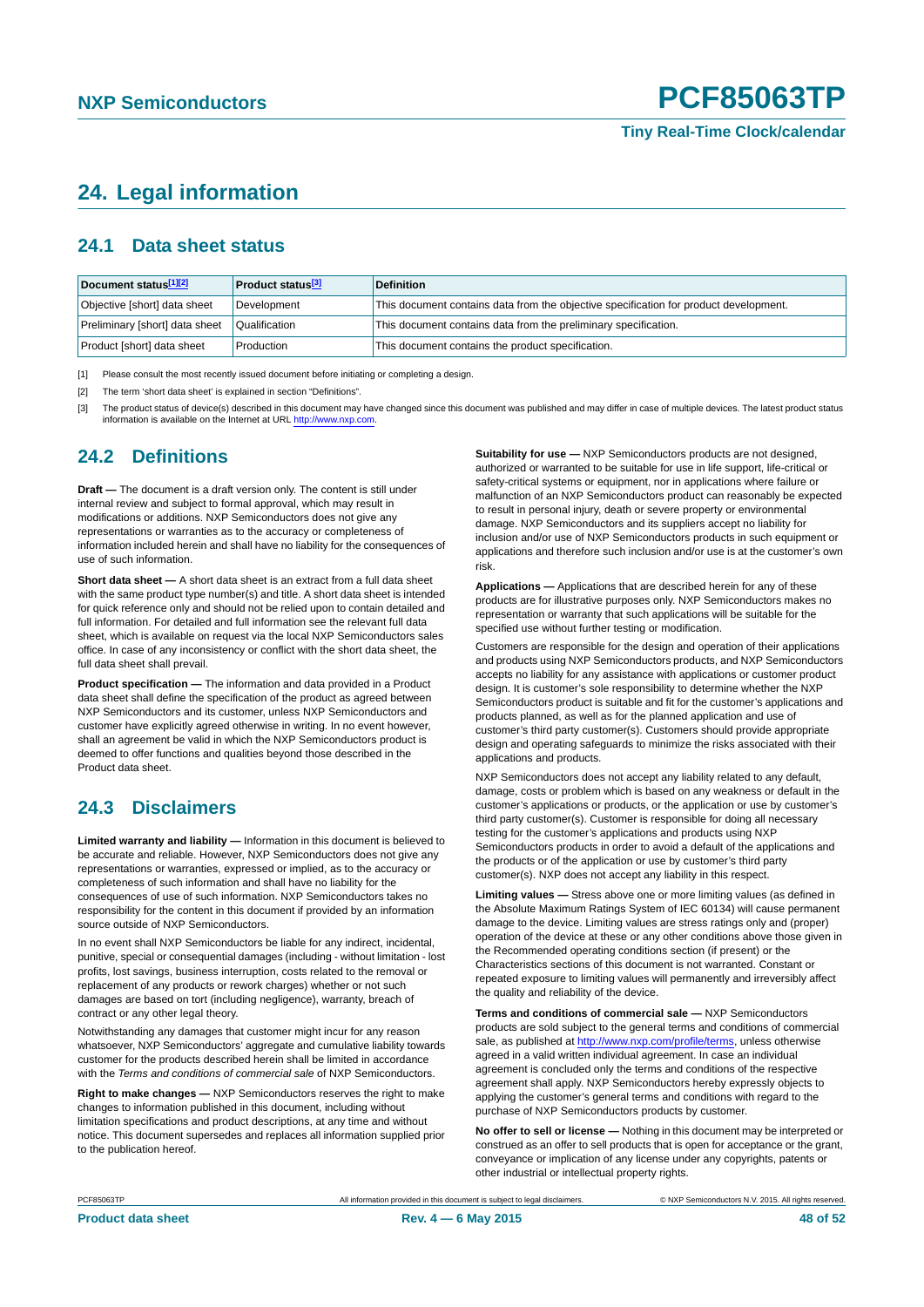# 24. Legal information

## 24.1 Data sheet status

| Document status[1][2] | Product status[3] | Definition |
|---|---|---|
| Objective [short] data sheet | Development | This document contains data from the objective specification for product development. |
| Preliminary [short] data sheet | Qualification | This document contains data from the preliminary specification. |
| Product [short] data sheet | Production | This document contains the product specification. |

[1] Please consult the most recently issued document before initiating or completing a design.

[2] The term 'short data sheet' is explained in section "Definitions".

[3] The product status of device(s) described in this document may have changed since this document was published and may differ in case of multiple devices. The latest product status information is available on the Internet at URL http://www.nxp.com.

## 24.2 Definitions

**Draft —** The document is a draft version only. The content is still under internal review and subject to formal approval, which may result in modifications or additions. NXP Semiconductors does not give any representations or warranties as to the accuracy or completeness of information included herein and shall have no liability for the consequences of use of such information.

**Short data sheet —** A short data sheet is an extract from a full data sheet with the same product type number(s) and title. A short data sheet is intended for quick reference only and should not be relied upon to contain detailed and full information. For detailed and full information see the relevant full data sheet, which is available on request via the local NXP Semiconductors sales office. In case of any inconsistency or conflict with the short data sheet, the full data sheet shall prevail.

**Product specification —** The information and data provided in a Product data sheet shall define the specification of the product as agreed between NXP Semiconductors and its customer, unless NXP Semiconductors and customer have explicitly agreed otherwise in writing. In no event however, shall an agreement be valid in which the NXP Semiconductors product is deemed to offer functions and qualities beyond those described in the Product data sheet.

## 24.3 Disclaimers

**Limited warranty and liability —** Information in this document is believed to be accurate and reliable. However, NXP Semiconductors does not give any representations or warranties, expressed or implied, as to the accuracy or completeness of such information and shall have no liability for the consequences of use of such information. NXP Semiconductors takes no responsibility for the content in this document if provided by an information source outside of NXP Semiconductors.

In no event shall NXP Semiconductors be liable for any indirect, incidental, punitive, special or consequential damages (including - without limitation - lost profits, lost savings, business interruption, costs related to the removal or replacement of any products or rework charges) whether or not such damages are based on tort (including negligence), warranty, breach of contract or any other legal theory.

Notwithstanding any damages that customer might incur for any reason whatsoever, NXP Semiconductors' aggregate and cumulative liability towards customer for the products described herein shall be limited in accordance with the *Terms and conditions of commercial sale* of NXP Semiconductors.

**Right to make changes —** NXP Semiconductors reserves the right to make changes to information published in this document, including without limitation specifications and product descriptions, at any time and without notice. This document supersedes and replaces all information supplied prior to the publication hereof.

**Suitability for use —** NXP Semiconductors products are not designed, authorized or warranted to be suitable for use in life support, life-critical or safety-critical systems or equipment, nor in applications where failure or malfunction of an NXP Semiconductors product can reasonably be expected to result in personal injury, death or severe property or environmental damage. NXP Semiconductors and its suppliers accept no liability for inclusion and/or use of NXP Semiconductors products in such equipment or applications and therefore such inclusion and/or use is at the customer's own risk.

**Applications —** Applications that are described herein for any of these products are for illustrative purposes only. NXP Semiconductors makes no representation or warranty that such applications will be suitable for the specified use without further testing or modification.

Customers are responsible for the design and operation of their applications and products using NXP Semiconductors products, and NXP Semiconductors accepts no liability for any assistance with applications or customer product design. It is customer's sole responsibility to determine whether the NXP Semiconductors product is suitable and fit for the customer's applications and products planned, as well as for the planned application and use of customer's third party customer(s). Customers should provide appropriate design and operating safeguards to minimize the risks associated with their applications and products.

NXP Semiconductors does not accept any liability related to any default, damage, costs or problem which is based on any weakness or default in the customer's applications or products, or the application or use by customer's third party customer(s). Customer is responsible for doing all necessary testing for the customer's applications and products using NXP Semiconductors products in order to avoid a default of the applications and the products or of the application or use by customer's third party customer(s). NXP does not accept any liability in this respect.

**Limiting values —** Stress above one or more limiting values (as defined in the Absolute Maximum Ratings System of IEC 60134) will cause permanent damage to the device. Limiting values are stress ratings only and (proper) operation of the device at these or any other conditions above those given in the Recommended operating conditions section (if present) or the Characteristics sections of this document is not warranted. Constant or repeated exposure to limiting values will permanently and irreversibly affect the quality and reliability of the device.

**Terms and conditions of commercial sale —** NXP Semiconductors products are sold subject to the general terms and conditions of commercial sale, as published at http://www.nxp.com/profile/terms, unless otherwise agreed in a valid written individual agreement. In case an individual agreement is concluded only the terms and conditions of the respective agreement shall apply. NXP Semiconductors hereby expressly objects to applying the customer's general terms and conditions with regard to the purchase of NXP Semiconductors products by customer.

**No offer to sell or license —** Nothing in this document may be interpreted or construed as an offer to sell products that is open for acceptance or the grant, conveyance or implication of any license under any copyrights, patents or other industrial or intellectual property rights.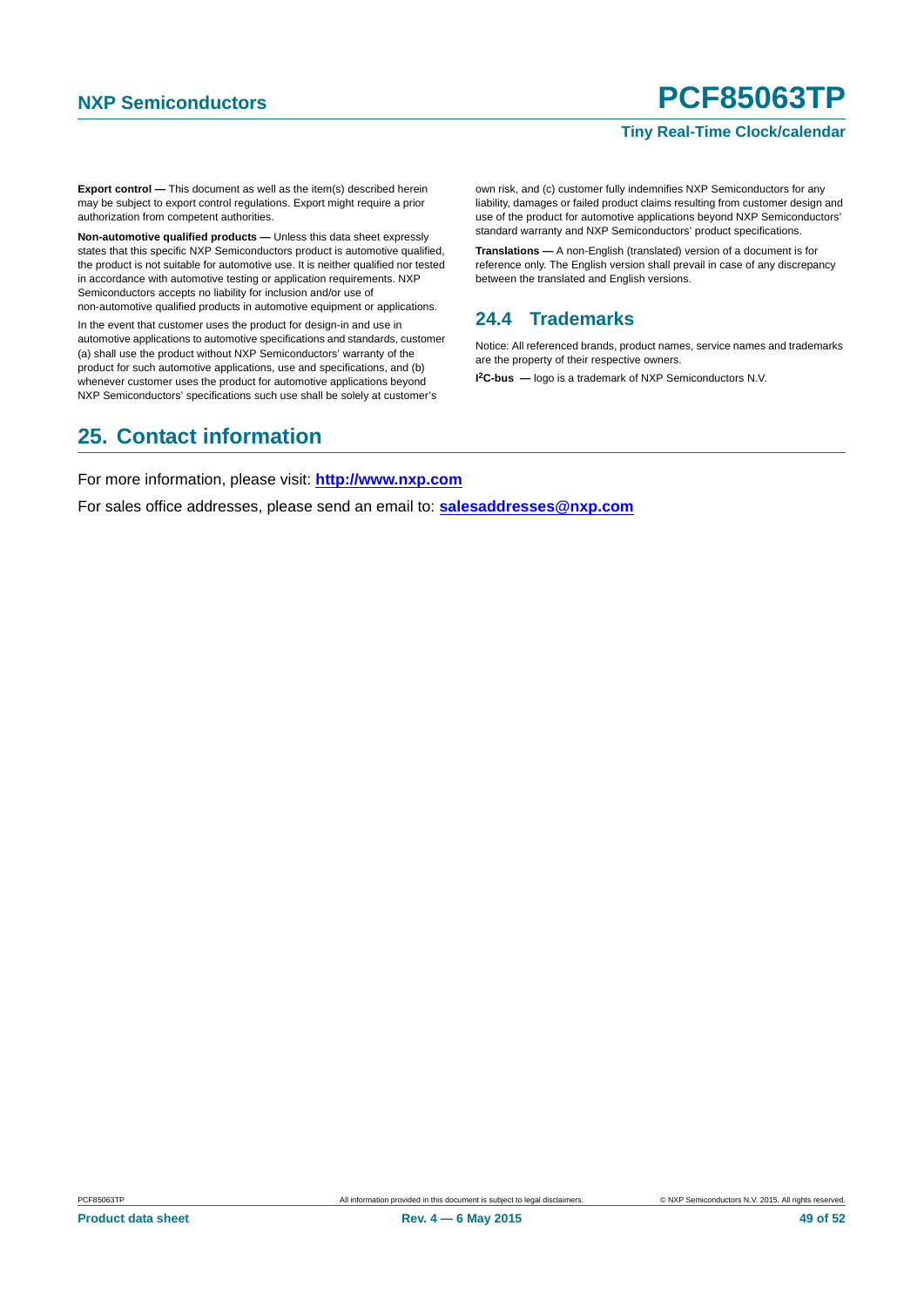**Export control —** This document as well as the item(s) described herein may be subject to export control regulations. Export might require a prior authorization from competent authorities.

**Non-automotive qualified products —** Unless this data sheet expressly states that this specific NXP Semiconductors product is automotive qualified, the product is not suitable for automotive use. It is neither qualified nor tested in accordance with automotive testing or application requirements. NXP Semiconductors accepts no liability for inclusion and/or use of non-automotive qualified products in automotive equipment or applications.

In the event that customer uses the product for design-in and use in automotive applications to automotive specifications and standards, customer (a) shall use the product without NXP Semiconductors' warranty of the product for such automotive applications, use and specifications, and (b) whenever customer uses the product for automotive applications beyond NXP Semiconductors' specifications such use shall be solely at customer's own risk, and (c) customer fully indemnifies NXP Semiconductors for any liability, damages or failed product claims resulting from customer design and use of the product for automotive applications beyond NXP Semiconductors' standard warranty and NXP Semiconductors' product specifications.

**Translations —** A non-English (translated) version of a document is for reference only. The English version shall prevail in case of any discrepancy between the translated and English versions.

### 24.4 Trademarks

Notice: All referenced brands, product names, service names and trademarks are the property of their respective owners.

**I$^2$C-bus —** logo is a trademark of NXP Semiconductors N.V.

## 25. Contact information

For more information, please visit: **http://www.nxp.com**

For sales office addresses, please send an email to: **salesaddresses@nxp.com**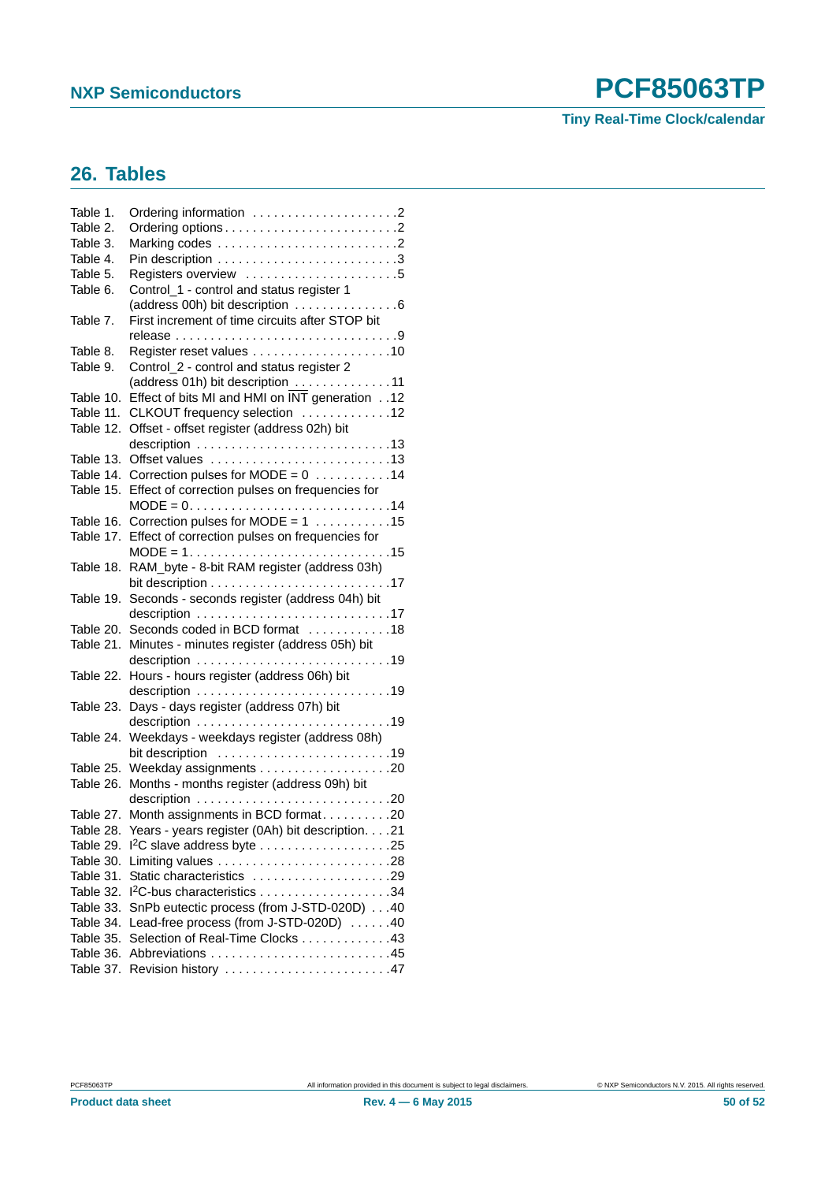## 26. Tables

Table 1. Ordering information . . . . . . . . . . . . . . . . . . . . 2
Table 2. Ordering options . . . . . . . . . . . . . . . . . . . . . . . . . 2
Table 3. Marking codes . . . . . . . . . . . . . . . . . . . . . . . . . 2
Table 4. Pin description . . . . . . . . . . . . . . . . . . . . . . . . . 3
Table 5. Registers overview . . . . . . . . . . . . . . . . . . . . . 5
Table 6. Control_1 - control and status register 1 (address 00h) bit description . . . . . . . . . . . . . . 6
Table 7. First increment of time circuits after STOP bit release . . . . . . . . . . . . . . . . . . . . . . . . . . . . . . 9
Table 8. Register reset values . . . . . . . . . . . . . . . . . . . 10
Table 9. Control_2 - control and status register 2 (address 01h) bit description . . . . . . . . . . . . . 11
Table 10. Effect of bits MI and HMI on $\overline{\text{INT}}$ generation . . 12
Table 11. CLKOUT frequency selection . . . . . . . . . . . . 12
Table 12. Offset - offset register (address 02h) bit description . . . . . . . . . . . . . . . . . . . . . . . . . . . 13
Table 13. Offset values . . . . . . . . . . . . . . . . . . . . . . . . . 13
Table 14. Correction pulses for MODE = 0 . . . . . . . . . . 14
Table 15. Effect of correction pulses on frequencies for MODE = 0. . . . . . . . . . . . . . . . . . . . . . . . . . . . 14
Table 16. Correction pulses for MODE = 1 . . . . . . . . . . 15
Table 17. Effect of correction pulses on frequencies for MODE = 1. . . . . . . . . . . . . . . . . . . . . . . . . . . . 15
Table 18. RAM_byte - 8-bit RAM register (address 03h) bit description . . . . . . . . . . . . . . . . . . . . . . . . . 17
Table 19. Seconds - seconds register (address 04h) bit description . . . . . . . . . . . . . . . . . . . . . . . . . . . 17
Table 20. Seconds coded in BCD format . . . . . . . . . . . 18
Table 21. Minutes - minutes register (address 05h) bit description . . . . . . . . . . . . . . . . . . . . . . . . . . . 19
Table 22. Hours - hours register (address 06h) bit description . . . . . . . . . . . . . . . . . . . . . . . . . . . 19
Table 23. Days - days register (address 07h) bit description . . . . . . . . . . . . . . . . . . . . . . . . . . . 19
Table 24. Weekdays - weekdays register (address 08h) bit description . . . . . . . . . . . . . . . . . . . . . . . . 19
Table 25. Weekday assignments . . . . . . . . . . . . . . . . . . 20
Table 26. Months - months register (address 09h) bit description . . . . . . . . . . . . . . . . . . . . . . . . . . . 20
Table 27. Month assignments in BCD format. . . . . . . . . 20
Table 28. Years - years register (0Ah) bit description. . . . 21
Table 29. I²C slave address byte . . . . . . . . . . . . . . . . . . 25
Table 30. Limiting values . . . . . . . . . . . . . . . . . . . . . . . . 28
Table 31. Static characteristics . . . . . . . . . . . . . . . . . . . 29
Table 32. I²C-bus characteristics . . . . . . . . . . . . . . . . . . 34
Table 33. SnPb eutectic process (from J-STD-020D) . . . 40
Table 34. Lead-free process (from J-STD-020D) . . . . . . 40
Table 35. Selection of Real-Time Clocks . . . . . . . . . . . . 43
Table 36. Abbreviations . . . . . . . . . . . . . . . . . . . . . . . . . 45
Table 37. Revision history . . . . . . . . . . . . . . . . . . . . . . . 47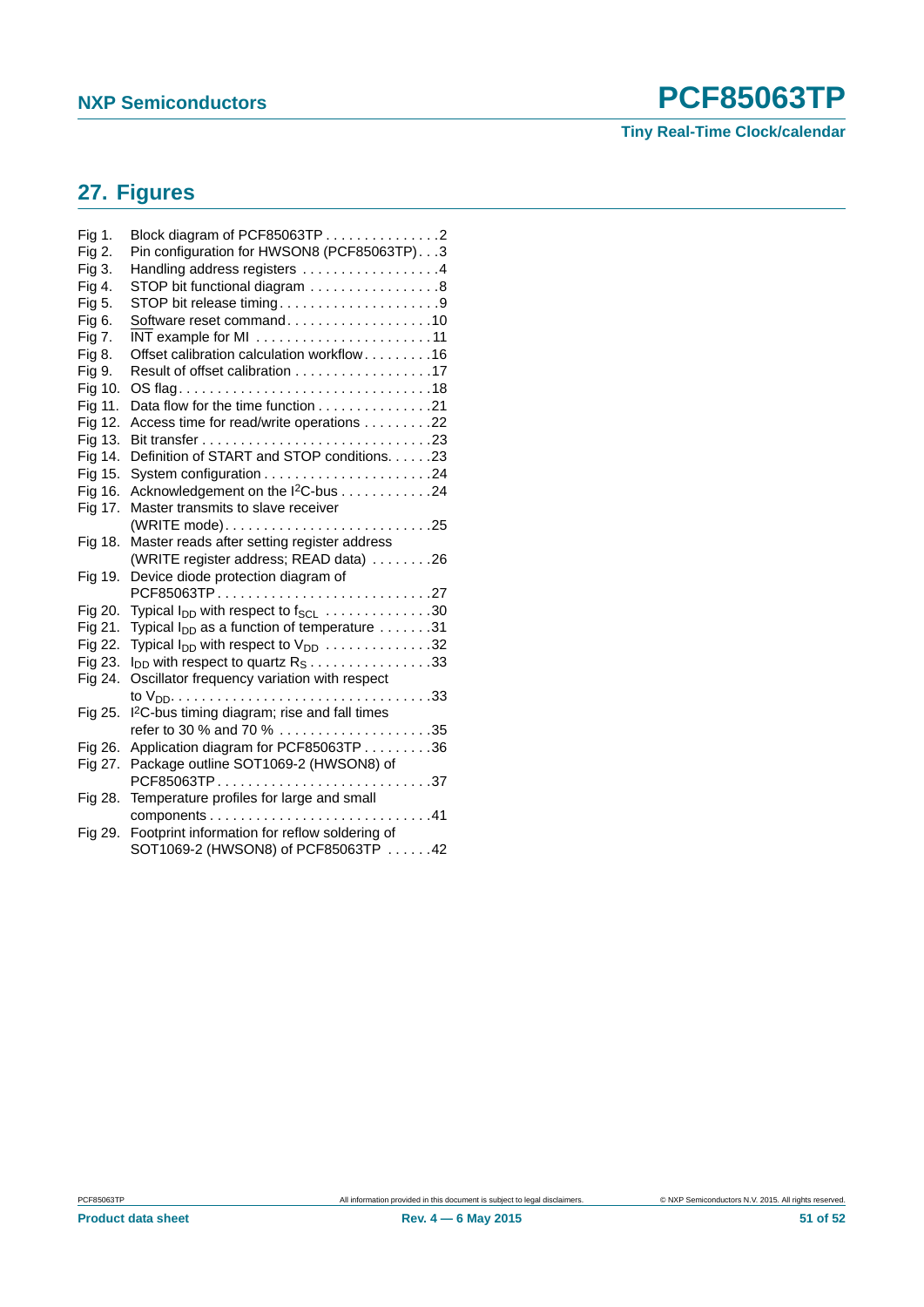## 27. Figures

Fig 1. Block diagram of PCF85063TP . . . . . . . . . . . . . . .2
Fig 2. Pin configuration for HWSON8 (PCF85063TP). . .3
Fig 3. Handling address registers . . . . . . . . . . . . . . . . . .4
Fig 4. STOP bit functional diagram . . . . . . . . . . . . . . . . .8
Fig 5. STOP bit release timing. . . . . . . . . . . . . . . . . . . . .9
Fig 6. Software reset command. . . . . . . . . . . . . . . . . . .10
Fig 7. INT example for MI . . . . . . . . . . . . . . . . . . . . . . .11
Fig 8. Offset calibration calculation workflow . . . . . . . . .16
Fig 9. Result of offset calibration . . . . . . . . . . . . . . . . . .17
Fig 10. OS flag. . . . . . . . . . . . . . . . . . . . . . . . . . . . . . . .18
Fig 11. Data flow for the time function . . . . . . . . . . . . . . .21
Fig 12. Access time for read/write operations . . . . . . . . .22
Fig 13. Bit transfer . . . . . . . . . . . . . . . . . . . . . . . . . . . . .23
Fig 14. Definition of START and STOP conditions. . . . . .23
Fig 15. System configuration . . . . . . . . . . . . . . . . . . . . . .24
Fig 16. Acknowledgement on the I2C-bus . . . . . . . . . . . .24
Fig 17. Master transmits to slave receiver (WRITE mode). . . . . . . . . . . . . . . . . . . . . . . . . . .25
Fig 18. Master reads after setting register address (WRITE register address; READ data) . . . . . . . .26
Fig 19. Device diode protection diagram of PCF85063TP. . . . . . . . . . . . . . . . . . . . . . . . . . . .27
Fig 20. Typical $I_{DD}$ with respect to $f_{SCL}$ . . . . . . . . . . . . . .30
Fig 21. Typical $I_{DD}$ as a function of temperature . . . . . . .31
Fig 22. Typical $I_{DD}$ with respect to $V_{DD}$ . . . . . . . . . . . . .32
Fig 23. $I_{DD}$ with respect to quartz $R_S$ . . . . . . . . . . . . . . . .33
Fig 24. Oscillator frequency variation with respect to $V_{DD}$. . . . . . . . . . . . . . . . . . . . . . . . . . . . . . . . .33
Fig 25. I2C-bus timing diagram; rise and fall times refer to 30 % and 70 % . . . . . . . . . . . . . . . . . . . .35
Fig 26. Application diagram for PCF85063TP . . . . . . . . .36
Fig 27. Package outline SOT1069-2 (HWSON8) of PCF85063TP. . . . . . . . . . . . . . . . . . . . . . . . . . . .37
Fig 28. Temperature profiles for large and small components . . . . . . . . . . . . . . . . . . . . . . . . . . . .41
Fig 29. Footprint information for reflow soldering of SOT1069-2 (HWSON8) of PCF85063TP . . . . . .42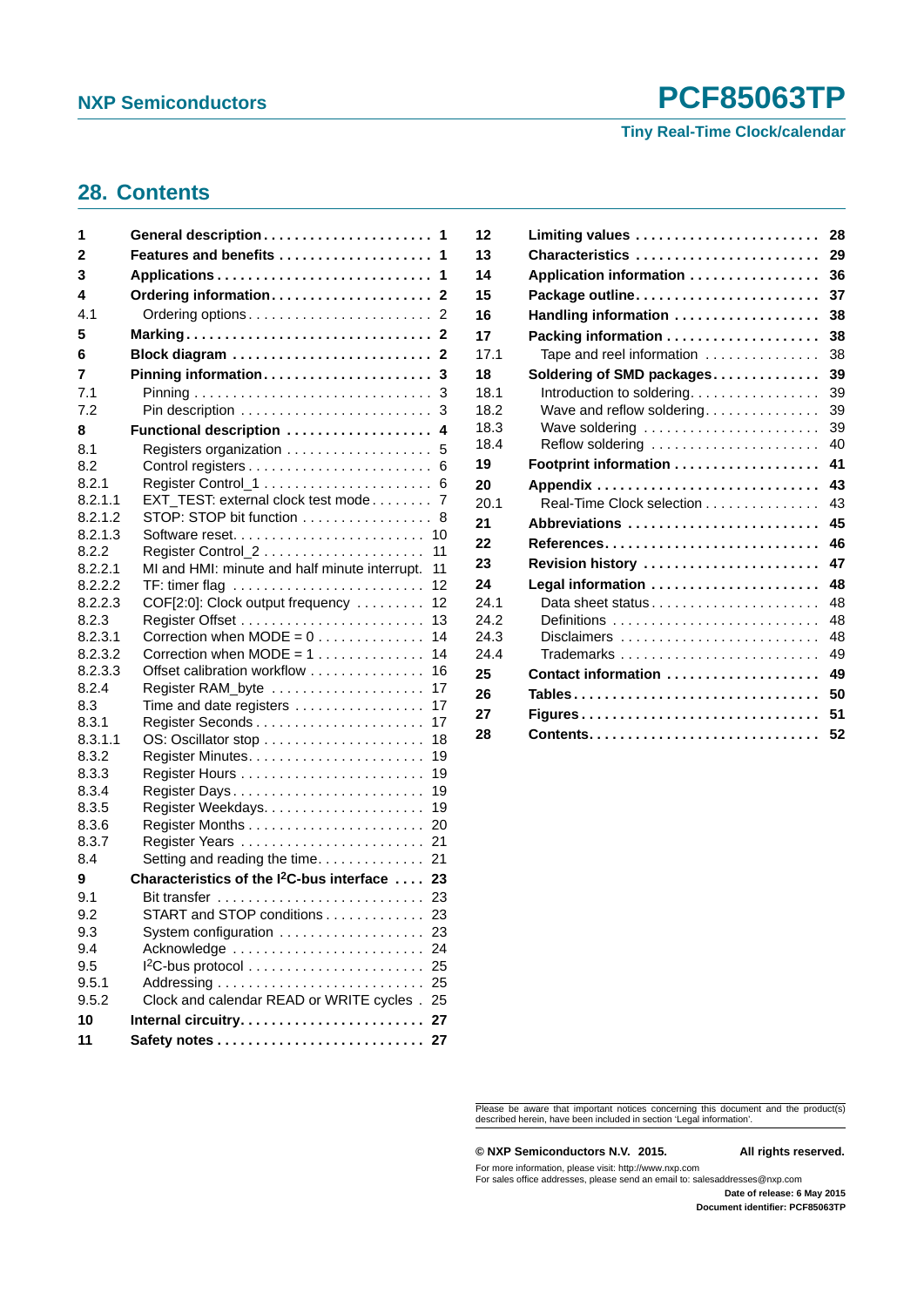## 28. Contents

| | | |
|---|---|---|
| **1** | **General description** | **1** |
| **2** | **Features and benefits** | **1** |
| **3** | **Applications** | **1** |
| **4** | **Ordering information** | **2** |
| 4.1 | Ordering options | 2 |
| **5** | **Marking** | **2** |
| **6** | **Block diagram** | **2** |
| **7** | **Pinning information** | **3** |
| 7.1 | Pinning | 3 |
| 7.2 | Pin description | 3 |
| **8** | **Functional description** | **4** |
| 8.1 | Registers organization | 5 |
| 8.2 | Control registers | 6 |
| 8.2.1 | Register Control_1 | 6 |
| 8.2.1.1 | EXT_TEST: external clock test mode | 7 |
| 8.2.1.2 | STOP: STOP bit function | 8 |
| 8.2.1.3 | Software reset | 10 |
| 8.2.2 | Register Control_2 | 11 |
| 8.2.2.1 | MI and HMI: minute and half minute interrupt | 11 |
| 8.2.2.2 | TF: timer flag | 12 |
| 8.2.2.3 | COF[2:0]: Clock output frequency | 12 |
| 8.2.3 | Register Offset | 13 |
| 8.2.3.1 | Correction when MODE = 0 | 14 |
| 8.2.3.2 | Correction when MODE = 1 | 14 |
| 8.2.3.3 | Offset calibration workflow | 16 |
| 8.2.4 | Register RAM_byte | 17 |
| 8.3 | Time and date registers | 17 |
| 8.3.1 | Register Seconds | 17 |
| 8.3.1.1 | OS: Oscillator stop | 18 |
| 8.3.2 | Register Minutes | 19 |
| 8.3.3 | Register Hours | 19 |
| 8.3.4 | Register Days | 19 |
| 8.3.5 | Register Weekdays | 19 |
| 8.3.6 | Register Months | 20 |
| 8.3.7 | Register Years | 21 |
| 8.4 | Setting and reading the time | 21 |
| **9** | **Characteristics of the I²C-bus interface** | **23** |
| 9.1 | Bit transfer | 23 |
| 9.2 | START and STOP conditions | 23 |
| 9.3 | System configuration | 23 |
| 9.4 | Acknowledge | 24 |
| 9.5 | I²C-bus protocol | 25 |
| 9.5.1 | Addressing | 25 |
| 9.5.2 | Clock and calendar READ or WRITE cycles | 25 |
| **10** | **Internal circuitry** | **27** |
| **11** | **Safety notes** | **27** |
| **12** | **Limiting values** | **28** |
| **13** | **Characteristics** | **29** |
| **14** | **Application information** | **36** |
| **15** | **Package outline** | **37** |
| **16** | **Handling information** | **38** |
| **17** | **Packing information** | **38** |
| 17.1 | Tape and reel information | 38 |
| **18** | **Soldering of SMD packages** | **39** |
| 18.1 | Introduction to soldering | 39 |
| 18.2 | Wave and reflow soldering | 39 |
| 18.3 | Wave soldering | 39 |
| 18.4 | Reflow soldering | 40 |
| **19** | **Footprint information** | **41** |
| **20** | **Appendix** | **43** |
| 20.1 | Real-Time Clock selection | 43 |
| **21** | **Abbreviations** | **45** |
| **22** | **References** | **46** |
| **23** | **Revision history** | **47** |
| **24** | **Legal information** | **48** |
| 24.1 | Data sheet status | 48 |
| 24.2 | Definitions | 48 |
| 24.3 | Disclaimers | 48 |
| 24.4 | Trademarks | 49 |
| **25** | **Contact information** | **49** |
| **26** | **Tables** | **50** |
| **27** | **Figures** | **51** |
| **28** | **Contents** | **52** |

Please be aware that important notices concerning this document and the product(s) described herein, have been included in section 'Legal information'.

**© NXP Semiconductors N.V. 2015. All rights reserved.**

For more information, please visit: http://www.nxp.com
For sales office addresses, please send an email to: salesaddresses@nxp.com

**Date of release: 6 May 2015**
**Document identifier: PCF85063TP**